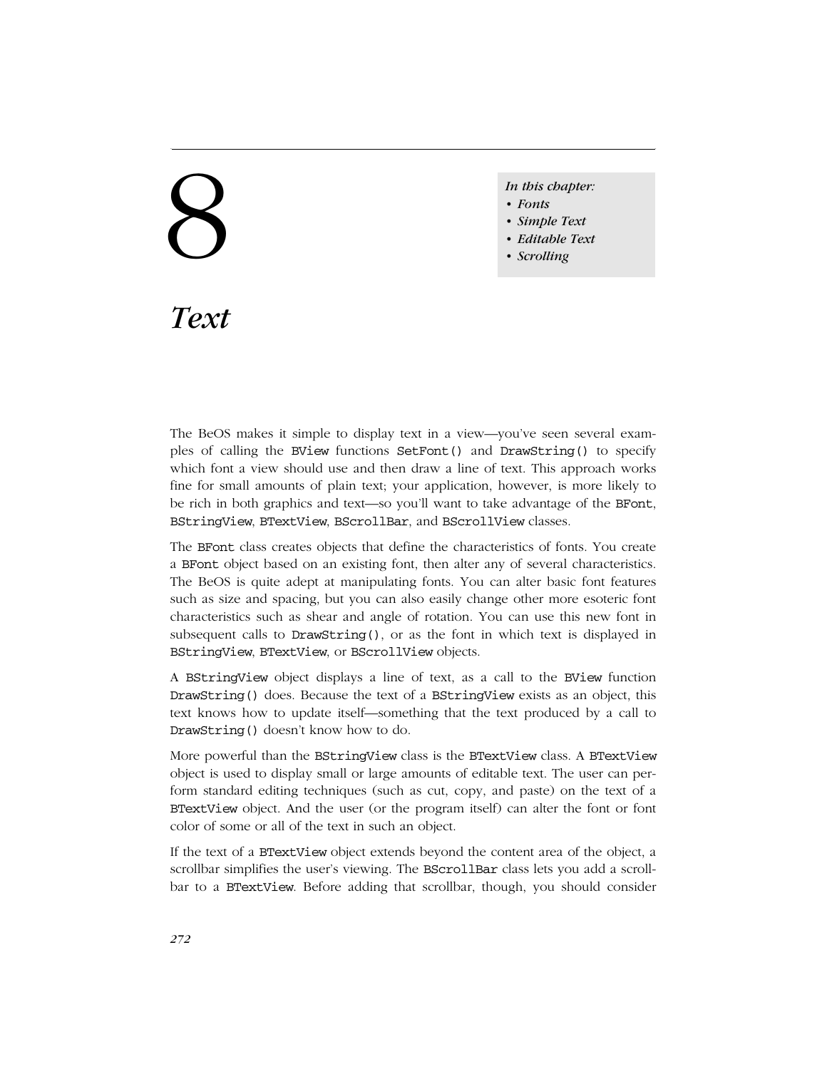# 8 Text

*In this chapter:*
- *Fonts*
- *Simple Text*
- *Editable Text*
- *Scrolling*

The BeOS makes it simple to display text in a view—you've seen several examples of calling the BView functions SetFont() and DrawString() to specify which font a view should use and then draw a line of text. This approach works fine for small amounts of plain text; your application, however, is more likely to be rich in both graphics and text—so you'll want to take advantage of the BFont, BStringView, BTextView, BScrollBar, and BScrollView classes.

The BFont class creates objects that define the characteristics of fonts. You create a BFont object based on an existing font, then alter any of several characteristics. The BeOS is quite adept at manipulating fonts. You can alter basic font features such as size and spacing, but you can also easily change other more esoteric font characteristics such as shear and angle of rotation. You can use this new font in subsequent calls to DrawString(), or as the font in which text is displayed in BStringView, BTextView, or BScrollView objects.

A BStringView object displays a line of text, as a call to the BView function DrawString() does. Because the text of a BStringView exists as an object, this text knows how to update itself—something that the text produced by a call to DrawString() doesn't know how to do.

More powerful than the BStringView class is the BTextView class. A BTextView object is used to display small or large amounts of editable text. The user can perform standard editing techniques (such as cut, copy, and paste) on the text of a BTextView object. And the user (or the program itself) can alter the font or font color of some or all of the text in such an object.

If the text of a BTextView object extends beyond the content area of the object, a scrollbar simplifies the user's viewing. The BScrollBar class lets you add a scrollbar to a BTextView. Before adding that scrollbar, though, you should consider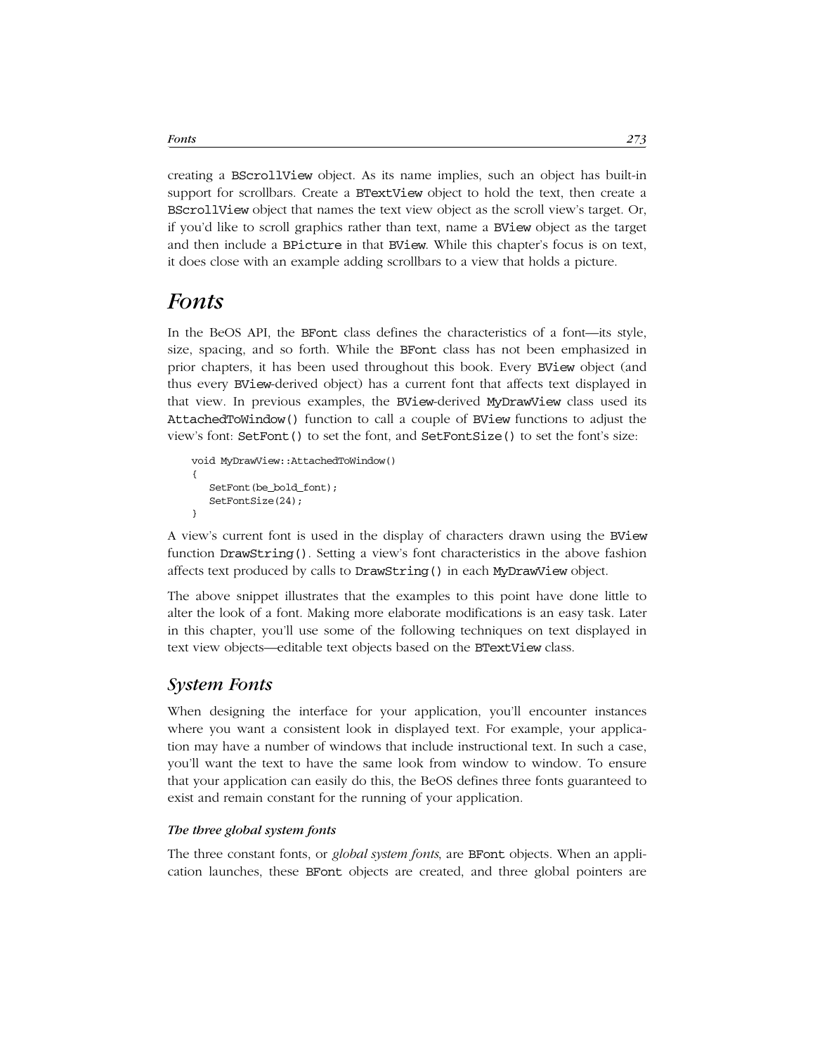creating a BScrollView object. As its name implies, such an object has built-in support for scrollbars. Create a BTextView object to hold the text, then create a BScrollView object that names the text view object as the scroll view's target. Or, if you'd like to scroll graphics rather than text, name a BView object as the target and then include a BPicture in that BView. While this chapter's focus is on text, it does close with an example adding scrollbars to a view that holds a picture.

# Fonts

In the BeOS API, the BFont class defines the characteristics of a font—its style, size, spacing, and so forth. While the BFont class has not been emphasized in prior chapters, it has been used throughout this book. Every BView object (and thus every BView-derived object) has a current font that affects text displayed in that view. In previous examples, the BView-derived MyDrawView class used its AttachedToWindow() function to call a couple of BView functions to adjust the view's font: SetFont() to set the font, and SetFontSize() to set the font's size:

```
void MyDrawView::AttachedToWindow()
{
   SetFont(be_bold_font);
   SetFontSize(24);
}
```

A view's current font is used in the display of characters drawn using the BView function DrawString(). Setting a view's font characteristics in the above fashion affects text produced by calls to DrawString() in each MyDrawView object.

The above snippet illustrates that the examples to this point have done little to alter the look of a font. Making more elaborate modifications is an easy task. Later in this chapter, you'll use some of the following techniques on text displayed in text view objects—editable text objects based on the BTextView class.

## System Fonts

When designing the interface for your application, you'll encounter instances where you want a consistent look in displayed text. For example, your application may have a number of windows that include instructional text. In such a case, you'll want the text to have the same look from window to window. To ensure that your application can easily do this, the BeOS defines three fonts guaranteed to exist and remain constant for the running of your application.

### The three global system fonts

The three constant fonts, or *global system fonts*, are BFont objects. When an application launches, these BFont objects are created, and three global pointers are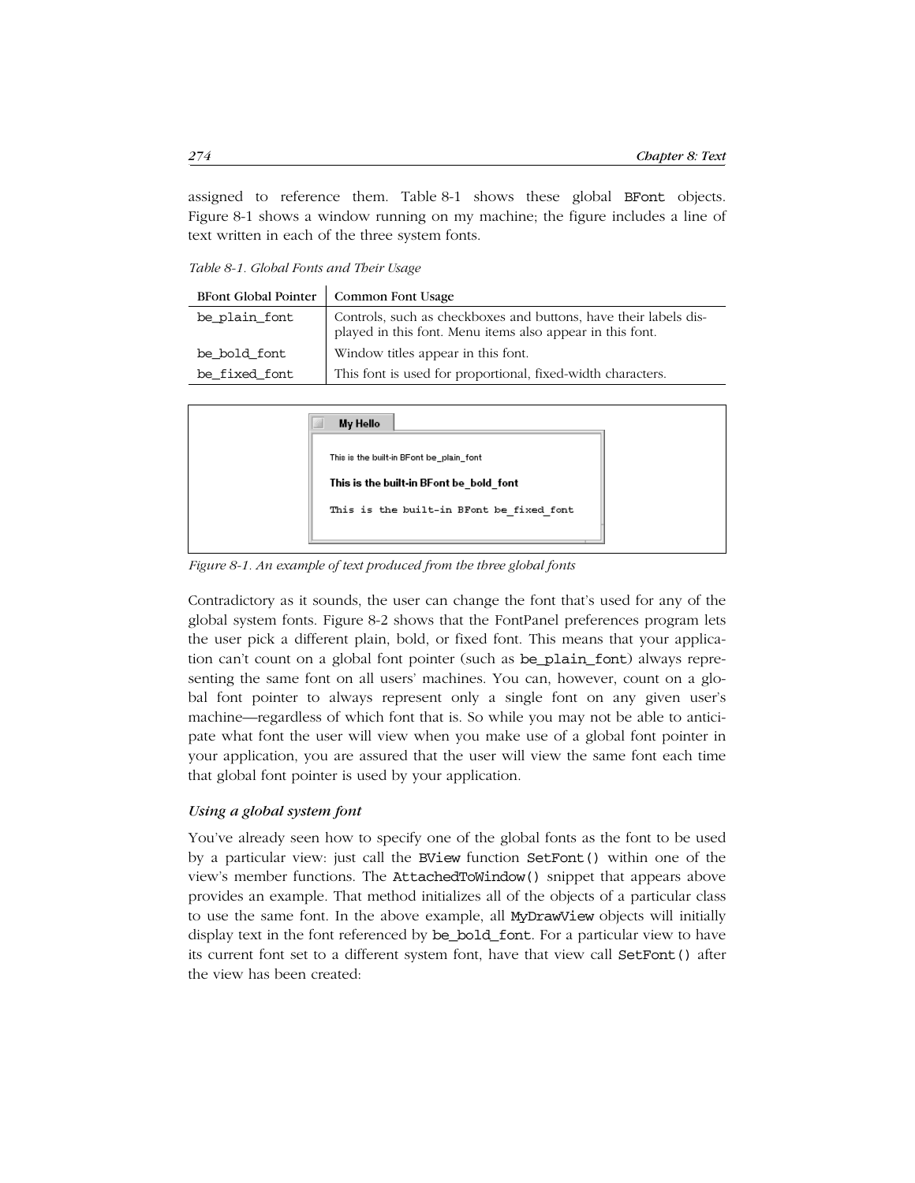assigned to reference them. Table 8-1 shows these global BFont objects. Figure 8-1 shows a window running on my machine; the figure includes a line of text written in each of the three system fonts.

*Table 8-1. Global Fonts and Their Usage*

| BFont Global Pointer | Common Font Usage |
|---|---|
| be_plain_font | Controls, such as checkboxes and buttons, have their labels displayed in this font. Menu items also appear in this font. |
| be_bold_font | Window titles appear in this font. |
| be_fixed_font | This font is used for proportional, fixed-width characters. |

*Figure 8-1. An example of text produced from the three global fonts*

Contradictory as it sounds, the user can change the font that's used for any of the global system fonts. Figure 8-2 shows that the FontPanel preferences program lets the user pick a different plain, bold, or fixed font. This means that your application can't count on a global font pointer (such as be_plain_font) always representing the same font on all users' machines. You can, however, count on a global font pointer to always represent only a single font on any given user's machine—regardless of which font that is. So while you may not be able to anticipate what font the user will view when you make use of a global font pointer in your application, you are assured that the user will view the same font each time that global font pointer is used by your application.

### *Using a global system font*

You've already seen how to specify one of the global fonts as the font to be used by a particular view: just call the BView function SetFont() within one of the view's member functions. The AttachedToWindow() snippet that appears above provides an example. That method initializes all of the objects of a particular class to use the same font. In the above example, all MyDrawView objects will initially display text in the font referenced by be_bold_font. For a particular view to have its current font set to a different system font, have that view call SetFont() after the view has been created: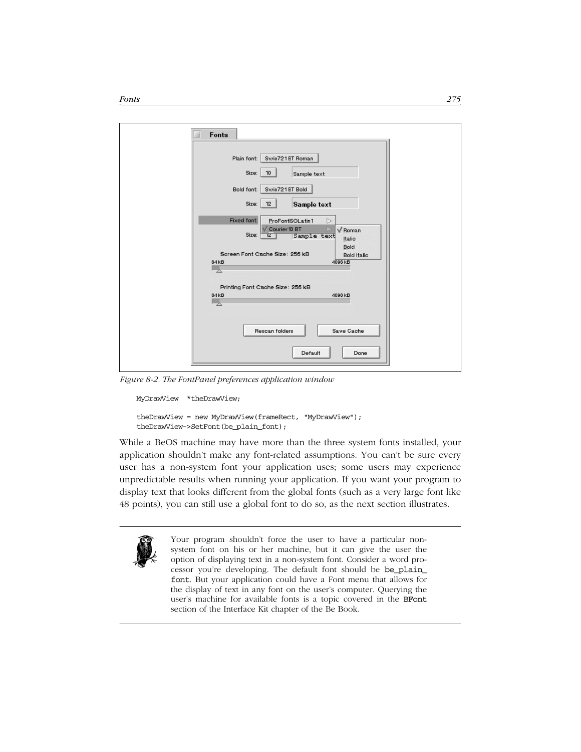Figure 8-2. The FontPanel preferences application window

```
MyDrawView  *theDrawView;

theDrawView = new MyDrawView(frameRect, "MyDrawView");
theDrawView->SetFont(be_plain_font);
```

While a BeOS machine may have more than the three system fonts installed, your application shouldn't make any font-related assumptions. You can't be sure every user has a non-system font your application uses; some users may experience unpredictable results when running your application. If you want your program to display text that looks different from the global fonts (such as a very large font like 48 points), you can still use a global font to do so, as the next section illustrates.

> Your program shouldn't force the user to have a particular non-system font on his or her machine, but it can give the user the option of displaying text in a non-system font. Consider a word processor you're developing. The default font should be `be_plain_font`. But your application could have a Font menu that allows for the display of text in any font on the user's computer. Querying the user's machine for available fonts is a topic covered in the `BFont` section of the Interface Kit chapter of the Be Book.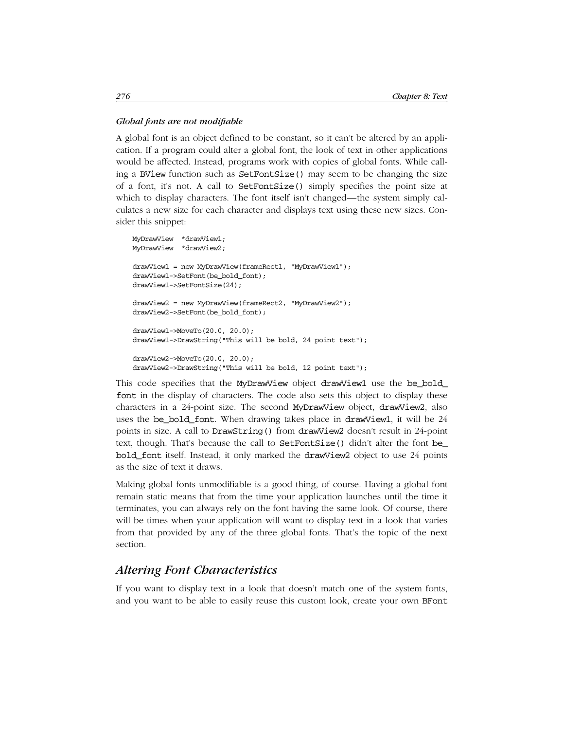#### *Global fonts are not modifiable*

A global font is an object defined to be constant, so it can't be altered by an application. If a program could alter a global font, the look of text in other applications would be affected. Instead, programs work with copies of global fonts. While calling a BView function such as SetFontSize() may seem to be changing the size of a font, it's not. A call to SetFontSize() simply specifies the point size at which to display characters. The font itself isn't changed—the system simply calculates a new size for each character and displays text using these new sizes. Consider this snippet:

```
MyDrawView  *drawView1;
MyDrawView  *drawView2;

drawView1 = new MyDrawView(frameRect1, "MyDrawView1");
drawView1->SetFont(be_bold_font);
drawView1->SetFontSize(24);

drawView2 = new MyDrawView(frameRect2, "MyDrawView2");
drawView2->SetFont(be_bold_font);

drawView1->MoveTo(20.0, 20.0);
drawView1->DrawString("This will be bold, 24 point text");

drawView2->MoveTo(20.0, 20.0);
drawView2->DrawString("This will be bold, 12 point text");
```

This code specifies that the MyDrawView object drawView1 use the be_bold_font in the display of characters. The code also sets this object to display these characters in a 24-point size. The second MyDrawView object, drawView2, also uses the be_bold_font. When drawing takes place in drawView1, it will be 24 points in size. A call to DrawString() from drawView2 doesn't result in 24-point text, though. That's because the call to SetFontSize() didn't alter the font be_bold_font itself. Instead, it only marked the drawView2 object to use 24 points as the size of text it draws.

Making global fonts unmodifiable is a good thing, of course. Having a global font remain static means that from the time your application launches until the time it terminates, you can always rely on the font having the same look. Of course, there will be times when your application will want to display text in a look that varies from that provided by any of the three global fonts. That's the topic of the next section.

## *Altering Font Characteristics*

If you want to display text in a look that doesn't match one of the system fonts, and you want to be able to easily reuse this custom look, create your own BFont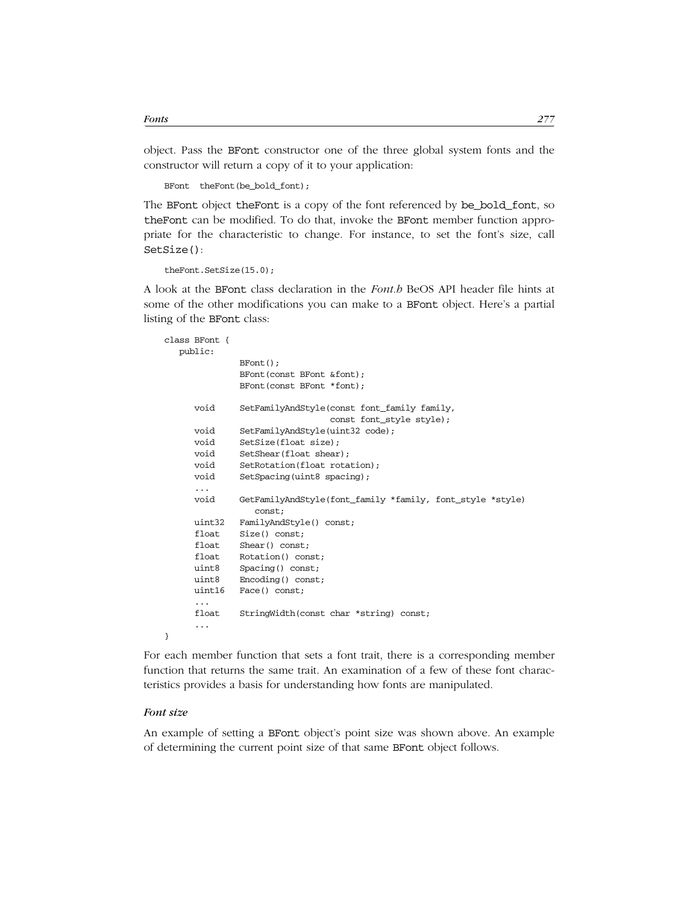object. Pass the BFont constructor one of the three global system fonts and the constructor will return a copy of it to your application:

```
BFont  theFont(be_bold_font);
```

The BFont object theFont is a copy of the font referenced by be_bold_font, so theFont can be modified. To do that, invoke the BFont member function appropriate for the characteristic to change. For instance, to set the font's size, call SetSize():

```
theFont.SetSize(15.0);
```

A look at the BFont class declaration in the *Font.h* BeOS API header file hints at some of the other modifications you can make to a BFont object. Here's a partial listing of the BFont class:

```
class BFont {
   public:
            BFont();
            BFont(const BFont &font);
            BFont(const BFont *font);

      void     SetFamilyAndStyle(const font_family family,
                                 const font_style style);
      void     SetFamilyAndStyle(uint32 code);
      void     SetSize(float size);
      void     SetShear(float shear);
      void     SetRotation(float rotation);
      void     SetSpacing(uint8 spacing);
      ...
      void     GetFamilyAndStyle(font_family *family, font_style *style)
                  const;
      uint32   FamilyAndStyle() const;
      float    Size() const;
      float    Shear() const;
      float    Rotation() const;
      uint8    Spacing() const;
      uint8    Encoding() const;
      uint16   Face() const;
      ...
      float    StringWidth(const char *string) const;
      ...
}
```

For each member function that sets a font trait, there is a corresponding member function that returns the same trait. An examination of a few of these font characteristics provides a basis for understanding how fonts are manipulated.

#### *Font size*

An example of setting a BFont object's point size was shown above. An example of determining the current point size of that same BFont object follows.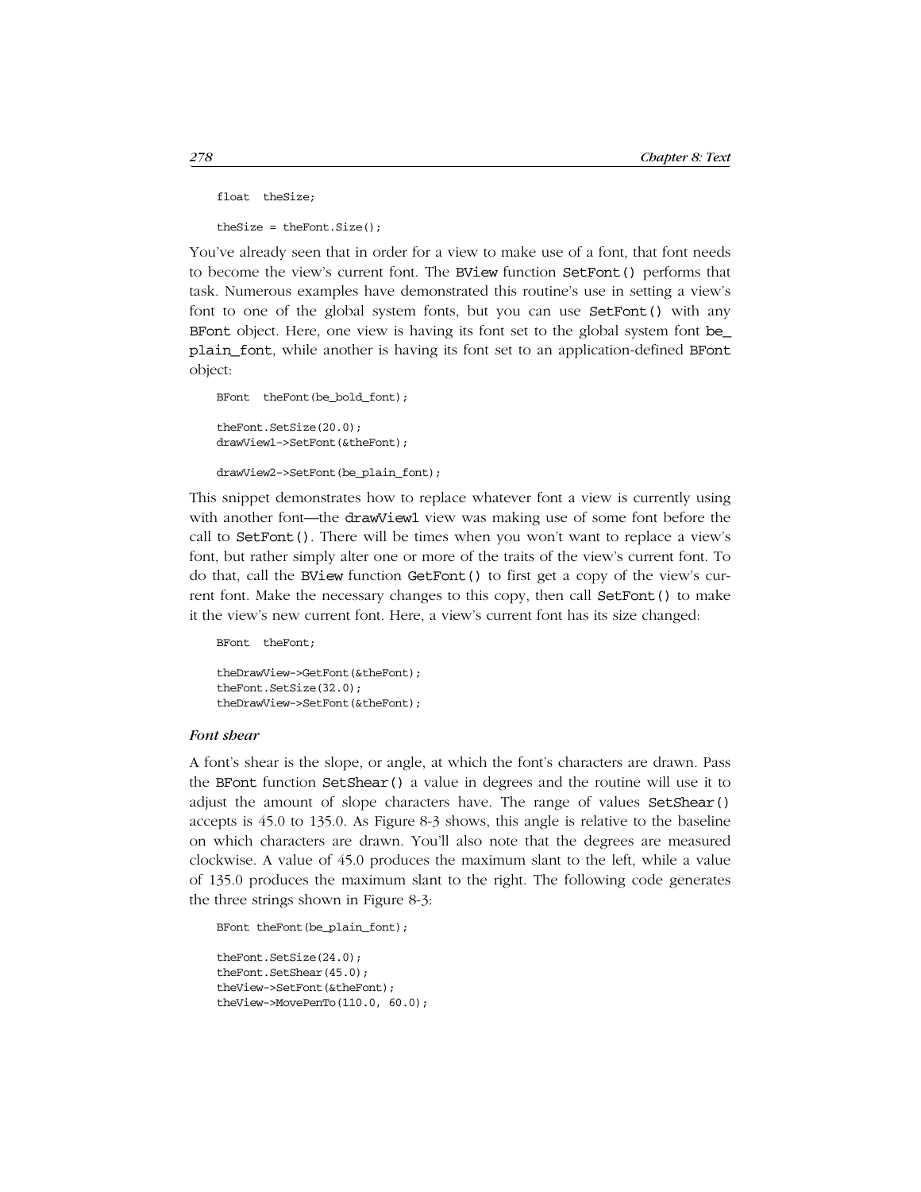```
float  theSize;

theSize = theFont.Size();
```

You've already seen that in order for a view to make use of a font, that font needs to become the view's current font. The BView function SetFont() performs that task. Numerous examples have demonstrated this routine's use in setting a view's font to one of the global system fonts, but you can use SetFont() with any BFont object. Here, one view is having its font set to the global system font be_plain_font, while another is having its font set to an application-defined BFont object:

```
BFont  theFont(be_bold_font);

theFont.SetSize(20.0);
drawView1->SetFont(&theFont);

drawView2->SetFont(be_plain_font);
```

This snippet demonstrates how to replace whatever font a view is currently using with another font—the drawView1 view was making use of some font before the call to SetFont(). There will be times when you won't want to replace a view's font, but rather simply alter one or more of the traits of the view's current font. To do that, call the BView function GetFont() to first get a copy of the view's current font. Make the necessary changes to this copy, then call SetFont() to make it the view's new current font. Here, a view's current font has its size changed:

```
BFont  theFont;

theDrawView->GetFont(&theFont);
theFont.SetSize(32.0);
theDrawView->SetFont(&theFont);
```

#### *Font shear*

A font's shear is the slope, or angle, at which the font's characters are drawn. Pass the BFont function SetShear() a value in degrees and the routine will use it to adjust the amount of slope characters have. The range of values SetShear() accepts is 45.0 to 135.0. As Figure 8-3 shows, this angle is relative to the baseline on which characters are drawn. You'll also note that the degrees are measured clockwise. A value of 45.0 produces the maximum slant to the left, while a value of 135.0 produces the maximum slant to the right. The following code generates the three strings shown in Figure 8-3:

```
BFont theFont(be_plain_font);

theFont.SetSize(24.0);
theFont.SetShear(45.0);
theView->SetFont(&theFont);
theView->MovePenTo(110.0, 60.0);
```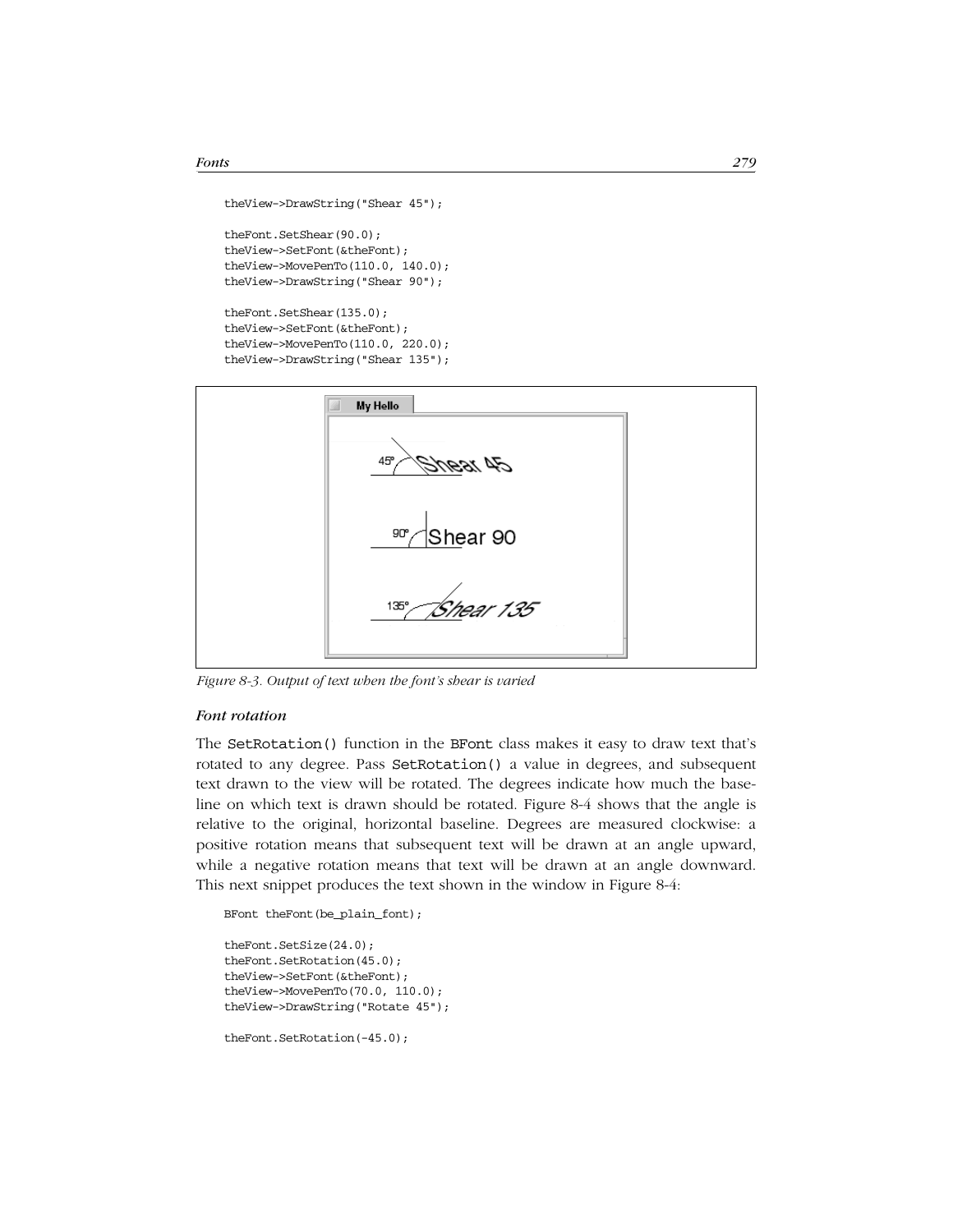```
theView->DrawString("Shear 45");

theFont.SetShear(90.0);
theView->SetFont(&theFont);
theView->MovePenTo(110.0, 140.0);
theView->DrawString("Shear 90");

theFont.SetShear(135.0);
theView->SetFont(&theFont);
theView->MovePenTo(110.0, 220.0);
theView->DrawString("Shear 135");
```

*Figure 8-3. Output of text when the font's shear is varied*

#### *Font rotation*

The SetRotation() function in the BFont class makes it easy to draw text that's rotated to any degree. Pass SetRotation() a value in degrees, and subsequent text drawn to the view will be rotated. The degrees indicate how much the baseline on which text is drawn should be rotated. Figure 8-4 shows that the angle is relative to the original, horizontal baseline. Degrees are measured clockwise: a positive rotation means that subsequent text will be drawn at an angle upward, while a negative rotation means that text will be drawn at an angle downward. This next snippet produces the text shown in the window in Figure 8-4:

```
BFont theFont(be_plain_font);

theFont.SetSize(24.0);
theFont.SetRotation(45.0);
theView->SetFont(&theFont);
theView->MovePenTo(70.0, 110.0);
theView->DrawString("Rotate 45");

theFont.SetRotation(-45.0);
```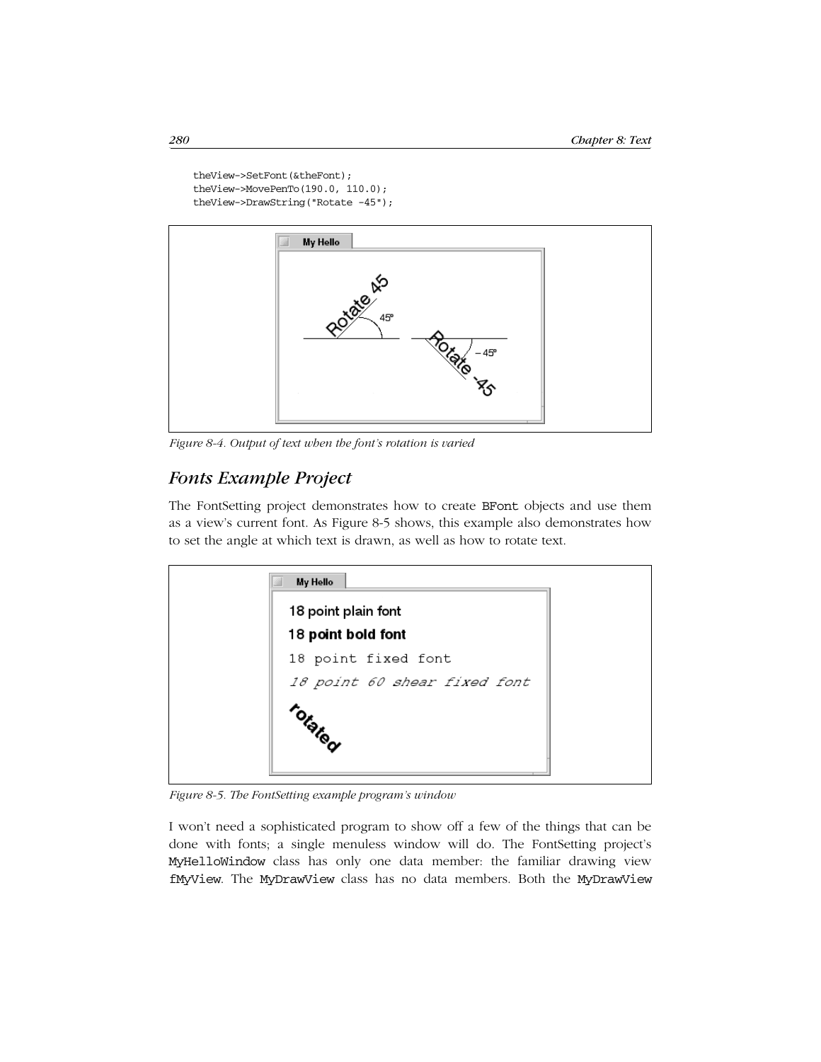```
theView->SetFont(&theFont);
theView->MovePenTo(190.0, 110.0);
theView->DrawString("Rotate -45");
```

*Figure 8-4. Output of text when the font's rotation is varied*

## *Fonts Example Project*

The FontSetting project demonstrates how to create `BFont` objects and use them as a view's current font. As Figure 8-5 shows, this example also demonstrates how to set the angle at which text is drawn, as well as how to rotate text.

*Figure 8-5. The FontSetting example program's window*

I won't need a sophisticated program to show off a few of the things that can be done with fonts; a single menuless window will do. The FontSetting project's `MyHelloWindow` class has only one data member: the familiar drawing view `fMyView`. The `MyDrawView` class has no data members. Both the `MyDrawView`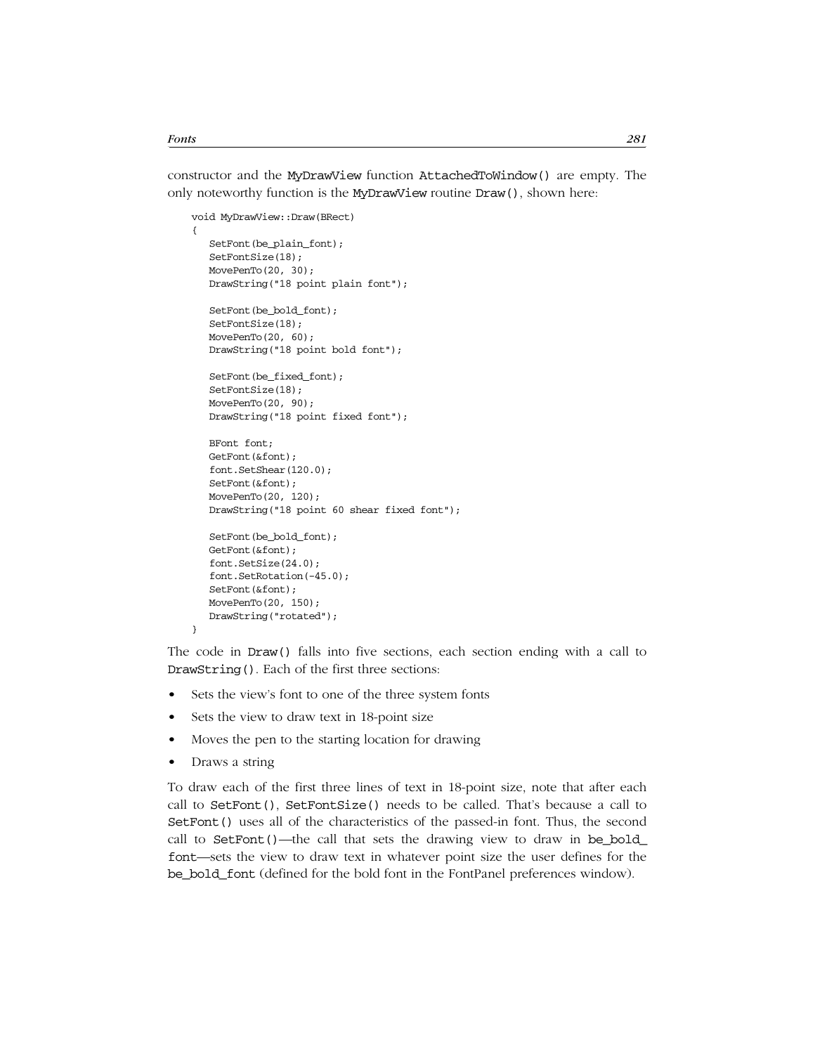constructor and the MyDrawView function AttachedToWindow() are empty. The only noteworthy function is the MyDrawView routine Draw(), shown here:

```
void MyDrawView::Draw(BRect)
{
   SetFont(be_plain_font);
   SetFontSize(18);
   MovePenTo(20, 30);
   DrawString("18 point plain font");

   SetFont(be_bold_font);
   SetFontSize(18);
   MovePenTo(20, 60);
   DrawString("18 point bold font");

   SetFont(be_fixed_font);
   SetFontSize(18);
   MovePenTo(20, 90);
   DrawString("18 point fixed font");

   BFont font;
   GetFont(&font);
   font.SetShear(120.0);
   SetFont(&font);
   MovePenTo(20, 120);
   DrawString("18 point 60 shear fixed font");

   SetFont(be_bold_font);
   GetFont(&font);
   font.SetSize(24.0);
   font.SetRotation(-45.0);
   SetFont(&font);
   MovePenTo(20, 150);
   DrawString("rotated");
}
```

The code in Draw() falls into five sections, each section ending with a call to DrawString(). Each of the first three sections:

- Sets the view's font to one of the three system fonts
- Sets the view to draw text in 18-point size
- Moves the pen to the starting location for drawing
- Draws a string

To draw each of the first three lines of text in 18-point size, note that after each call to SetFont(), SetFontSize() needs to be called. That's because a call to SetFont() uses all of the characteristics of the passed-in font. Thus, the second call to SetFont()—the call that sets the drawing view to draw in be_bold_font—sets the view to draw text in whatever point size the user defines for the be_bold_font (defined for the bold font in the FontPanel preferences window).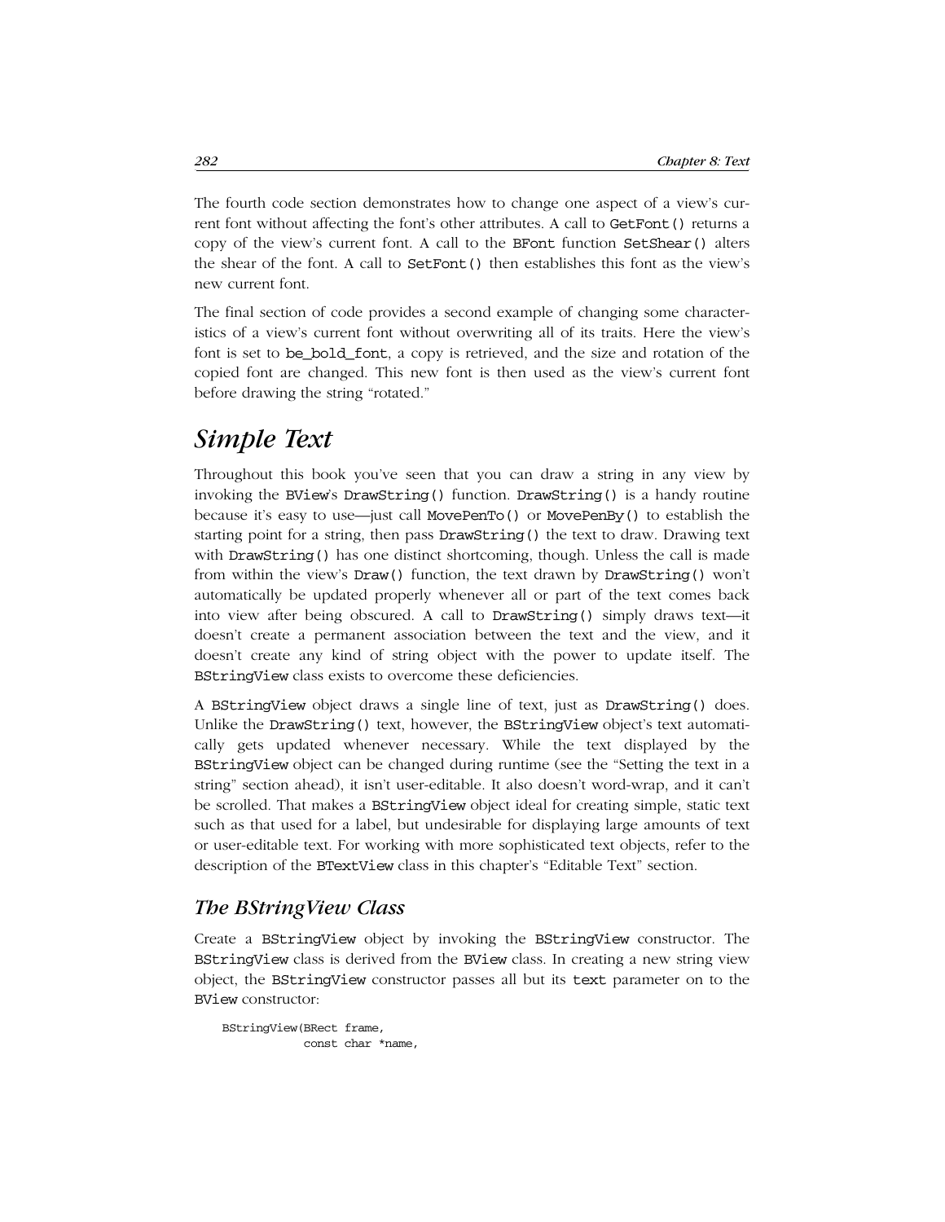The fourth code section demonstrates how to change one aspect of a view's current font without affecting the font's other attributes. A call to `GetFont()` returns a copy of the view's current font. A call to the `BFont` function `SetShear()` alters the shear of the font. A call to `SetFont()` then establishes this font as the view's new current font.

The final section of code provides a second example of changing some characteristics of a view's current font without overwriting all of its traits. Here the view's font is set to `be_bold_font`, a copy is retrieved, and the size and rotation of the copied font are changed. This new font is then used as the view's current font before drawing the string "rotated."

# Simple Text

Throughout this book you've seen that you can draw a string in any view by invoking the `BView`'s `DrawString()` function. `DrawString()` is a handy routine because it's easy to use—just call `MovePenTo()` or `MovePenBy()` to establish the starting point for a string, then pass `DrawString()` the text to draw. Drawing text with `DrawString()` has one distinct shortcoming, though. Unless the call is made from within the view's `Draw()` function, the text drawn by `DrawString()` won't automatically be updated properly whenever all or part of the text comes back into view after being obscured. A call to `DrawString()` simply draws text—it doesn't create a permanent association between the text and the view, and it doesn't create any kind of string object with the power to update itself. The `BStringView` class exists to overcome these deficiencies.

A `BStringView` object draws a single line of text, just as `DrawString()` does. Unlike the `DrawString()` text, however, the `BStringView` object's text automatically gets updated whenever necessary. While the text displayed by the `BStringView` object can be changed during runtime (see the "Setting the text in a string" section ahead), it isn't user-editable. It also doesn't word-wrap, and it can't be scrolled. That makes a `BStringView` object ideal for creating simple, static text such as that used for a label, but undesirable for displaying large amounts of text or user-editable text. For working with more sophisticated text objects, refer to the description of the `BTextView` class in this chapter's "Editable Text" section.

## The BStringView Class

Create a `BStringView` object by invoking the `BStringView` constructor. The `BStringView` class is derived from the `BView` class. In creating a new string view object, the `BStringView` constructor passes all but its `text` parameter on to the `BView` constructor:

```
BStringView(BRect frame,
            const char *name,
```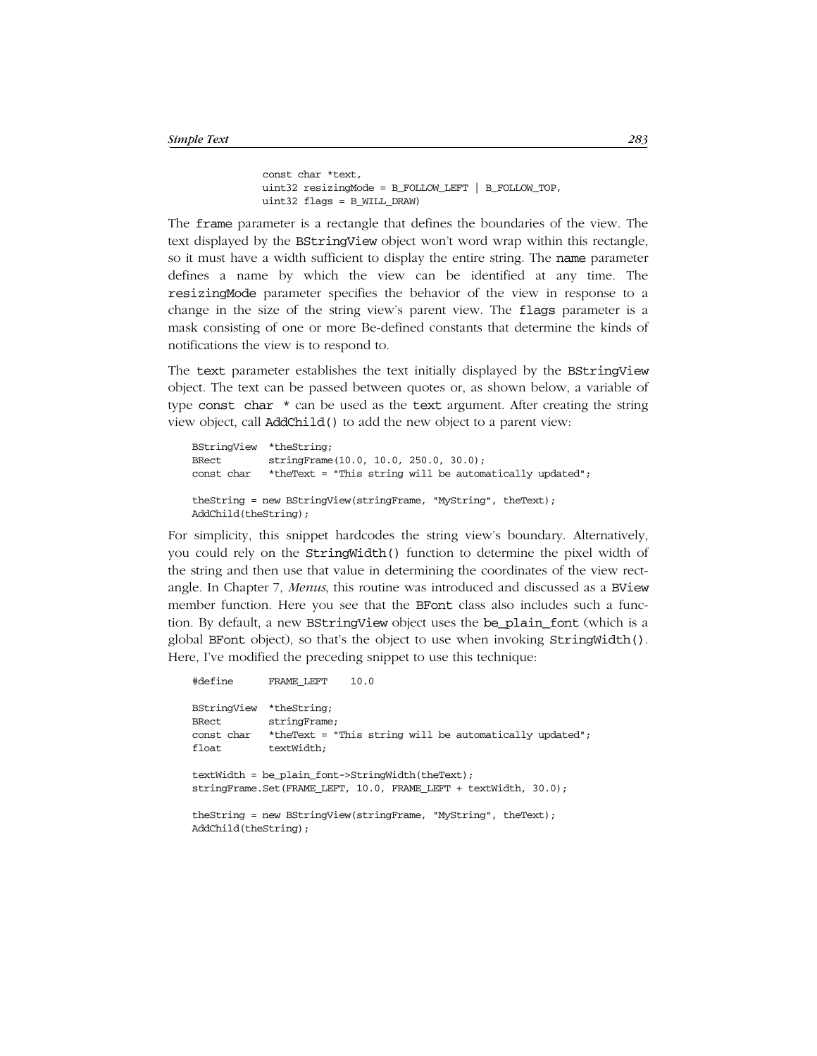```
            const char *text,
            uint32 resizingMode = B_FOLLOW_LEFT | B_FOLLOW_TOP,
            uint32 flags = B_WILL_DRAW)
```

The `frame` parameter is a rectangle that defines the boundaries of the view. The text displayed by the `BStringView` object won't word wrap within this rectangle, so it must have a width sufficient to display the entire string. The `name` parameter defines a name by which the view can be identified at any time. The `resizingMode` parameter specifies the behavior of the view in response to a change in the size of the string view's parent view. The `flags` parameter is a mask consisting of one or more Be-defined constants that determine the kinds of notifications the view is to respond to.

The `text` parameter establishes the text initially displayed by the `BStringView` object. The text can be passed between quotes or, as shown below, a variable of type `const char *` can be used as the `text` argument. After creating the string view object, call `AddChild()` to add the new object to a parent view:

```
BStringView  *theString;
BRect        stringFrame(10.0, 10.0, 250.0, 30.0);
const char   *theText = "This string will be automatically updated";

theString = new BStringView(stringFrame, "MyString", theText);
AddChild(theString);
```

For simplicity, this snippet hardcodes the string view's boundary. Alternatively, you could rely on the `StringWidth()` function to determine the pixel width of the string and then use that value in determining the coordinates of the view rectangle. In Chapter 7, *Menus*, this routine was introduced and discussed as a `BView` member function. Here you see that the `BFont` class also includes such a function. By default, a new `BStringView` object uses the `be_plain_font` (which is a global `BFont` object), so that's the object to use when invoking `StringWidth()`. Here, I've modified the preceding snippet to use this technique:

```
#define      FRAME_LEFT    10.0

BStringView  *theString;
BRect        stringFrame;
const char   *theText = "This string will be automatically updated";
float        textWidth;

textWidth = be_plain_font->StringWidth(theText);
stringFrame.Set(FRAME_LEFT, 10.0, FRAME_LEFT + textWidth, 30.0);

theString = new BStringView(stringFrame, "MyString", theText);
AddChild(theString);
```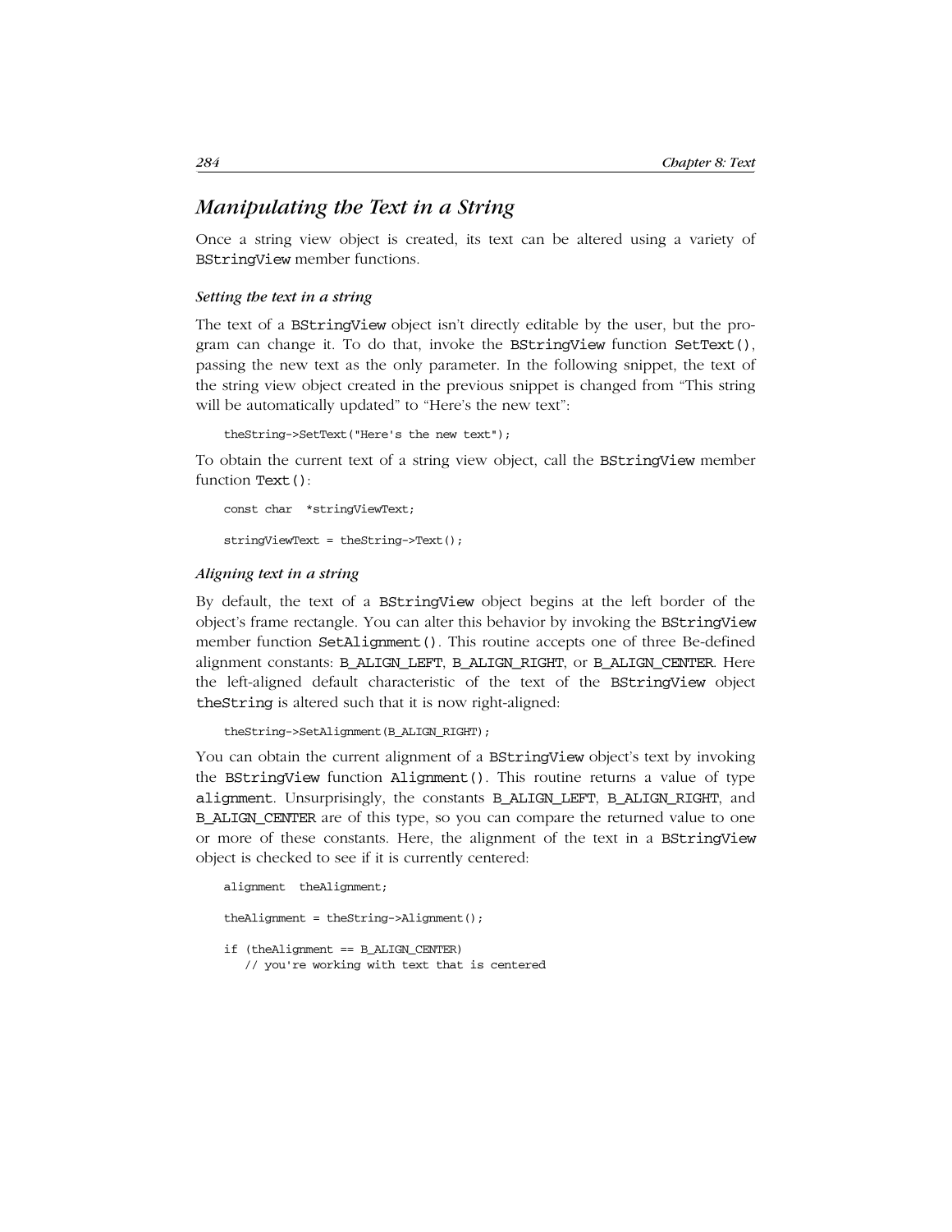## *Manipulating the Text in a String*

Once a string view object is created, its text can be altered using a variety of BStringView member functions.

#### *Setting the text in a string*

The text of a BStringView object isn't directly editable by the user, but the program can change it. To do that, invoke the BStringView function SetText(), passing the new text as the only parameter. In the following snippet, the text of the string view object created in the previous snippet is changed from "This string will be automatically updated" to "Here's the new text":

```
theString->SetText("Here's the new text");
```

To obtain the current text of a string view object, call the BStringView member function Text():

```
const char  *stringViewText;

stringViewText = theString->Text();
```

#### *Aligning text in a string*

By default, the text of a BStringView object begins at the left border of the object's frame rectangle. You can alter this behavior by invoking the BStringView member function SetAlignment(). This routine accepts one of three Be-defined alignment constants: B_ALIGN_LEFT, B_ALIGN_RIGHT, or B_ALIGN_CENTER. Here the left-aligned default characteristic of the text of the BStringView object theString is altered such that it is now right-aligned:

```
theString->SetAlignment(B_ALIGN_RIGHT);
```

You can obtain the current alignment of a BStringView object's text by invoking the BStringView function Alignment(). This routine returns a value of type alignment. Unsurprisingly, the constants B_ALIGN_LEFT, B_ALIGN_RIGHT, and B_ALIGN_CENTER are of this type, so you can compare the returned value to one or more of these constants. Here, the alignment of the text in a BStringView object is checked to see if it is currently centered:

```
alignment  theAlignment;

theAlignment = theString->Alignment();

if (theAlignment == B_ALIGN_CENTER)
   // you're working with text that is centered
```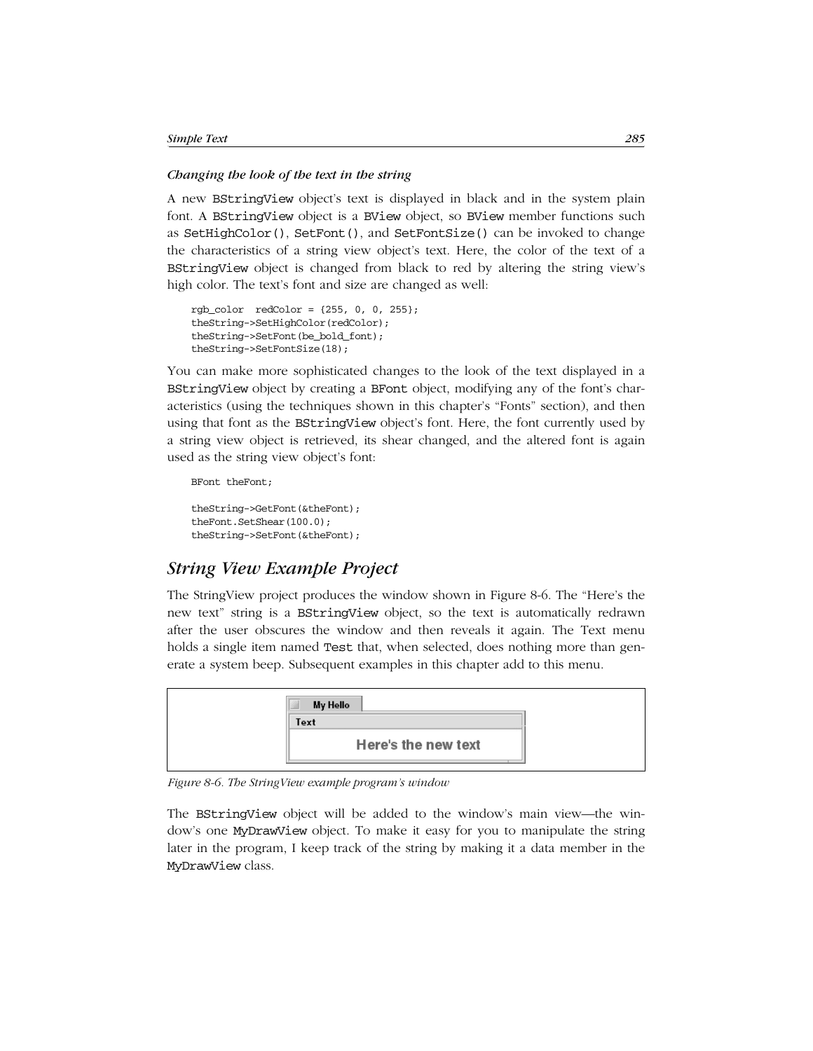### *Changing the look of the text in the string*

A new BStringView object's text is displayed in black and in the system plain font. A BStringView object is a BView object, so BView member functions such as SetHighColor(), SetFont(), and SetFontSize() can be invoked to change the characteristics of a string view object's text. Here, the color of the text of a BStringView object is changed from black to red by altering the string view's high color. The text's font and size are changed as well:

```
rgb_color  redColor = {255, 0, 0, 255};
theString->SetHighColor(redColor);
theString->SetFont(be_bold_font);
theString->SetFontSize(18);
```

You can make more sophisticated changes to the look of the text displayed in a BStringView object by creating a BFont object, modifying any of the font's characteristics (using the techniques shown in this chapter's "Fonts" section), and then using that font as the BStringView object's font. Here, the font currently used by a string view object is retrieved, its shear changed, and the altered font is again used as the string view object's font:

```
BFont theFont;

theString->GetFont(&theFont);
theFont.SetShear(100.0);
theString->SetFont(&theFont);
```

## *String View Example Project*

The StringView project produces the window shown in Figure 8-6. The "Here's the new text" string is a BStringView object, so the text is automatically redrawn after the user obscures the window and then reveals it again. The Text menu holds a single item named Test that, when selected, does nothing more than generate a system beep. Subsequent examples in this chapter add to this menu.

*Figure 8-6. The StringView example program's window*

The BStringView object will be added to the window's main view—the window's one MyDrawView object. To make it easy for you to manipulate the string later in the program, I keep track of the string by making it a data member in the MyDrawView class.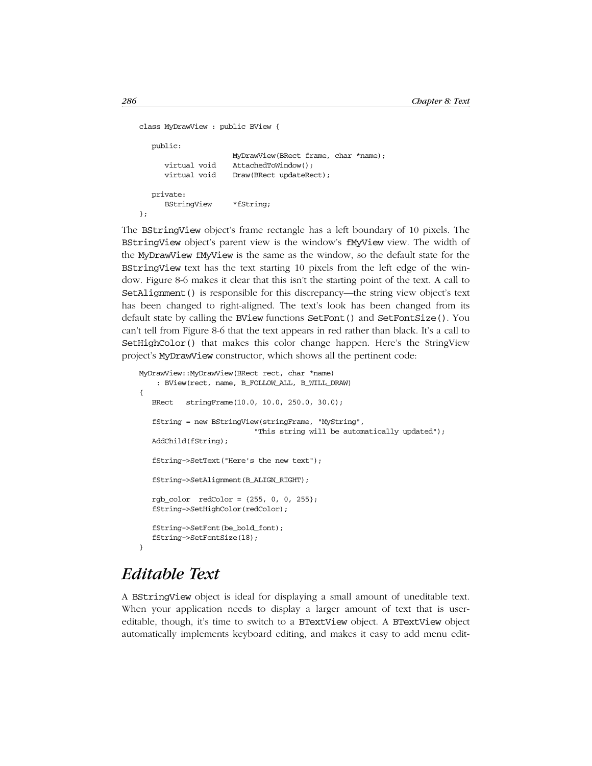```
class MyDrawView : public BView {

   public:
                     MyDrawView(BRect frame, char *name);
      virtual void   AttachedToWindow();
      virtual void   Draw(BRect updateRect);

   private:
      BStringView    *fString;
};
```

The BStringView object's frame rectangle has a left boundary of 10 pixels. The BStringView object's parent view is the window's fMyView view. The width of the MyDrawView fMyView is the same as the window, so the default state for the BStringView text has the text starting 10 pixels from the left edge of the window. Figure 8-6 makes it clear that this isn't the starting point of the text. A call to SetAlignment() is responsible for this discrepancy—the string view object's text has been changed to right-aligned. The text's look has been changed from its default state by calling the BView functions SetFont() and SetFontSize(). You can't tell from Figure 8-6 that the text appears in red rather than black. It's a call to SetHighColor() that makes this color change happen. Here's the StringView project's MyDrawView constructor, which shows all the pertinent code:

```
MyDrawView::MyDrawView(BRect rect, char *name)
    : BView(rect, name, B_FOLLOW_ALL, B_WILL_DRAW)
{
   BRect   stringFrame(10.0, 10.0, 250.0, 30.0);

   fString = new BStringView(stringFrame, "MyString",
                          "This string will be automatically updated");
   AddChild(fString);

   fString->SetText("Here's the new text");

   fString->SetAlignment(B_ALIGN_RIGHT);

   rgb_color  redColor = {255, 0, 0, 255};
   fString->SetHighColor(redColor);

   fString->SetFont(be_bold_font);
   fString->SetFontSize(18);
}
```

## Editable Text

A BStringView object is ideal for displaying a small amount of uneditable text. When your application needs to display a larger amount of text that is user-editable, though, it's time to switch to a BTextView object. A BTextView object automatically implements keyboard editing, and makes it easy to add menu edit-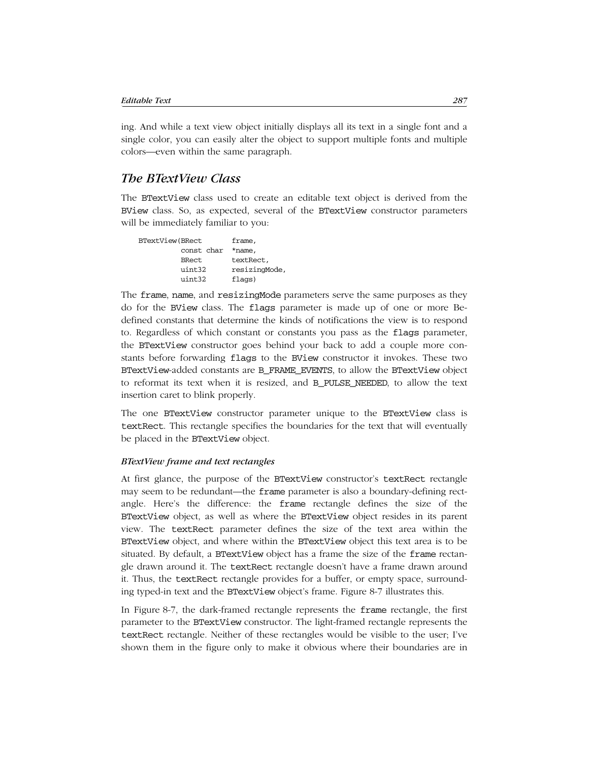ing. And while a text view object initially displays all its text in a single font and a single color, you can easily alter the object to support multiple fonts and multiple colors—even within the same paragraph.

## *The BTextView Class*

The BTextView class used to create an editable text object is derived from the BView class. So, as expected, several of the BTextView constructor parameters will be immediately familiar to you:

```
BTextView(BRect       frame,
          const char  *name,
          BRect       textRect,
          uint32      resizingMode,
          uint32      flags)
```

The frame, name, and resizingMode parameters serve the same purposes as they do for the BView class. The flags parameter is made up of one or more Be-defined constants that determine the kinds of notifications the view is to respond to. Regardless of which constant or constants you pass as the flags parameter, the BTextView constructor goes behind your back to add a couple more constants before forwarding flags to the BView constructor it invokes. These two BTextView-added constants are B_FRAME_EVENTS, to allow the BTextView object to reformat its text when it is resized, and B_PULSE_NEEDED, to allow the text insertion caret to blink properly.

The one BTextView constructor parameter unique to the BTextView class is textRect. This rectangle specifies the boundaries for the text that will eventually be placed in the BTextView object.

#### *BTextView frame and text rectangles*

At first glance, the purpose of the BTextView constructor's textRect rectangle may seem to be redundant—the frame parameter is also a boundary-defining rectangle. Here's the difference: the frame rectangle defines the size of the BTextView object, as well as where the BTextView object resides in its parent view. The textRect parameter defines the size of the text area within the BTextView object, and where within the BTextView object this text area is to be situated. By default, a BTextView object has a frame the size of the frame rectangle drawn around it. The textRect rectangle doesn't have a frame drawn around it. Thus, the textRect rectangle provides for a buffer, or empty space, surrounding typed-in text and the BTextView object's frame. Figure 8-7 illustrates this.

In Figure 8-7, the dark-framed rectangle represents the frame rectangle, the first parameter to the BTextView constructor. The light-framed rectangle represents the textRect rectangle. Neither of these rectangles would be visible to the user; I've shown them in the figure only to make it obvious where their boundaries are in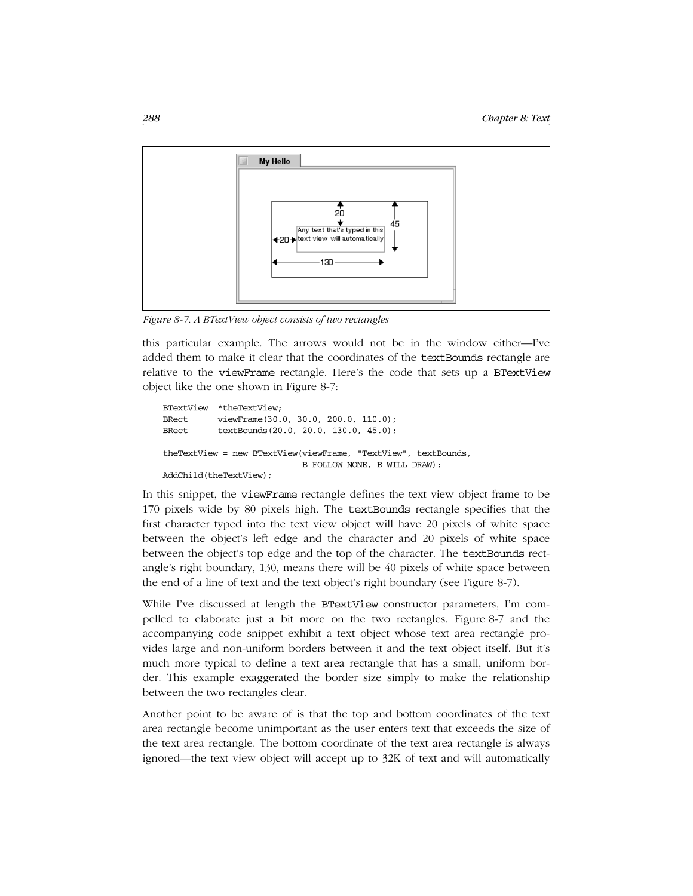Figure 8-7. A BTextView object consists of two rectangles

this particular example. The arrows would not be in the window either—I've added them to make it clear that the coordinates of the textBounds rectangle are relative to the viewFrame rectangle. Here's the code that sets up a BTextView object like the one shown in Figure 8-7:

```
BTextView  *theTextView;
BRect      viewFrame(30.0, 30.0, 200.0, 110.0);
BRect      textBounds(20.0, 20.0, 130.0, 45.0);

theTextView = new BTextView(viewFrame, "TextView", textBounds,
                            B_FOLLOW_NONE, B_WILL_DRAW);
AddChild(theTextView);
```

In this snippet, the viewFrame rectangle defines the text view object frame to be 170 pixels wide by 80 pixels high. The textBounds rectangle specifies that the first character typed into the text view object will have 20 pixels of white space between the object's left edge and the character and 20 pixels of white space between the object's top edge and the top of the character. The textBounds rectangle's right boundary, 130, means there will be 40 pixels of white space between the end of a line of text and the text object's right boundary (see Figure 8-7).

While I've discussed at length the BTextView constructor parameters, I'm compelled to elaborate just a bit more on the two rectangles. Figure 8-7 and the accompanying code snippet exhibit a text object whose text area rectangle provides large and non-uniform borders between it and the text object itself. But it's much more typical to define a text area rectangle that has a small, uniform border. This example exaggerated the border size simply to make the relationship between the two rectangles clear.

Another point to be aware of is that the top and bottom coordinates of the text area rectangle become unimportant as the user enters text that exceeds the size of the text area rectangle. The bottom coordinate of the text area rectangle is always ignored—the text view object will accept up to 32K of text and will automatically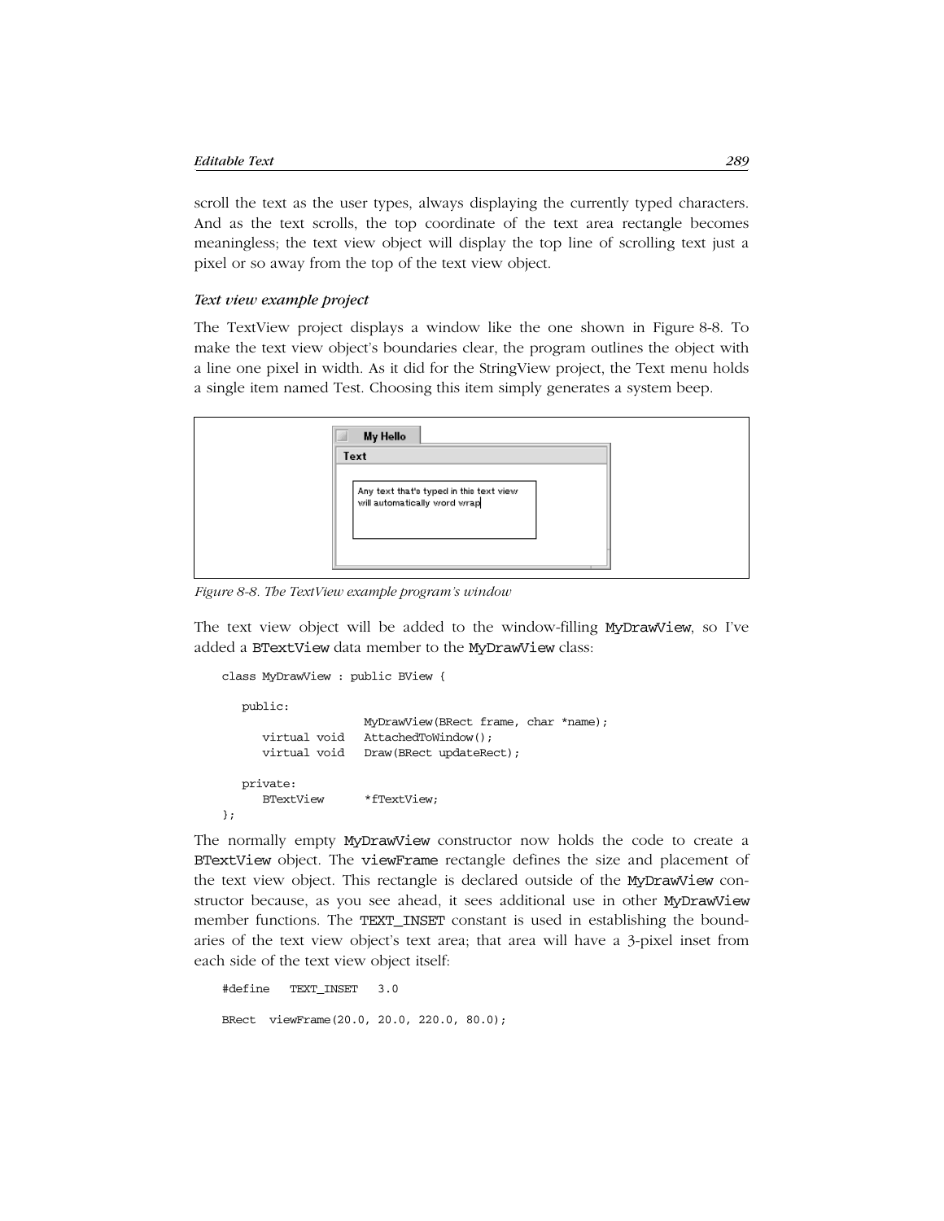scroll the text as the user types, always displaying the currently typed characters. And as the text scrolls, the top coordinate of the text area rectangle becomes meaningless; the text view object will display the top line of scrolling text just a pixel or so away from the top of the text view object.

### *Text view example project*

The TextView project displays a window like the one shown in Figure 8-8. To make the text view object's boundaries clear, the program outlines the object with a line one pixel in width. As it did for the StringView project, the Text menu holds a single item named Test. Choosing this item simply generates a system beep.

*Figure 8-8. The TextView example program's window*

The text view object will be added to the window-filling `MyDrawView`, so I've added a `BTextView` data member to the `MyDrawView` class:

```
class MyDrawView : public BView {

   public:
                   MyDrawView(BRect frame, char *name);
      virtual void   AttachedToWindow();
      virtual void   Draw(BRect updateRect);

   private:
      BTextView     *fTextView;
};
```

The normally empty `MyDrawView` constructor now holds the code to create a `BTextView` object. The `viewFrame` rectangle defines the size and placement of the text view object. This rectangle is declared outside of the `MyDrawView` constructor because, as you see ahead, it sees additional use in other `MyDrawView` member functions. The `TEXT_INSET` constant is used in establishing the boundaries of the text view object's text area; that area will have a 3-pixel inset from each side of the text view object itself:

```
#define   TEXT_INSET   3.0

BRect  viewFrame(20.0, 20.0, 220.0, 80.0);
```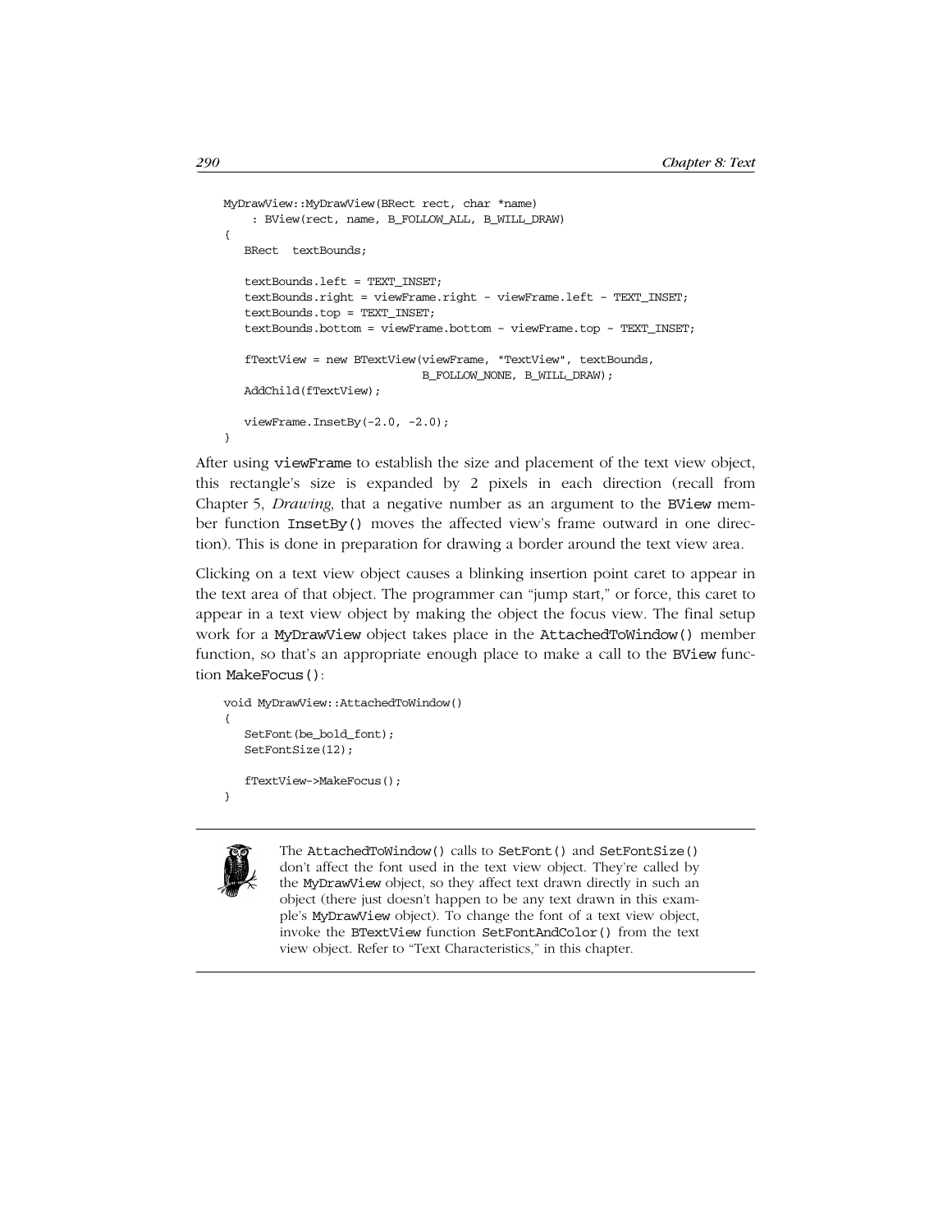```
MyDrawView::MyDrawView(BRect rect, char *name)
     : BView(rect, name, B_FOLLOW_ALL, B_WILL_DRAW)
{
   BRect  textBounds;

   textBounds.left = TEXT_INSET;
   textBounds.right = viewFrame.right - viewFrame.left - TEXT_INSET;
   textBounds.top = TEXT_INSET;
   textBounds.bottom = viewFrame.bottom - viewFrame.top - TEXT_INSET;

   fTextView = new BTextView(viewFrame, "TextView", textBounds,
                             B_FOLLOW_NONE, B_WILL_DRAW);
   AddChild(fTextView);

   viewFrame.InsetBy(-2.0, -2.0);
}
```

After using `viewFrame` to establish the size and placement of the text view object, this rectangle's size is expanded by 2 pixels in each direction (recall from Chapter 5, *Drawing*, that a negative number as an argument to the `BView` member function `InsetBy()` moves the affected view's frame outward in one direction). This is done in preparation for drawing a border around the text view area.

Clicking on a text view object causes a blinking insertion point caret to appear in the text area of that object. The programmer can "jump start," or force, this caret to appear in a text view object by making the object the focus view. The final setup work for a `MyDrawView` object takes place in the `AttachedToWindow()` member function, so that's an appropriate enough place to make a call to the `BView` function `MakeFocus()`:

```
void MyDrawView::AttachedToWindow()
{
   SetFont(be_bold_font);
   SetFontSize(12);

   fTextView->MakeFocus();
}
```

> The `AttachedToWindow()` calls to `SetFont()` and `SetFontSize()` don't affect the font used in the text view object. They're called by the `MyDrawView` object, so they affect text drawn directly in such an object (there just doesn't happen to be any text drawn in this example's `MyDrawView` object). To change the font of a text view object, invoke the `BTextView` function `SetFontAndColor()` from the text view object. Refer to "Text Characteristics," in this chapter.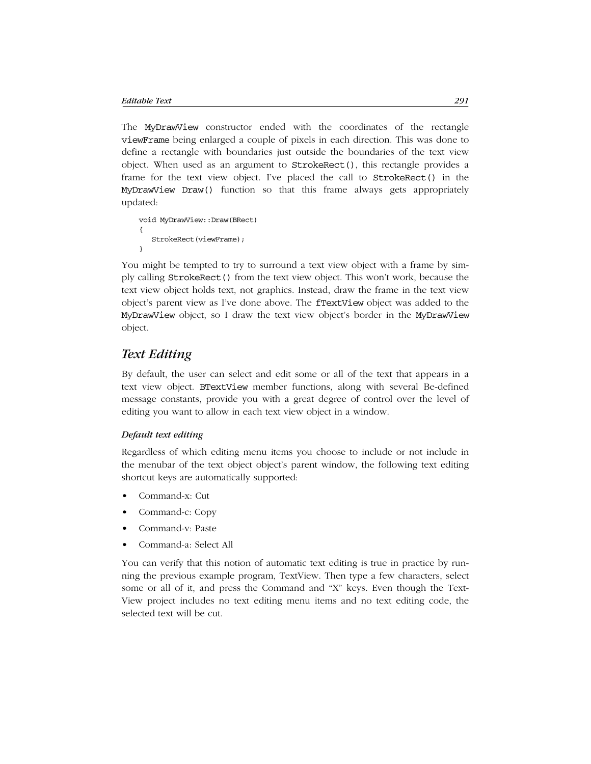The MyDrawView constructor ended with the coordinates of the rectangle viewFrame being enlarged a couple of pixels in each direction. This was done to define a rectangle with boundaries just outside the boundaries of the text view object. When used as an argument to StrokeRect(), this rectangle provides a frame for the text view object. I've placed the call to StrokeRect() in the MyDrawView Draw() function so that this frame always gets appropriately updated:

```
void MyDrawView::Draw(BRect)
{
   StrokeRect(viewFrame);
}
```

You might be tempted to try to surround a text view object with a frame by simply calling StrokeRect() from the text view object. This won't work, because the text view object holds text, not graphics. Instead, draw the frame in the text view object's parent view as I've done above. The fTextView object was added to the MyDrawView object, so I draw the text view object's border in the MyDrawView object.

## Text Editing

By default, the user can select and edit some or all of the text that appears in a text view object. BTextView member functions, along with several Be-defined message constants, provide you with a great degree of control over the level of editing you want to allow in each text view object in a window.

### Default text editing

Regardless of which editing menu items you choose to include or not include in the menubar of the text object object's parent window, the following text editing shortcut keys are automatically supported:

- Command-x: Cut
- Command-c: Copy
- Command-v: Paste
- Command-a: Select All

You can verify that this notion of automatic text editing is true in practice by running the previous example program, TextView. Then type a few characters, select some or all of it, and press the Command and "X" keys. Even though the TextView project includes no text editing menu items and no text editing code, the selected text will be cut.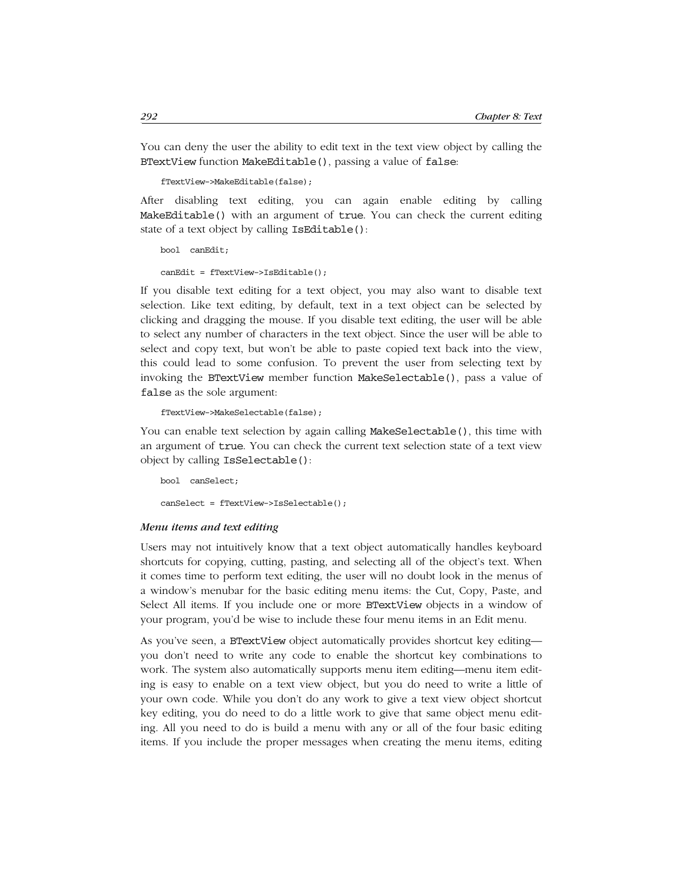You can deny the user the ability to edit text in the text view object by calling the BTextView function MakeEditable(), passing a value of false:

```
fTextView->MakeEditable(false);
```

After disabling text editing, you can again enable editing by calling MakeEditable() with an argument of true. You can check the current editing state of a text object by calling IsEditable():

```
bool  canEdit;

canEdit = fTextView->IsEditable();
```

If you disable text editing for a text object, you may also want to disable text selection. Like text editing, by default, text in a text object can be selected by clicking and dragging the mouse. If you disable text editing, the user will be able to select any number of characters in the text object. Since the user will be able to select and copy text, but won't be able to paste copied text back into the view, this could lead to some confusion. To prevent the user from selecting text by invoking the BTextView member function MakeSelectable(), pass a value of false as the sole argument:

```
fTextView->MakeSelectable(false);
```

You can enable text selection by again calling MakeSelectable(), this time with an argument of true. You can check the current text selection state of a text view object by calling IsSelectable():

```
bool  canSelect;

canSelect = fTextView->IsSelectable();
```

### *Menu items and text editing*

Users may not intuitively know that a text object automatically handles keyboard shortcuts for copying, cutting, pasting, and selecting all of the object's text. When it comes time to perform text editing, the user will no doubt look in the menus of a window's menubar for the basic editing menu items: the Cut, Copy, Paste, and Select All items. If you include one or more BTextView objects in a window of your program, you'd be wise to include these four menu items in an Edit menu.

As you've seen, a BTextView object automatically provides shortcut key editing—you don't need to write any code to enable the shortcut key combinations to work. The system also automatically supports menu item editing—menu item editing is easy to enable on a text view object, but you do need to write a little of your own code. While you don't do any work to give a text view object shortcut key editing, you do need to do a little work to give that same object menu editing. All you need to do is build a menu with any or all of the four basic editing items. If you include the proper messages when creating the menu items, editing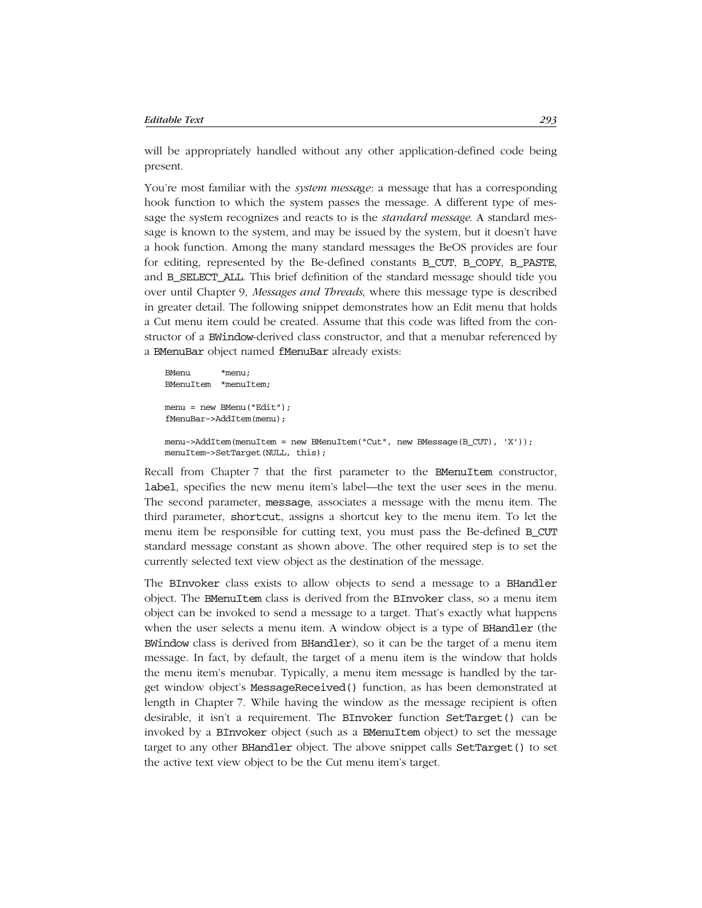will be appropriately handled without any other application-defined code being present.

You're most familiar with the *system message*: a message that has a corresponding hook function to which the system passes the message. A different type of message the system recognizes and reacts to is the *standard message*. A standard message is known to the system, and may be issued by the system, but it doesn't have a hook function. Among the many standard messages the BeOS provides are four for editing, represented by the Be-defined constants B_CUT, B_COPY, B_PASTE, and B_SELECT_ALL. This brief definition of the standard message should tide you over until Chapter 9, *Messages and Threads*, where this message type is described in greater detail. The following snippet demonstrates how an Edit menu that holds a Cut menu item could be created. Assume that this code was lifted from the constructor of a BWindow-derived class constructor, and that a menubar referenced by a BMenuBar object named fMenuBar already exists:

```
BMenu      *menu;
BMenuItem  *menuItem;

menu = new BMenu("Edit");
fMenuBar->AddItem(menu);

menu->AddItem(menuItem = new BMenuItem("Cut", new BMessage(B_CUT), 'X'));
menuItem->SetTarget(NULL, this);
```

Recall from Chapter 7 that the first parameter to the BMenuItem constructor, label, specifies the new menu item's label—the text the user sees in the menu. The second parameter, message, associates a message with the menu item. The third parameter, shortcut, assigns a shortcut key to the menu item. To let the menu item be responsible for cutting text, you must pass the Be-defined B_CUT standard message constant as shown above. The other required step is to set the currently selected text view object as the destination of the message.

The BInvoker class exists to allow objects to send a message to a BHandler object. The BMenuItem class is derived from the BInvoker class, so a menu item object can be invoked to send a message to a target. That's exactly what happens when the user selects a menu item. A window object is a type of BHandler (the BWindow class is derived from BHandler), so it can be the target of a menu item message. In fact, by default, the target of a menu item is the window that holds the menu item's menubar. Typically, a menu item message is handled by the target window object's MessageReceived() function, as has been demonstrated at length in Chapter 7. While having the window as the message recipient is often desirable, it isn't a requirement. The BInvoker function SetTarget() can be invoked by a BInvoker object (such as a BMenuItem object) to set the message target to any other BHandler object. The above snippet calls SetTarget() to set the active text view object to be the Cut menu item's target.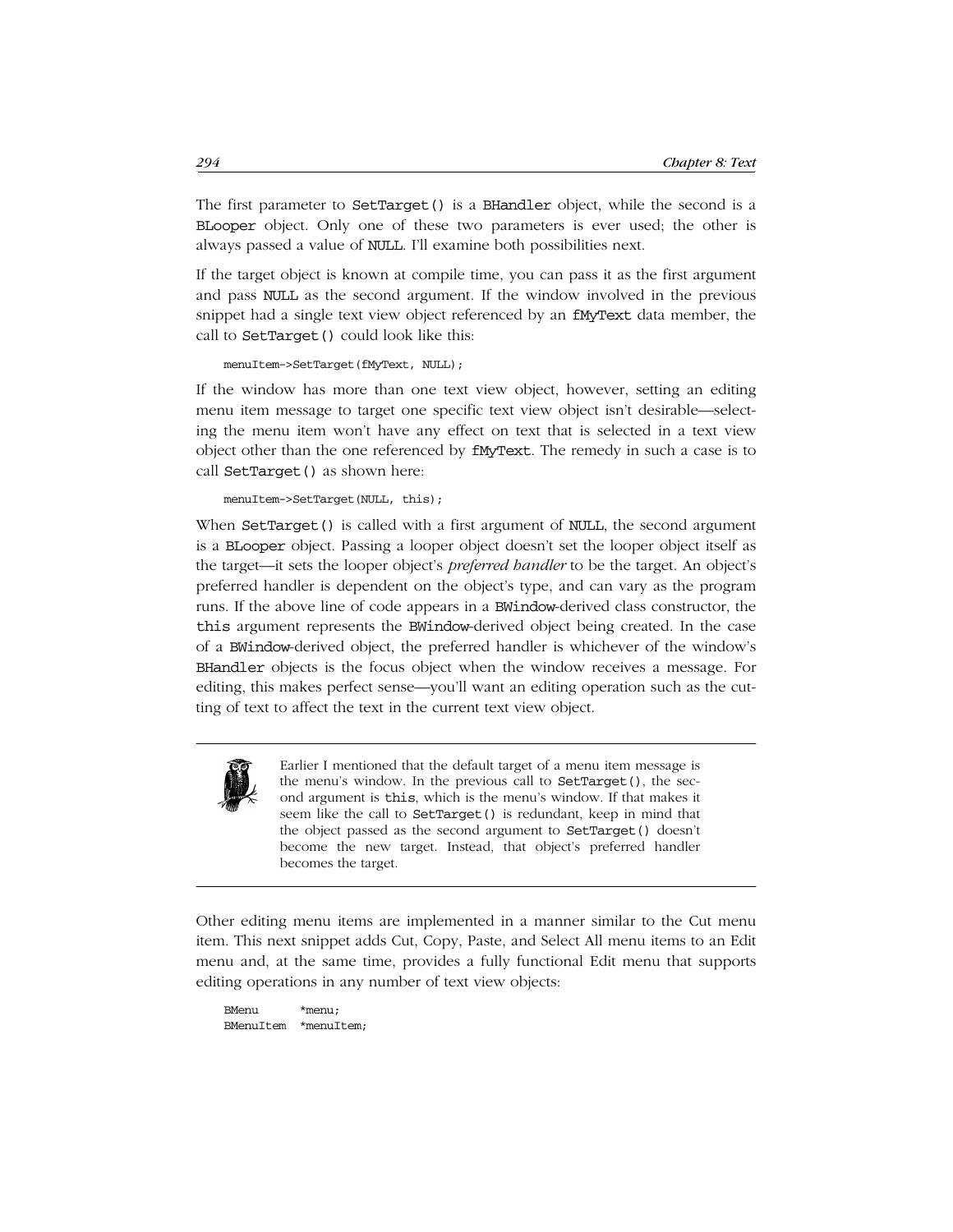The first parameter to `SetTarget()` is a `BHandler` object, while the second is a `BLooper` object. Only one of these two parameters is ever used; the other is always passed a value of `NULL`. I'll examine both possibilities next.

If the target object is known at compile time, you can pass it as the first argument and pass `NULL` as the second argument. If the window involved in the previous snippet had a single text view object referenced by an `fMyText` data member, the call to `SetTarget()` could look like this:

```
menuItem->SetTarget(fMyText, NULL);
```

If the window has more than one text view object, however, setting an editing menu item message to target one specific text view object isn't desirable—selecting the menu item won't have any effect on text that is selected in a text view object other than the one referenced by `fMyText`. The remedy in such a case is to call `SetTarget()` as shown here:

```
menuItem->SetTarget(NULL, this);
```

When `SetTarget()` is called with a first argument of `NULL`, the second argument is a `BLooper` object. Passing a looper object doesn't set the looper object itself as the target—it sets the looper object's *preferred handler* to be the target. An object's preferred handler is dependent on the object's type, and can vary as the program runs. If the above line of code appears in a `BWindow`-derived class constructor, the `this` argument represents the `BWindow`-derived object being created. In the case of a `BWindow`-derived object, the preferred handler is whichever of the window's `BHandler` objects is the focus object when the window receives a message. For editing, this makes perfect sense—you'll want an editing operation such as the cutting of text to affect the text in the current text view object.

> Earlier I mentioned that the default target of a menu item message is the menu's window. In the previous call to `SetTarget()`, the second argument is `this`, which is the menu's window. If that makes it seem like the call to `SetTarget()` is redundant, keep in mind that the object passed as the second argument to `SetTarget()` doesn't become the new target. Instead, that object's preferred handler becomes the target.

Other editing menu items are implemented in a manner similar to the Cut menu item. This next snippet adds Cut, Copy, Paste, and Select All menu items to an Edit menu and, at the same time, provides a fully functional Edit menu that supports editing operations in any number of text view objects:

```
BMenu      *menu;
BMenuItem  *menuItem;
```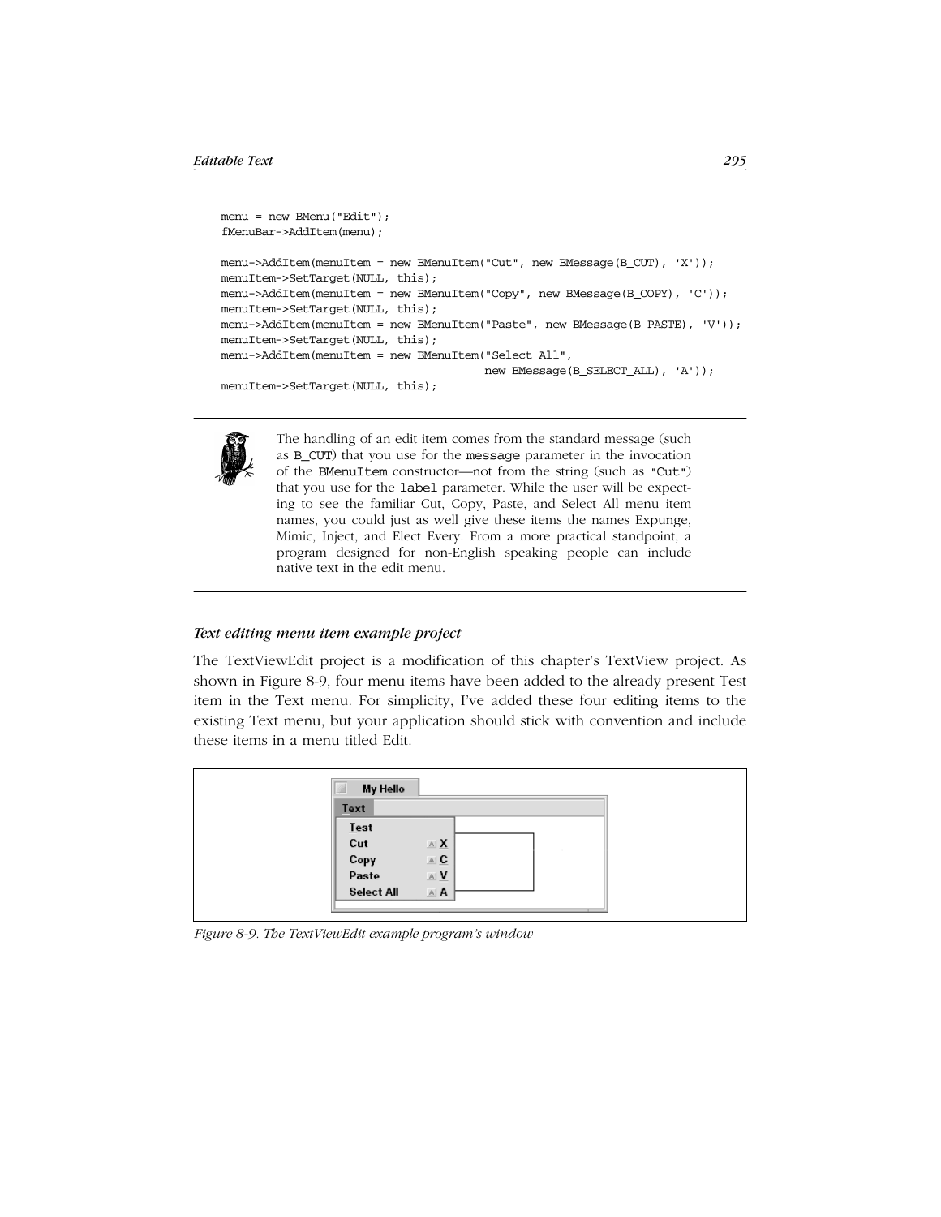```
menu = new BMenu("Edit");
fMenuBar->AddItem(menu);

menu->AddItem(menuItem = new BMenuItem("Cut", new BMessage(B_CUT), 'X'));
menuItem->SetTarget(NULL, this);
menu->AddItem(menuItem = new BMenuItem("Copy", new BMessage(B_COPY), 'C'));
menuItem->SetTarget(NULL, this);
menu->AddItem(menuItem = new BMenuItem("Paste", new BMessage(B_PASTE), 'V'));
menuItem->SetTarget(NULL, this);
menu->AddItem(menuItem = new BMenuItem("Select All",
                                  new BMessage(B_SELECT_ALL), 'A'));
menuItem->SetTarget(NULL, this);
```

> The handling of an edit item comes from the standard message (such as `B_CUT`) that you use for the `message` parameter in the invocation of the `BMenuItem` constructor—not from the string (such as `"Cut"`) that you use for the `label` parameter. While the user will be expecting to see the familiar Cut, Copy, Paste, and Select All menu item names, you could just as well give these items the names Expunge, Mimic, Inject, and Elect Every. From a more practical standpoint, a program designed for non-English speaking people can include native text in the edit menu.

### *Text editing menu item example project*

The TextViewEdit project is a modification of this chapter's TextView project. As shown in Figure 8-9, four menu items have been added to the already present Test item in the Text menu. For simplicity, I've added these four editing items to the existing Text menu, but your application should stick with convention and include these items in a menu titled Edit.

*Figure 8-9. The TextViewEdit example program's window*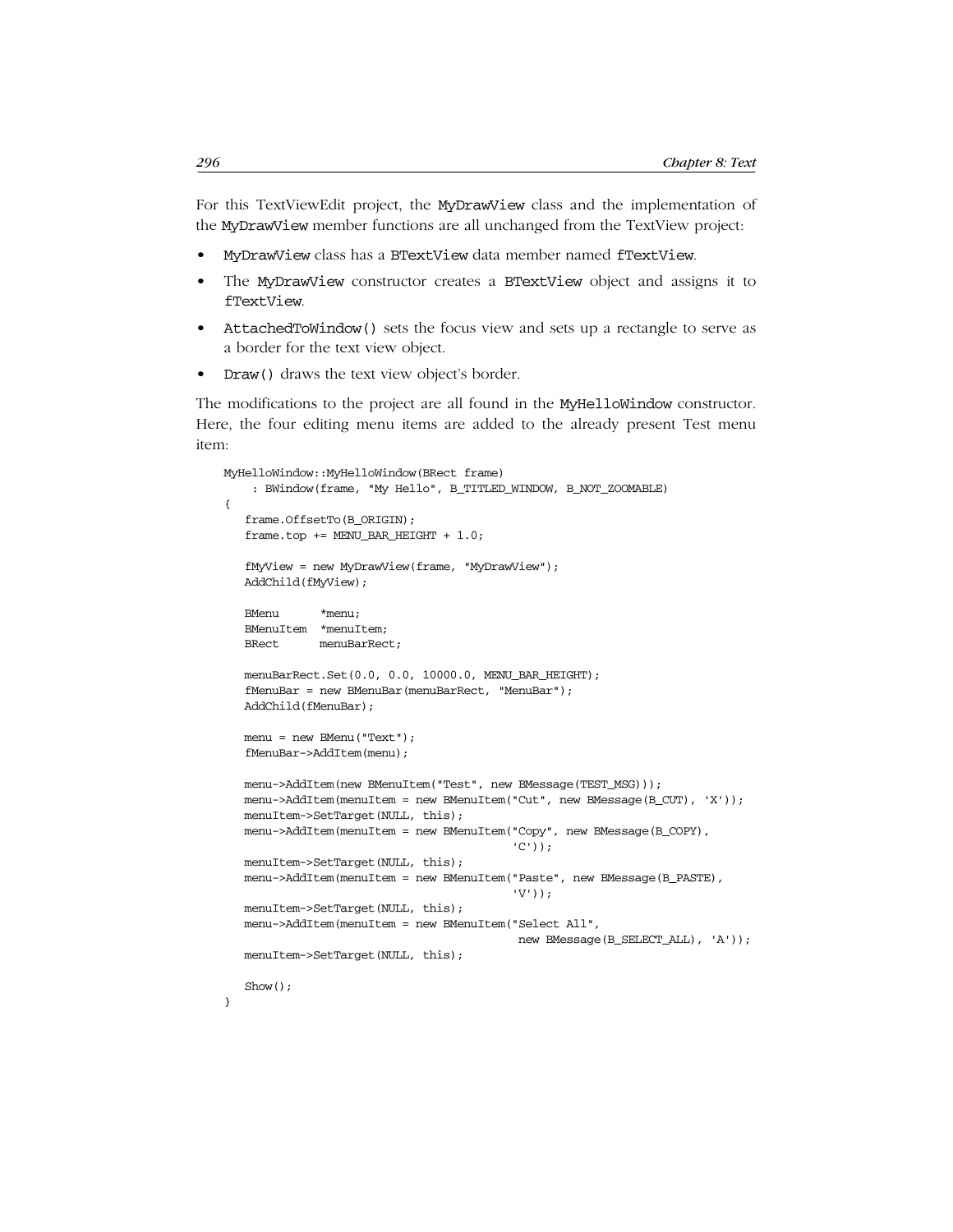For this TextViewEdit project, the MyDrawView class and the implementation of the MyDrawView member functions are all unchanged from the TextView project:

- MyDrawView class has a BTextView data member named fTextView.
- The MyDrawView constructor creates a BTextView object and assigns it to fTextView.
- AttachedToWindow() sets the focus view and sets up a rectangle to serve as a border for the text view object.
- Draw() draws the text view object's border.

The modifications to the project are all found in the MyHelloWindow constructor. Here, the four editing menu items are added to the already present Test menu item:

```
MyHelloWindow::MyHelloWindow(BRect frame)
     : BWindow(frame, "My Hello", B_TITLED_WINDOW, B_NOT_ZOOMABLE)
{
   frame.OffsetTo(B_ORIGIN);
   frame.top += MENU_BAR_HEIGHT + 1.0;

   fMyView = new MyDrawView(frame, "MyDrawView");
   AddChild(fMyView);

   BMenu      *menu;
   BMenuItem  *menuItem;
   BRect      menuBarRect;

   menuBarRect.Set(0.0, 0.0, 10000.0, MENU_BAR_HEIGHT);
   fMenuBar = new BMenuBar(menuBarRect, "MenuBar");
   AddChild(fMenuBar);

   menu = new BMenu("Text");
   fMenuBar->AddItem(menu);

   menu->AddItem(new BMenuItem("Test", new BMessage(TEST_MSG)));
   menu->AddItem(menuItem = new BMenuItem("Cut", new BMessage(B_CUT), 'X'));
   menuItem->SetTarget(NULL, this);
   menu->AddItem(menuItem = new BMenuItem("Copy", new BMessage(B_COPY),
                                          'C'));
   menuItem->SetTarget(NULL, this);
   menu->AddItem(menuItem = new BMenuItem("Paste", new BMessage(B_PASTE),
                                          'V'));
   menuItem->SetTarget(NULL, this);
   menu->AddItem(menuItem = new BMenuItem("Select All",
                                           new BMessage(B_SELECT_ALL), 'A'));
   menuItem->SetTarget(NULL, this);

   Show();
}
```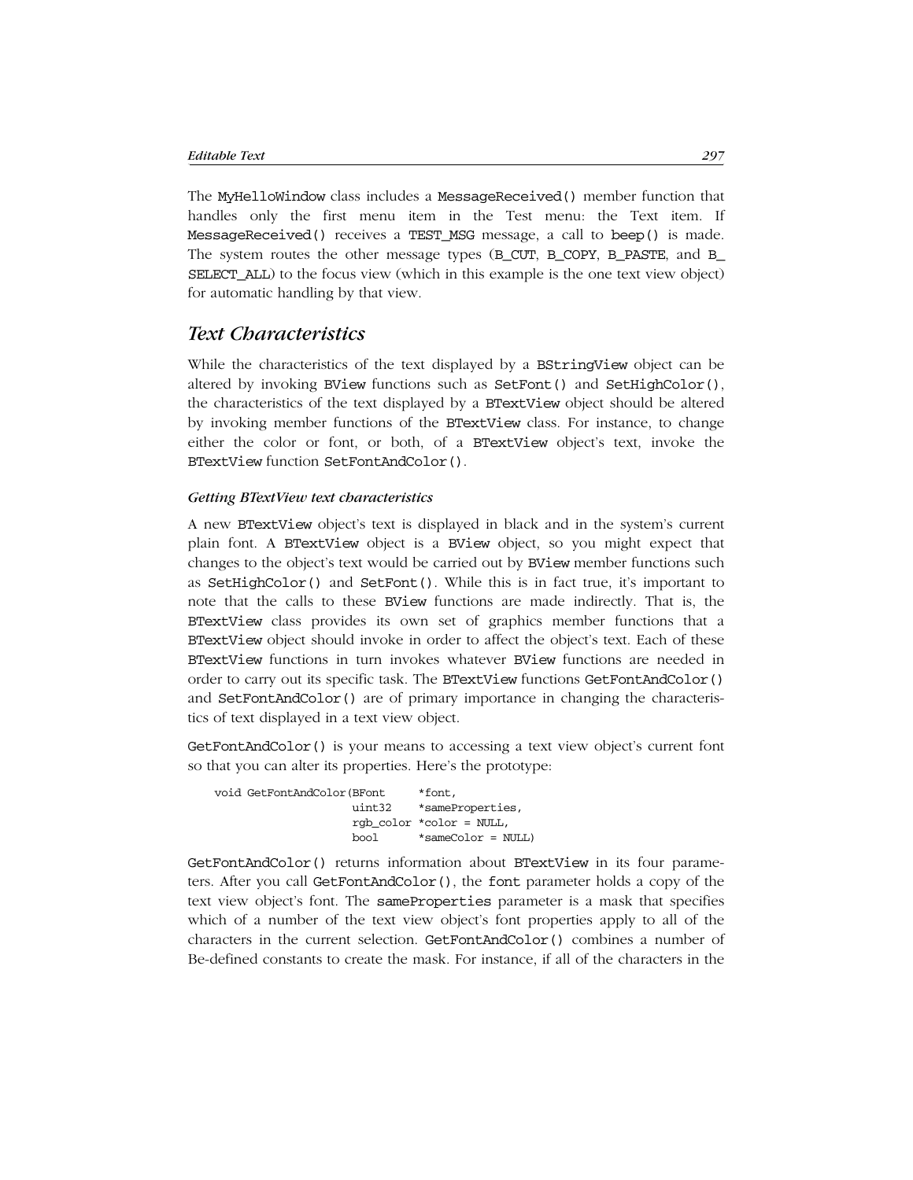The MyHelloWindow class includes a MessageReceived() member function that handles only the first menu item in the Test menu: the Text item. If MessageReceived() receives a TEST_MSG message, a call to beep() is made. The system routes the other message types (B_CUT, B_COPY, B_PASTE, and B_SELECT_ALL) to the focus view (which in this example is the one text view object) for automatic handling by that view.

## Text Characteristics

While the characteristics of the text displayed by a BStringView object can be altered by invoking BView functions such as SetFont() and SetHighColor(), the characteristics of the text displayed by a BTextView object should be altered by invoking member functions of the BTextView class. For instance, to change either the color or font, or both, of a BTextView object's text, invoke the BTextView function SetFontAndColor().

### *Getting BTextView text characteristics*

A new BTextView object's text is displayed in black and in the system's current plain font. A BTextView object is a BView object, so you might expect that changes to the object's text would be carried out by BView member functions such as SetHighColor() and SetFont(). While this is in fact true, it's important to note that the calls to these BView functions are made indirectly. That is, the BTextView class provides its own set of graphics member functions that a BTextView object should invoke in order to affect the object's text. Each of these BTextView functions in turn invokes whatever BView functions are needed in order to carry out its specific task. The BTextView functions GetFontAndColor() and SetFontAndColor() are of primary importance in changing the characteristics of text displayed in a text view object.

GetFontAndColor() is your means to accessing a text view object's current font so that you can alter its properties. Here's the prototype:

```
void GetFontAndColor(BFont     *font,
                     uint32    *sameProperties,
                     rgb_color *color = NULL,
                     bool      *sameColor = NULL)
```

GetFontAndColor() returns information about BTextView in its four parameters. After you call GetFontAndColor(), the font parameter holds a copy of the text view object's font. The sameProperties parameter is a mask that specifies which of a number of the text view object's font properties apply to all of the characters in the current selection. GetFontAndColor() combines a number of Be-defined constants to create the mask. For instance, if all of the characters in the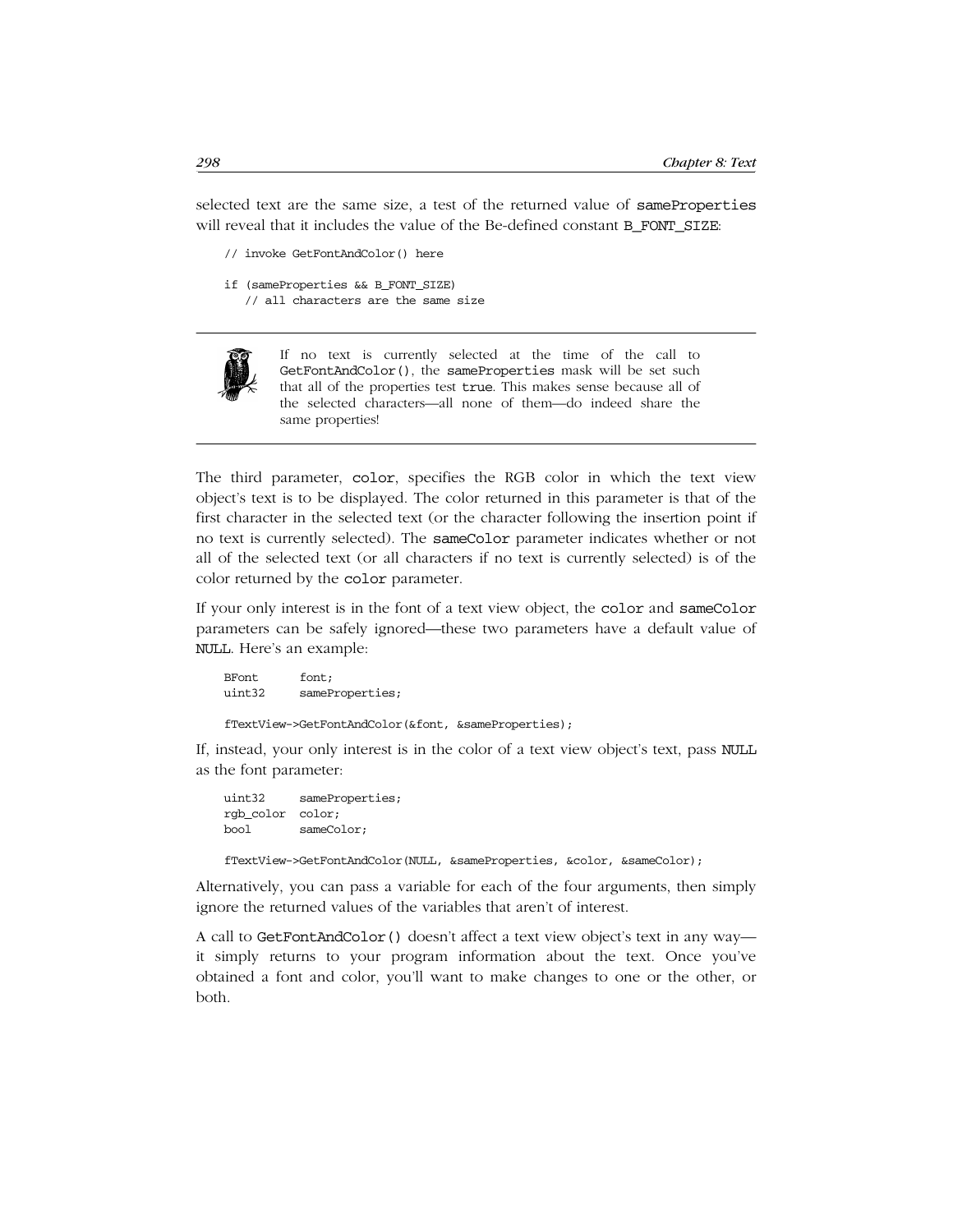selected text are the same size, a test of the returned value of `sameProperties` will reveal that it includes the value of the Be-defined constant `B_FONT_SIZE`:

```
// invoke GetFontAndColor() here

if (sameProperties && B_FONT_SIZE)
   // all characters are the same size
```

> If no text is currently selected at the time of the call to `GetFontAndColor()`, the `sameProperties` mask will be set such that all of the properties test `true`. This makes sense because all of the selected characters—all none of them—do indeed share the same properties!

The third parameter, `color`, specifies the RGB color in which the text view object's text is to be displayed. The color returned in this parameter is that of the first character in the selected text (or the character following the insertion point if no text is currently selected). The `sameColor` parameter indicates whether or not all of the selected text (or all characters if no text is currently selected) is of the color returned by the `color` parameter.

If your only interest is in the font of a text view object, the `color` and `sameColor` parameters can be safely ignored—these two parameters have a default value of `NULL`. Here's an example:

```
BFont      font;
uint32     sameProperties;

fTextView->GetFontAndColor(&font, &sameProperties);
```

If, instead, your only interest is in the color of a text view object's text, pass `NULL` as the font parameter:

```
uint32     sameProperties;
rgb_color  color;
bool       sameColor;

fTextView->GetFontAndColor(NULL, &sameProperties, &color, &sameColor);
```

Alternatively, you can pass a variable for each of the four arguments, then simply ignore the returned values of the variables that aren't of interest.

A call to `GetFontAndColor()` doesn't affect a text view object's text in any way—it simply returns to your program information about the text. Once you've obtained a font and color, you'll want to make changes to one or the other, or both.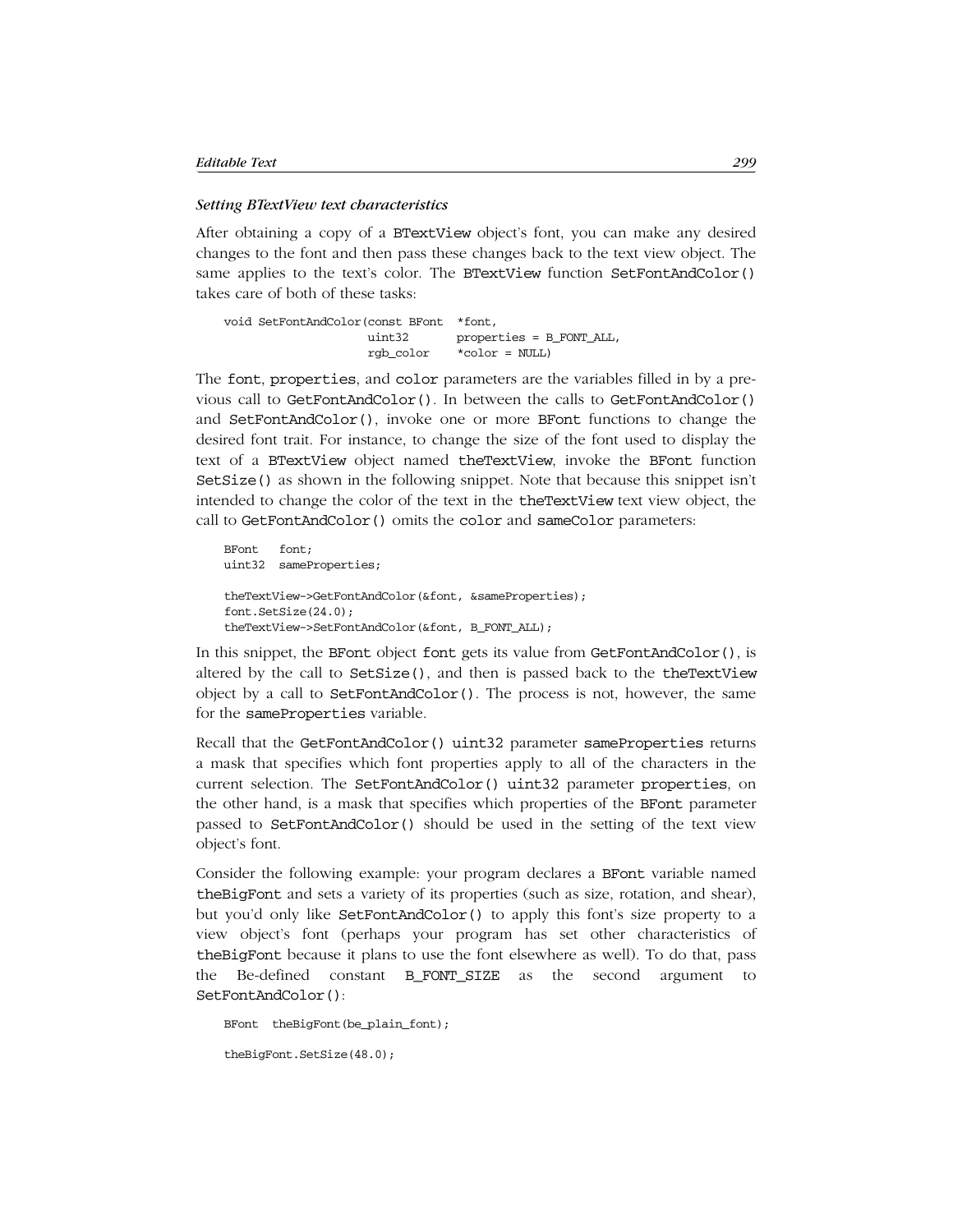### *Setting BTextView text characteristics*

After obtaining a copy of a BTextView object's font, you can make any desired changes to the font and then pass these changes back to the text view object. The same applies to the text's color. The BTextView function SetFontAndColor() takes care of both of these tasks:

```
void SetFontAndColor(const BFont  *font,
                     uint32       properties = B_FONT_ALL,
                     rgb_color    *color = NULL)
```

The font, properties, and color parameters are the variables filled in by a previous call to GetFontAndColor(). In between the calls to GetFontAndColor() and SetFontAndColor(), invoke one or more BFont functions to change the desired font trait. For instance, to change the size of the font used to display the text of a BTextView object named theTextView, invoke the BFont function SetSize() as shown in the following snippet. Note that because this snippet isn't intended to change the color of the text in the theTextView text view object, the call to GetFontAndColor() omits the color and sameColor parameters:

```
BFont   font;
uint32  sameProperties;

theTextView->GetFontAndColor(&font, &sameProperties);
font.SetSize(24.0);
theTextView->SetFontAndColor(&font, B_FONT_ALL);
```

In this snippet, the BFont object font gets its value from GetFontAndColor(), is altered by the call to SetSize(), and then is passed back to the theTextView object by a call to SetFontAndColor(). The process is not, however, the same for the sameProperties variable.

Recall that the GetFontAndColor() uint32 parameter sameProperties returns a mask that specifies which font properties apply to all of the characters in the current selection. The SetFontAndColor() uint32 parameter properties, on the other hand, is a mask that specifies which properties of the BFont parameter passed to SetFontAndColor() should be used in the setting of the text view object's font.

Consider the following example: your program declares a BFont variable named theBigFont and sets a variety of its properties (such as size, rotation, and shear), but you'd only like SetFontAndColor() to apply this font's size property to a view object's font (perhaps your program has set other characteristics of theBigFont because it plans to use the font elsewhere as well). To do that, pass the Be-defined constant B_FONT_SIZE as the second argument to SetFontAndColor():

```
BFont  theBigFont(be_plain_font);

theBigFont.SetSize(48.0);
```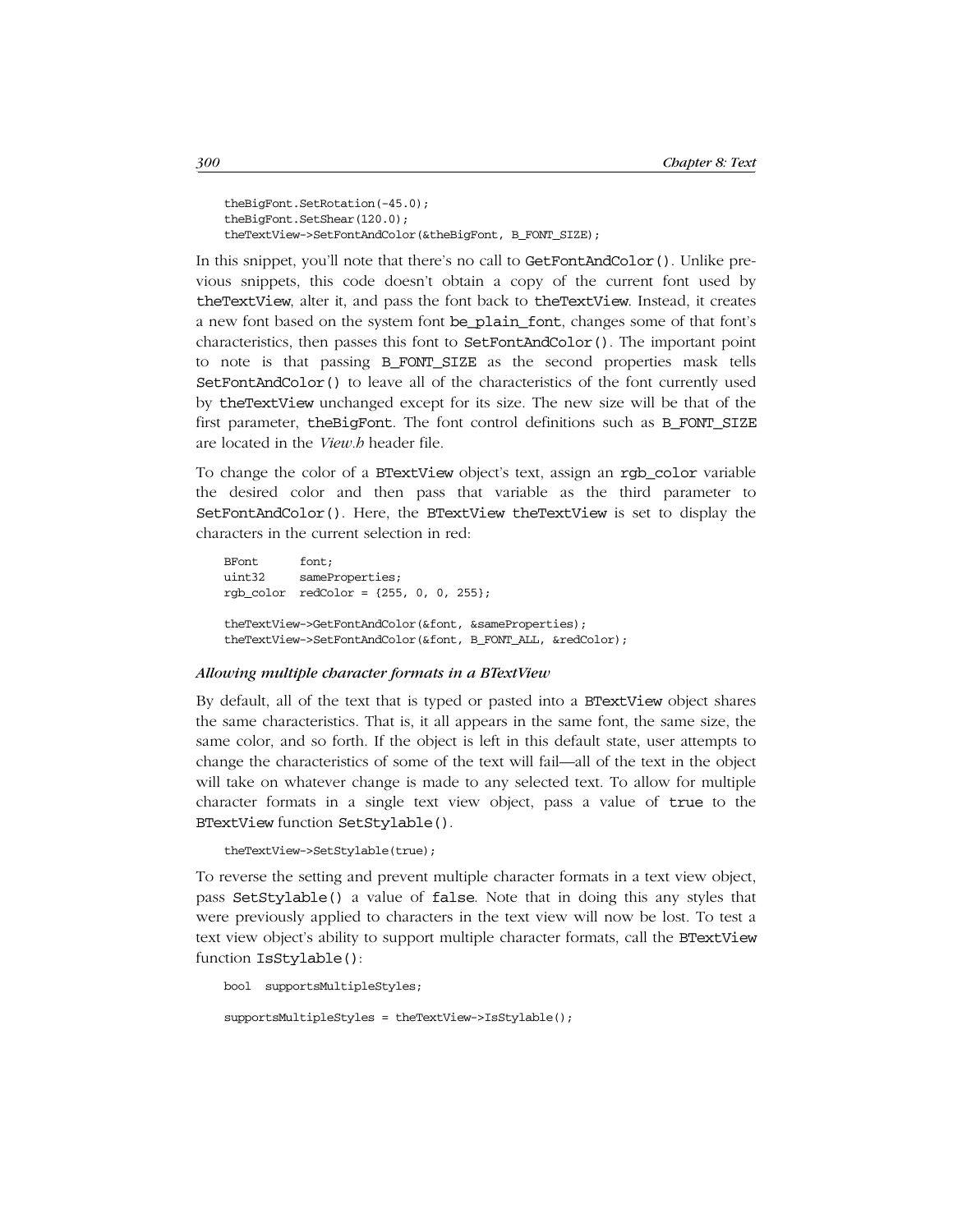```
theBigFont.SetRotation(-45.0);
theBigFont.SetShear(120.0);
theTextView->SetFontAndColor(&theBigFont, B_FONT_SIZE);
```

In this snippet, you'll note that there's no call to GetFontAndColor(). Unlike previous snippets, this code doesn't obtain a copy of the current font used by theTextView, alter it, and pass the font back to theTextView. Instead, it creates a new font based on the system font be_plain_font, changes some of that font's characteristics, then passes this font to SetFontAndColor(). The important point to note is that passing B_FONT_SIZE as the second properties mask tells SetFontAndColor() to leave all of the characteristics of the font currently used by theTextView unchanged except for its size. The new size will be that of the first parameter, theBigFont. The font control definitions such as B_FONT_SIZE are located in the *View.h* header file.

To change the color of a BTextView object's text, assign an rgb_color variable the desired color and then pass that variable as the third parameter to SetFontAndColor(). Here, the BTextView theTextView is set to display the characters in the current selection in red:

```
BFont      font;
uint32     sameProperties;
rgb_color  redColor = {255, 0, 0, 255};

theTextView->GetFontAndColor(&font, &sameProperties);
theTextView->SetFontAndColor(&font, B_FONT_ALL, &redColor);
```

#### *Allowing multiple character formats in a BTextView*

By default, all of the text that is typed or pasted into a BTextView object shares the same characteristics. That is, it all appears in the same font, the same size, the same color, and so forth. If the object is left in this default state, user attempts to change the characteristics of some of the text will fail—all of the text in the object will take on whatever change is made to any selected text. To allow for multiple character formats in a single text view object, pass a value of true to the BTextView function SetStylable().

```
theTextView->SetStylable(true);
```

To reverse the setting and prevent multiple character formats in a text view object, pass SetStylable() a value of false. Note that in doing this any styles that were previously applied to characters in the text view will now be lost. To test a text view object's ability to support multiple character formats, call the BTextView function IsStylable():

```
bool  supportsMultipleStyles;

supportsMultipleStyles = theTextView->IsStylable();
```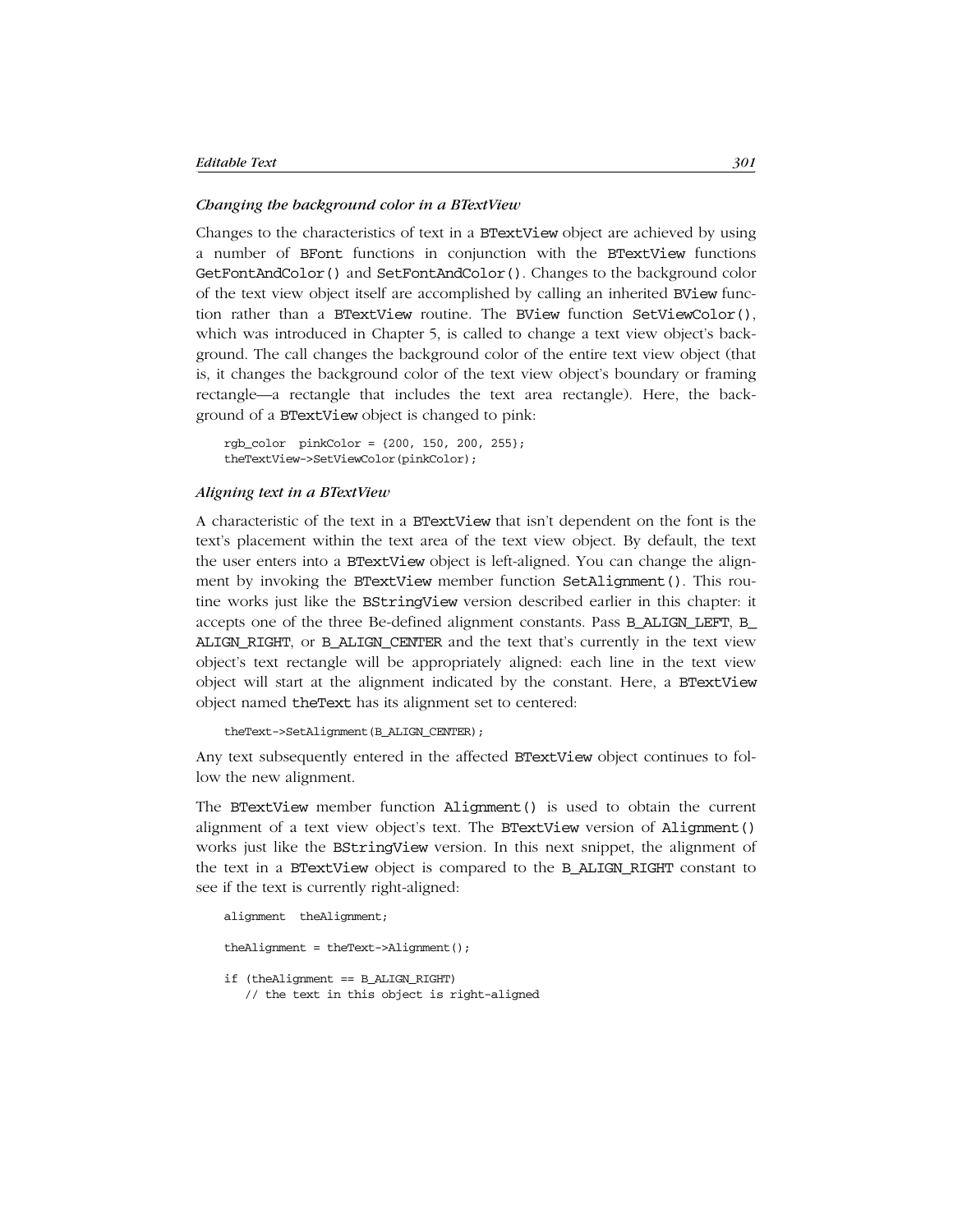### *Changing the background color in a BTextView*

Changes to the characteristics of text in a BTextView object are achieved by using a number of BFont functions in conjunction with the BTextView functions GetFontAndColor() and SetFontAndColor(). Changes to the background color of the text view object itself are accomplished by calling an inherited BView function rather than a BTextView routine. The BView function SetViewColor(), which was introduced in Chapter 5, is called to change a text view object's background. The call changes the background color of the entire text view object (that is, it changes the background color of the text view object's boundary or framing rectangle—a rectangle that includes the text area rectangle). Here, the background of a BTextView object is changed to pink:

```
rgb_color  pinkColor = {200, 150, 200, 255};
theTextView->SetViewColor(pinkColor);
```

### *Aligning text in a BTextView*

A characteristic of the text in a BTextView that isn't dependent on the font is the text's placement within the text area of the text view object. By default, the text the user enters into a BTextView object is left-aligned. You can change the alignment by invoking the BTextView member function SetAlignment(). This routine works just like the BStringView version described earlier in this chapter: it accepts one of the three Be-defined alignment constants. Pass B_ALIGN_LEFT, B_ALIGN_RIGHT, or B_ALIGN_CENTER and the text that's currently in the text view object's text rectangle will be appropriately aligned: each line in the text view object will start at the alignment indicated by the constant. Here, a BTextView object named theText has its alignment set to centered:

```
theText->SetAlignment(B_ALIGN_CENTER);
```

Any text subsequently entered in the affected BTextView object continues to follow the new alignment.

The BTextView member function Alignment() is used to obtain the current alignment of a text view object's text. The BTextView version of Alignment() works just like the BStringView version. In this next snippet, the alignment of the text in a BTextView object is compared to the B_ALIGN_RIGHT constant to see if the text is currently right-aligned:

```
alignment  theAlignment;

theAlignment = theText->Alignment();

if (theAlignment == B_ALIGN_RIGHT)
   // the text in this object is right-aligned
```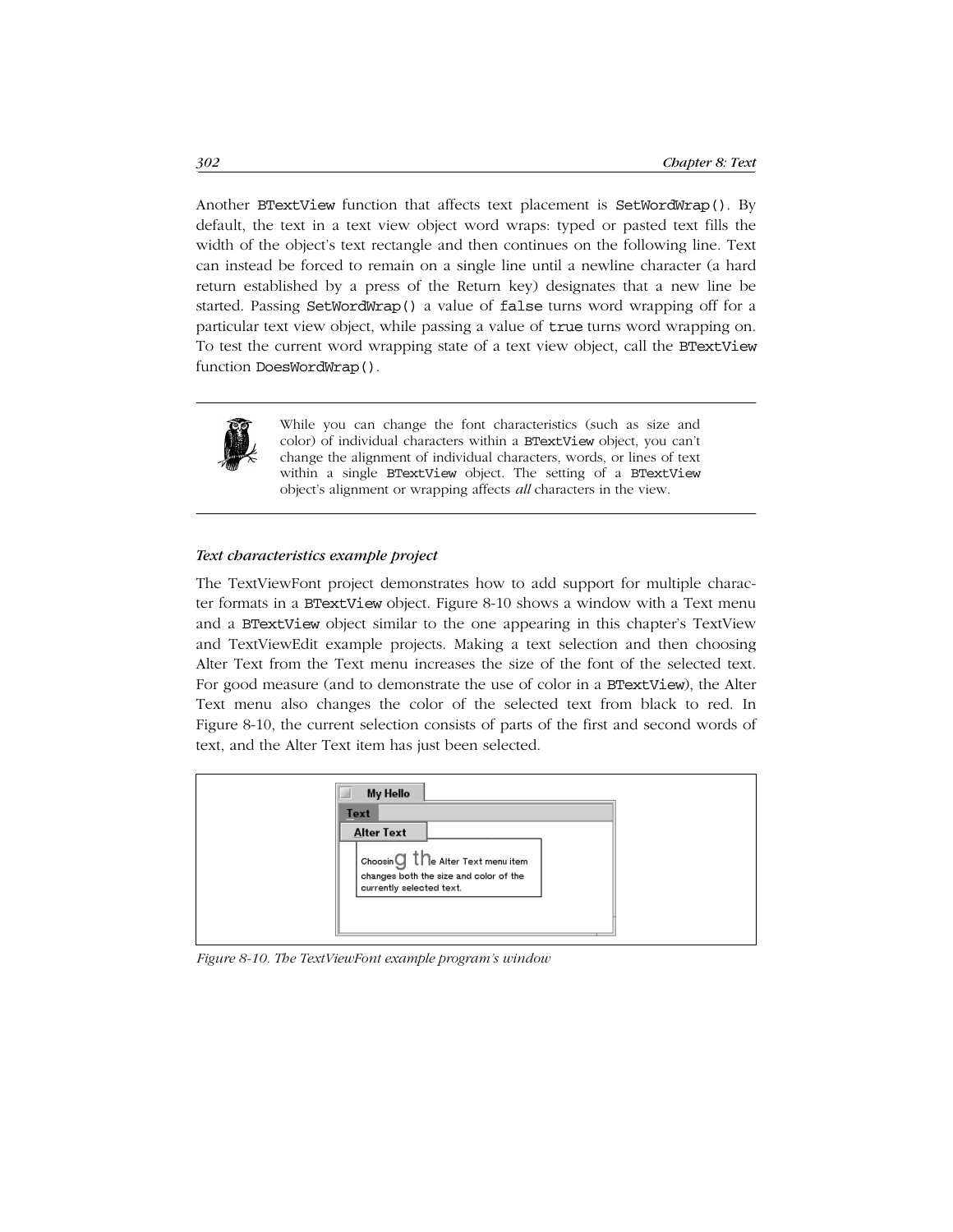Another BTextView function that affects text placement is SetWordWrap(). By default, the text in a text view object word wraps: typed or pasted text fills the width of the object's text rectangle and then continues on the following line. Text can instead be forced to remain on a single line until a newline character (a hard return established by a press of the Return key) designates that a new line be started. Passing SetWordWrap() a value of false turns word wrapping off for a particular text view object, while passing a value of true turns word wrapping on. To test the current word wrapping state of a text view object, call the BTextView function DoesWordWrap().

---

While you can change the font characteristics (such as size and color) of individual characters within a BTextView object, you can't change the alignment of individual characters, words, or lines of text within a single BTextView object. The setting of a BTextView object's alignment or wrapping affects *all* characters in the view.

---

#### *Text characteristics example project*

The TextViewFont project demonstrates how to add support for multiple character formats in a BTextView object. Figure 8-10 shows a window with a Text menu and a BTextView object similar to the one appearing in this chapter's TextView and TextViewEdit example projects. Making a text selection and then choosing Alter Text from the Text menu increases the size of the font of the selected text. For good measure (and to demonstrate the use of color in a BTextView), the Alter Text menu also changes the color of the selected text from black to red. In Figure 8-10, the current selection consists of parts of the first and second words of text, and the Alter Text item has just been selected.

My Hello

Text

Alter Text

Choosing the Alter Text menu item changes both the size and color of the currently selected text.

*Figure 8-10. The TextViewFont example program's window*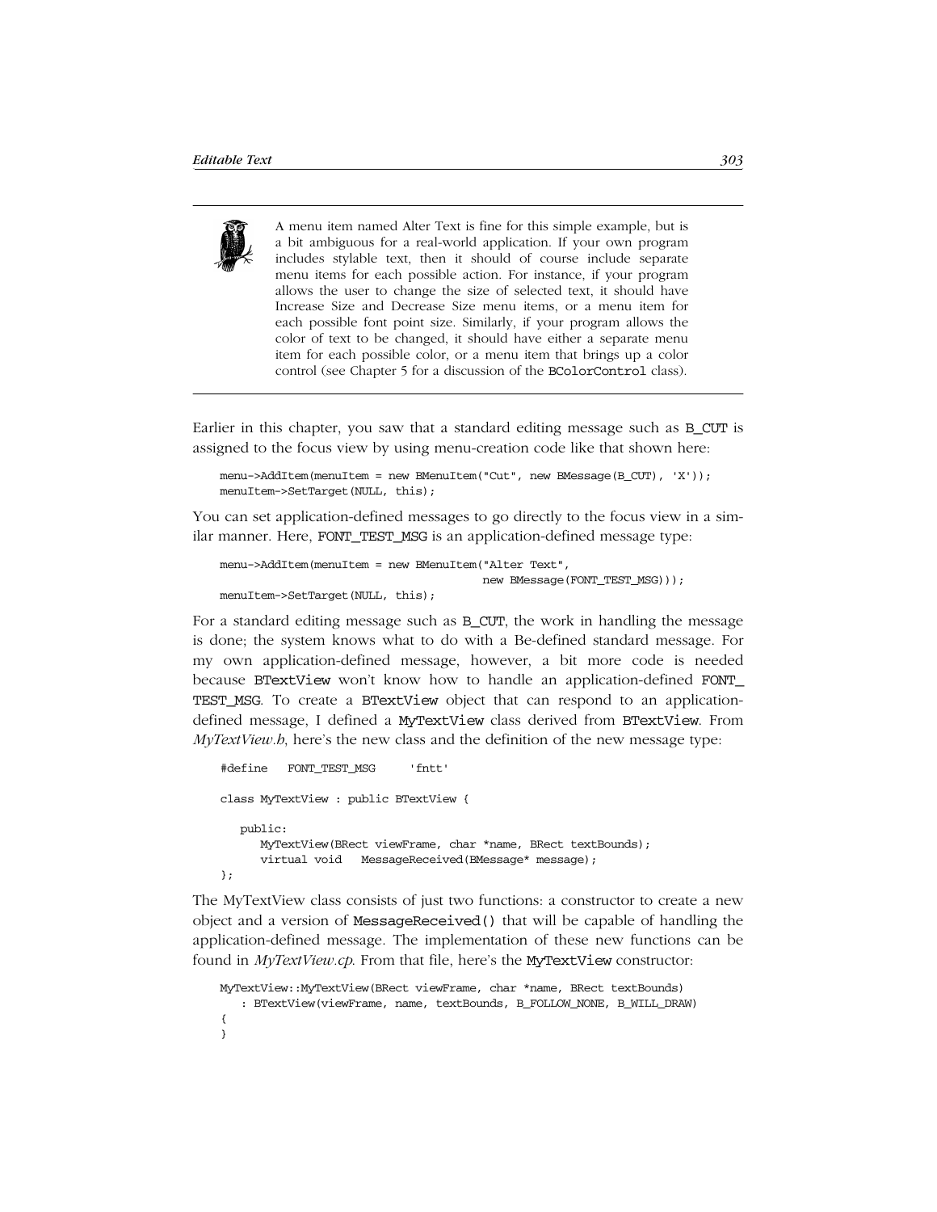> A menu item named Alter Text is fine for this simple example, but is a bit ambiguous for a real-world application. If your own program includes stylable text, then it should of course include separate menu items for each possible action. For instance, if your program allows the user to change the size of selected text, it should have Increase Size and Decrease Size menu items, or a menu item for each possible font point size. Similarly, if your program allows the color of text to be changed, it should have either a separate menu item for each possible color, or a menu item that brings up a color control (see Chapter 5 for a discussion of the `BColorControl` class).

Earlier in this chapter, you saw that a standard editing message such as `B_CUT` is assigned to the focus view by using menu-creation code like that shown here:

```
menu->AddItem(menuItem = new BMenuItem("Cut", new BMessage(B_CUT), 'X'));
menuItem->SetTarget(NULL, this);
```

You can set application-defined messages to go directly to the focus view in a similar manner. Here, `FONT_TEST_MSG` is an application-defined message type:

```
menu->AddItem(menuItem = new BMenuItem("Alter Text",
                                       new BMessage(FONT_TEST_MSG)));
menuItem->SetTarget(NULL, this);
```

For a standard editing message such as `B_CUT`, the work in handling the message is done; the system knows what to do with a Be-defined standard message. For my own application-defined message, however, a bit more code is needed because `BTextView` won't know how to handle an application-defined `FONT_TEST_MSG`. To create a `BTextView` object that can respond to an application-defined message, I defined a `MyTextView` class derived from `BTextView`. From *MyTextView.h*, here's the new class and the definition of the new message type:

```
#define   FONT_TEST_MSG     'fntt'

class MyTextView : public BTextView {

   public:
      MyTextView(BRect viewFrame, char *name, BRect textBounds);
      virtual void   MessageReceived(BMessage* message);
};
```

The MyTextView class consists of just two functions: a constructor to create a new object and a version of `MessageReceived()` that will be capable of handling the application-defined message. The implementation of these new functions can be found in *MyTextView.cp*. From that file, here's the `MyTextView` constructor:

```
MyTextView::MyTextView(BRect viewFrame, char *name, BRect textBounds)
   : BTextView(viewFrame, name, textBounds, B_FOLLOW_NONE, B_WILL_DRAW)
{
}
```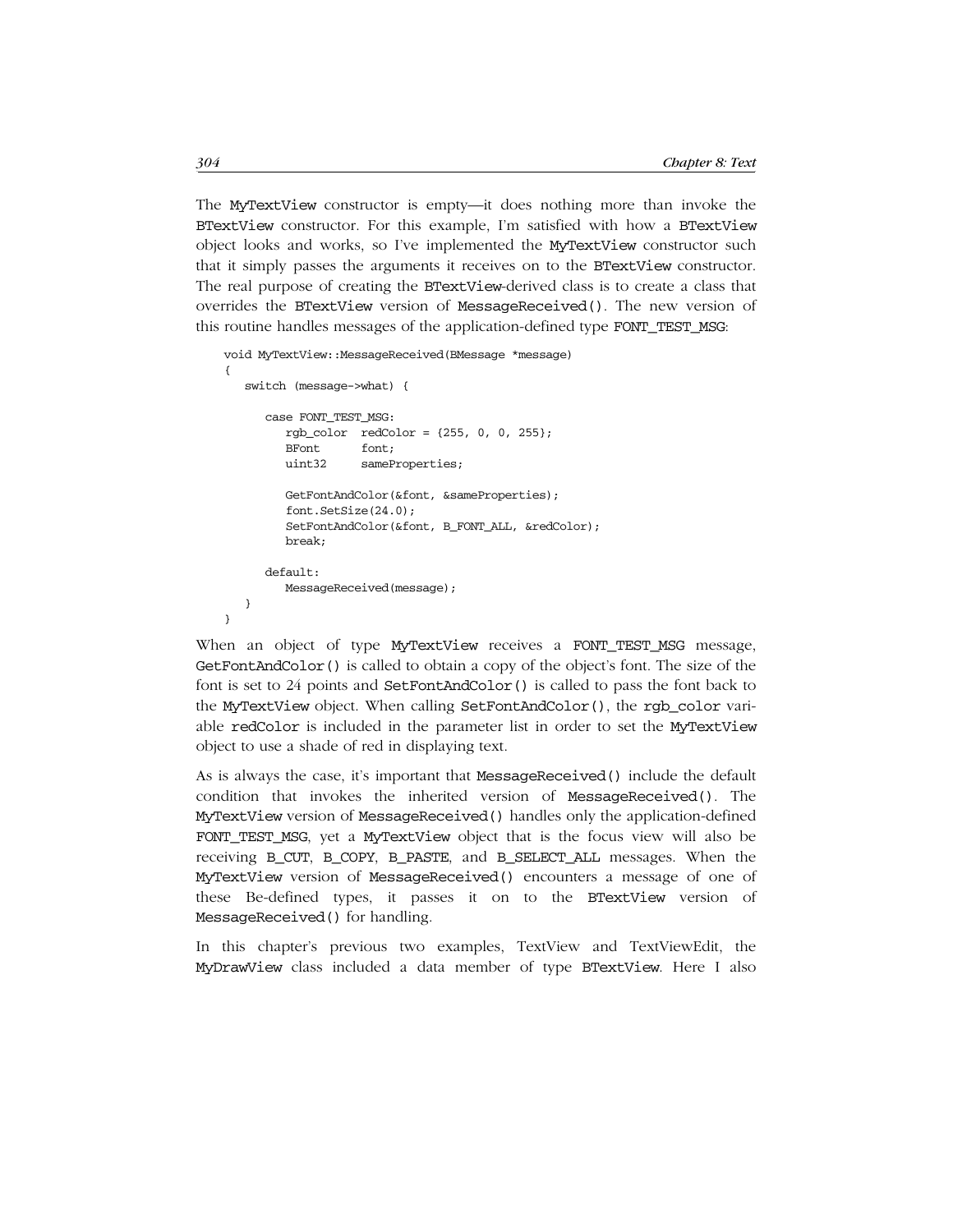The MyTextView constructor is empty—it does nothing more than invoke the BTextView constructor. For this example, I'm satisfied with how a BTextView object looks and works, so I've implemented the MyTextView constructor such that it simply passes the arguments it receives on to the BTextView constructor. The real purpose of creating the BTextView-derived class is to create a class that overrides the BTextView version of MessageReceived(). The new version of this routine handles messages of the application-defined type FONT_TEST_MSG:

```
void MyTextView::MessageReceived(BMessage *message)
{
   switch (message->what) {

      case FONT_TEST_MSG:
         rgb_color  redColor = {255, 0, 0, 255};
         BFont      font;
         uint32     sameProperties;

         GetFontAndColor(&font, &sameProperties);
         font.SetSize(24.0);
         SetFontAndColor(&font, B_FONT_ALL, &redColor);
         break;

      default:
         MessageReceived(message);
   }
}
```

When an object of type MyTextView receives a FONT_TEST_MSG message, GetFontAndColor() is called to obtain a copy of the object's font. The size of the font is set to 24 points and SetFontAndColor() is called to pass the font back to the MyTextView object. When calling SetFontAndColor(), the rgb_color variable redColor is included in the parameter list in order to set the MyTextView object to use a shade of red in displaying text.

As is always the case, it's important that MessageReceived() include the default condition that invokes the inherited version of MessageReceived(). The MyTextView version of MessageReceived() handles only the application-defined FONT_TEST_MSG, yet a MyTextView object that is the focus view will also be receiving B_CUT, B_COPY, B_PASTE, and B_SELECT_ALL messages. When the MyTextView version of MessageReceived() encounters a message of one of these Be-defined types, it passes it on to the BTextView version of MessageReceived() for handling.

In this chapter's previous two examples, TextView and TextViewEdit, the MyDrawView class included a data member of type BTextView. Here I also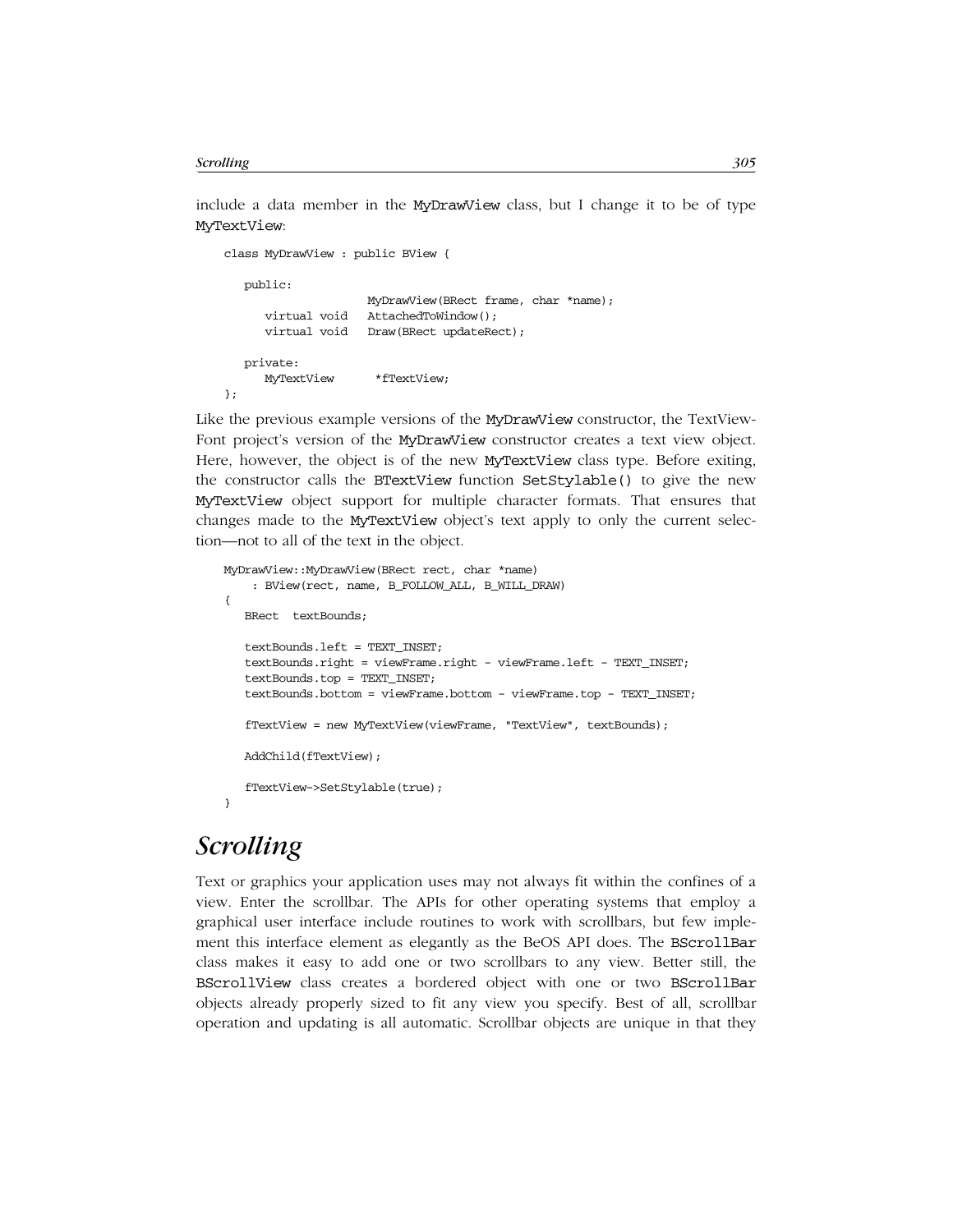include a data member in the MyDrawView class, but I change it to be of type MyTextView:

```
class MyDrawView : public BView {

   public:
                      MyDrawView(BRect frame, char *name);
      virtual void    AttachedToWindow();
      virtual void    Draw(BRect updateRect);

   private:
      MyTextView       *fTextView;
};
```

Like the previous example versions of the MyDrawView constructor, the TextView-Font project's version of the MyDrawView constructor creates a text view object. Here, however, the object is of the new MyTextView class type. Before exiting, the constructor calls the BTextView function SetStylable() to give the new MyTextView object support for multiple character formats. That ensures that changes made to the MyTextView object's text apply to only the current selection—not to all of the text in the object.

```
MyDrawView::MyDrawView(BRect rect, char *name)
    : BView(rect, name, B_FOLLOW_ALL, B_WILL_DRAW)
{
   BRect  textBounds;

   textBounds.left = TEXT_INSET;
   textBounds.right = viewFrame.right - viewFrame.left - TEXT_INSET;
   textBounds.top = TEXT_INSET;
   textBounds.bottom = viewFrame.bottom - viewFrame.top - TEXT_INSET;

   fTextView = new MyTextView(viewFrame, "TextView", textBounds);

   AddChild(fTextView);

   fTextView->SetStylable(true);
}
```

# *Scrolling*

Text or graphics your application uses may not always fit within the confines of a view. Enter the scrollbar. The APIs for other operating systems that employ a graphical user interface include routines to work with scrollbars, but few implement this interface element as elegantly as the BeOS API does. The BScrollBar class makes it easy to add one or two scrollbars to any view. Better still, the BScrollView class creates a bordered object with one or two BScrollBar objects already properly sized to fit any view you specify. Best of all, scrollbar operation and updating is all automatic. Scrollbar objects are unique in that they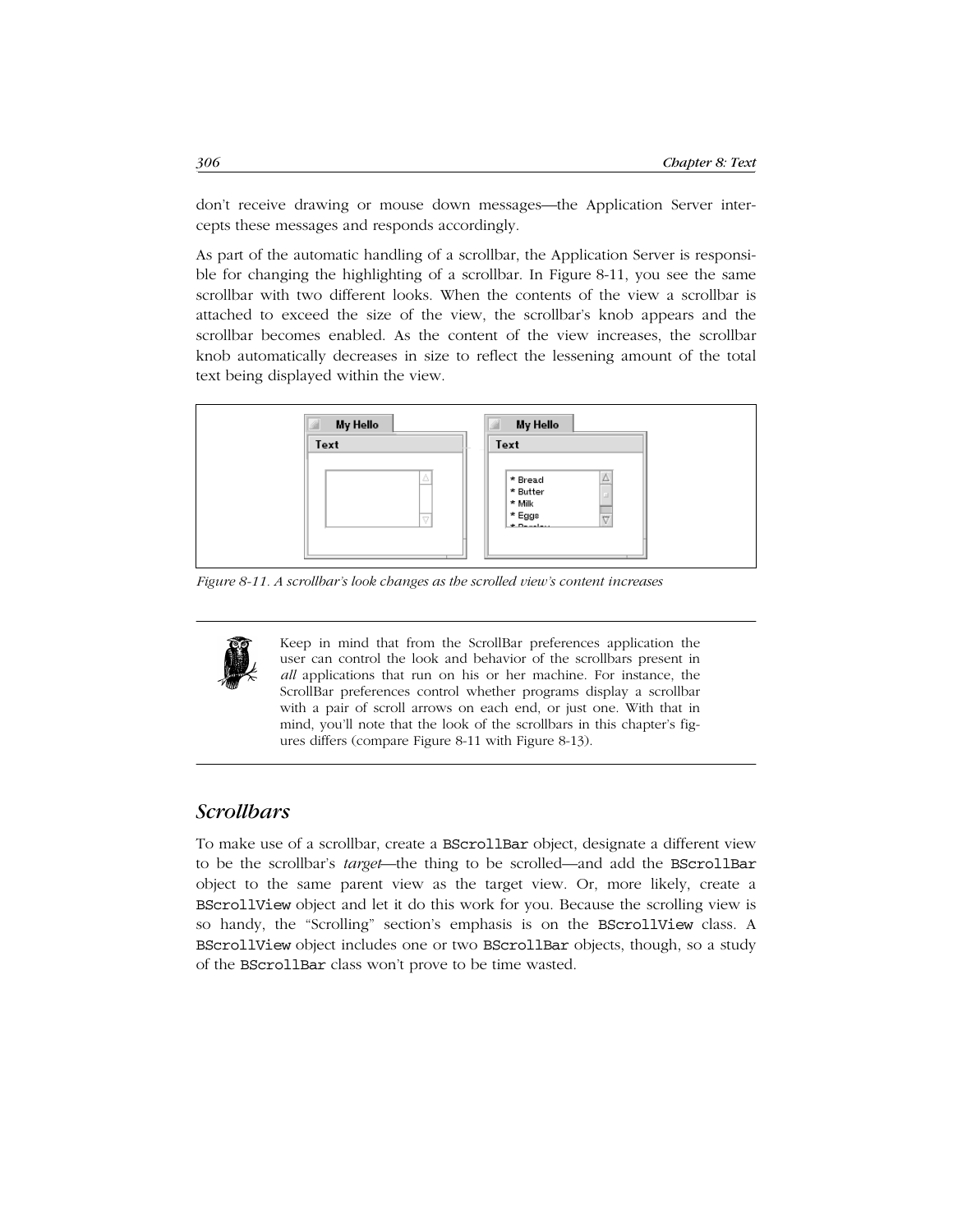don't receive drawing or mouse down messages—the Application Server intercepts these messages and responds accordingly.

As part of the automatic handling of a scrollbar, the Application Server is responsible for changing the highlighting of a scrollbar. In Figure 8-11, you see the same scrollbar with two different looks. When the contents of the view a scrollbar is attached to exceed the size of the view, the scrollbar's knob appears and the scrollbar becomes enabled. As the content of the view increases, the scrollbar knob automatically decreases in size to reflect the lessening amount of the total text being displayed within the view.

*Figure 8-11. A scrollbar's look changes as the scrolled view's content increases*

> Keep in mind that from the ScrollBar preferences application the user can control the look and behavior of the scrollbars present in *all* applications that run on his or her machine. For instance, the ScrollBar preferences control whether programs display a scrollbar with a pair of scroll arrows on each end, or just one. With that in mind, you'll note that the look of the scrollbars in this chapter's figures differs (compare Figure 8-11 with Figure 8-13).

## *Scrollbars*

To make use of a scrollbar, create a `BScrollBar` object, designate a different view to be the scrollbar's *target*—the thing to be scrolled—and add the `BScrollBar` object to the same parent view as the target view. Or, more likely, create a `BScrollView` object and let it do this work for you. Because the scrolling view is so handy, the "Scrolling" section's emphasis is on the `BScrollView` class. A `BScrollView` object includes one or two `BScrollBar` objects, though, so a study of the `BScrollBar` class won't prove to be time wasted.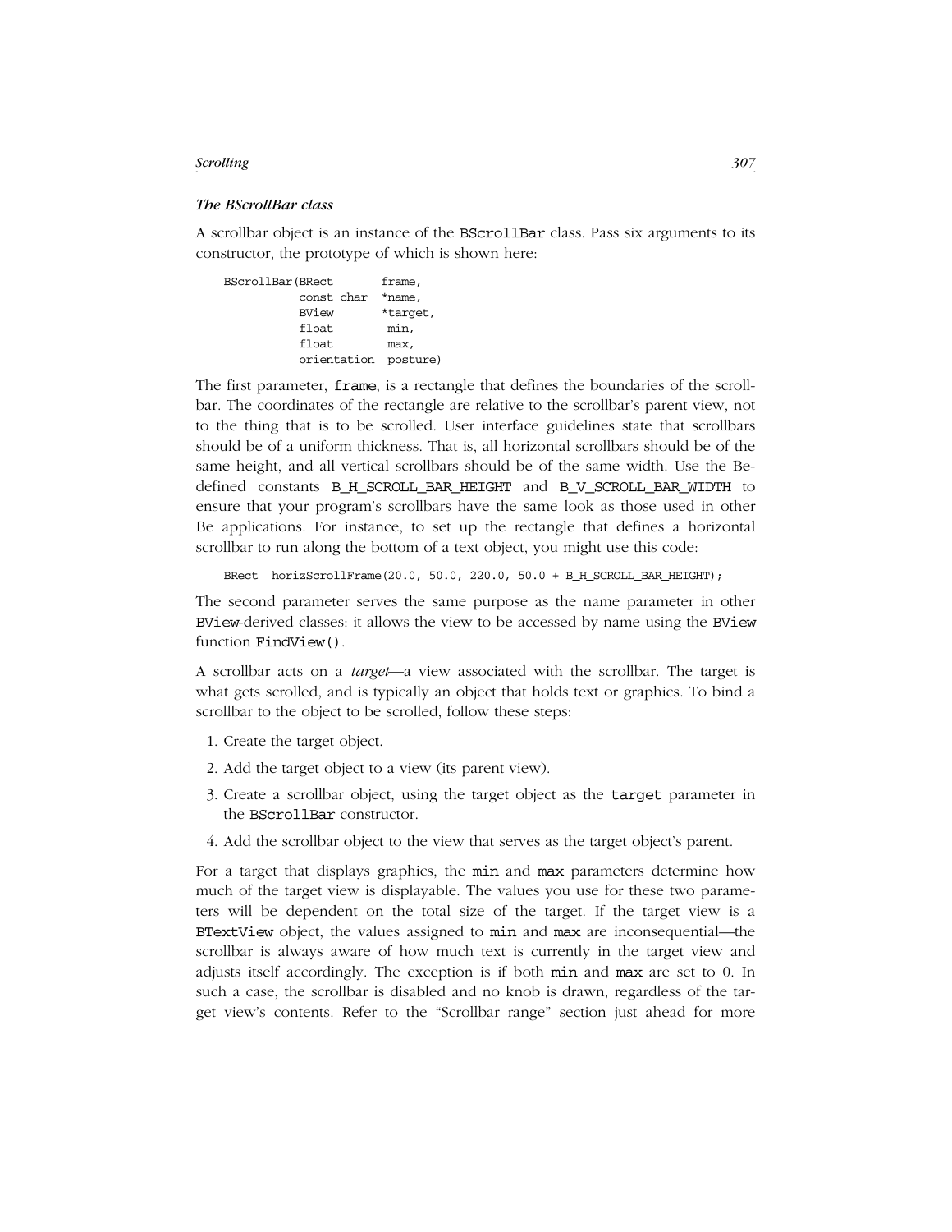### *The BScrollBar class*

A scrollbar object is an instance of the `BScrollBar` class. Pass six arguments to its constructor, the prototype of which is shown here:

```
BScrollBar(BRect       frame,
           const char  *name,
           BView       *target,
           float        min,
           float        max,
           orientation  posture)
```

The first parameter, `frame`, is a rectangle that defines the boundaries of the scrollbar. The coordinates of the rectangle are relative to the scrollbar's parent view, not to the thing that is to be scrolled. User interface guidelines state that scrollbars should be of a uniform thickness. That is, all horizontal scrollbars should be of the same height, and all vertical scrollbars should be of the same width. Use the Be-defined constants `B_H_SCROLL_BAR_HEIGHT` and `B_V_SCROLL_BAR_WIDTH` to ensure that your program's scrollbars have the same look as those used in other Be applications. For instance, to set up the rectangle that defines a horizontal scrollbar to run along the bottom of a text object, you might use this code:

```
BRect  horizScrollFrame(20.0, 50.0, 220.0, 50.0 + B_H_SCROLL_BAR_HEIGHT);
```

The second parameter serves the same purpose as the name parameter in other `BView`-derived classes: it allows the view to be accessed by name using the `BView` function `FindView()`.

A scrollbar acts on a *target*—a view associated with the scrollbar. The target is what gets scrolled, and is typically an object that holds text or graphics. To bind a scrollbar to the object to be scrolled, follow these steps:

1. Create the target object.
2. Add the target object to a view (its parent view).
3. Create a scrollbar object, using the target object as the `target` parameter in the `BScrollBar` constructor.
4. Add the scrollbar object to the view that serves as the target object's parent.

For a target that displays graphics, the `min` and `max` parameters determine how much of the target view is displayable. The values you use for these two parameters will be dependent on the total size of the target. If the target view is a `BTextView` object, the values assigned to `min` and `max` are inconsequential—the scrollbar is always aware of how much text is currently in the target view and adjusts itself accordingly. The exception is if both `min` and `max` are set to 0. In such a case, the scrollbar is disabled and no knob is drawn, regardless of the target view's contents. Refer to the "Scrollbar range" section just ahead for more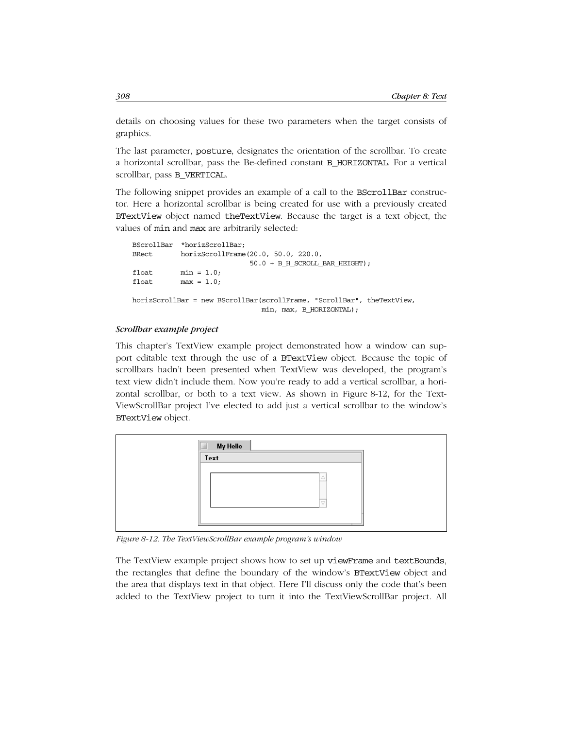details on choosing values for these two parameters when the target consists of graphics.

The last parameter, `posture`, designates the orientation of the scrollbar. To create a horizontal scrollbar, pass the Be-defined constant `B_HORIZONTAL`. For a vertical scrollbar, pass `B_VERTICAL`.

The following snippet provides an example of a call to the `BScrollBar` constructor. Here a horizontal scrollbar is being created for use with a previously created `BTextView` object named `theTextView`. Because the target is a text object, the values of `min` and `max` are arbitrarily selected:

```
BScrollBar  *horizScrollBar;
BRect       horizScrollFrame(20.0, 50.0, 220.0,
                             50.0 + B_H_SCROLL_BAR_HEIGHT);
float       min = 1.0;
float       max = 1.0;

horizScrollBar = new BScrollBar(scrollFrame, "ScrollBar", theTextView,
                                min, max, B_HORIZONTAL);
```

#### *Scrollbar example project*

This chapter's TextView example project demonstrated how a window can support editable text through the use of a `BTextView` object. Because the topic of scrollbars hadn't been presented when TextView was developed, the program's text view didn't include them. Now you're ready to add a vertical scrollbar, a horizontal scrollbar, or both to a text view. As shown in Figure 8-12, for the TextViewScrollBar project I've elected to add just a vertical scrollbar to the window's `BTextView` object.

*Figure 8-12. The TextViewScrollBar example program's window*

The TextView example project shows how to set up `viewFrame` and `textBounds`, the rectangles that define the boundary of the window's `BTextView` object and the area that displays text in that object. Here I'll discuss only the code that's been added to the TextView project to turn it into the TextViewScrollBar project. All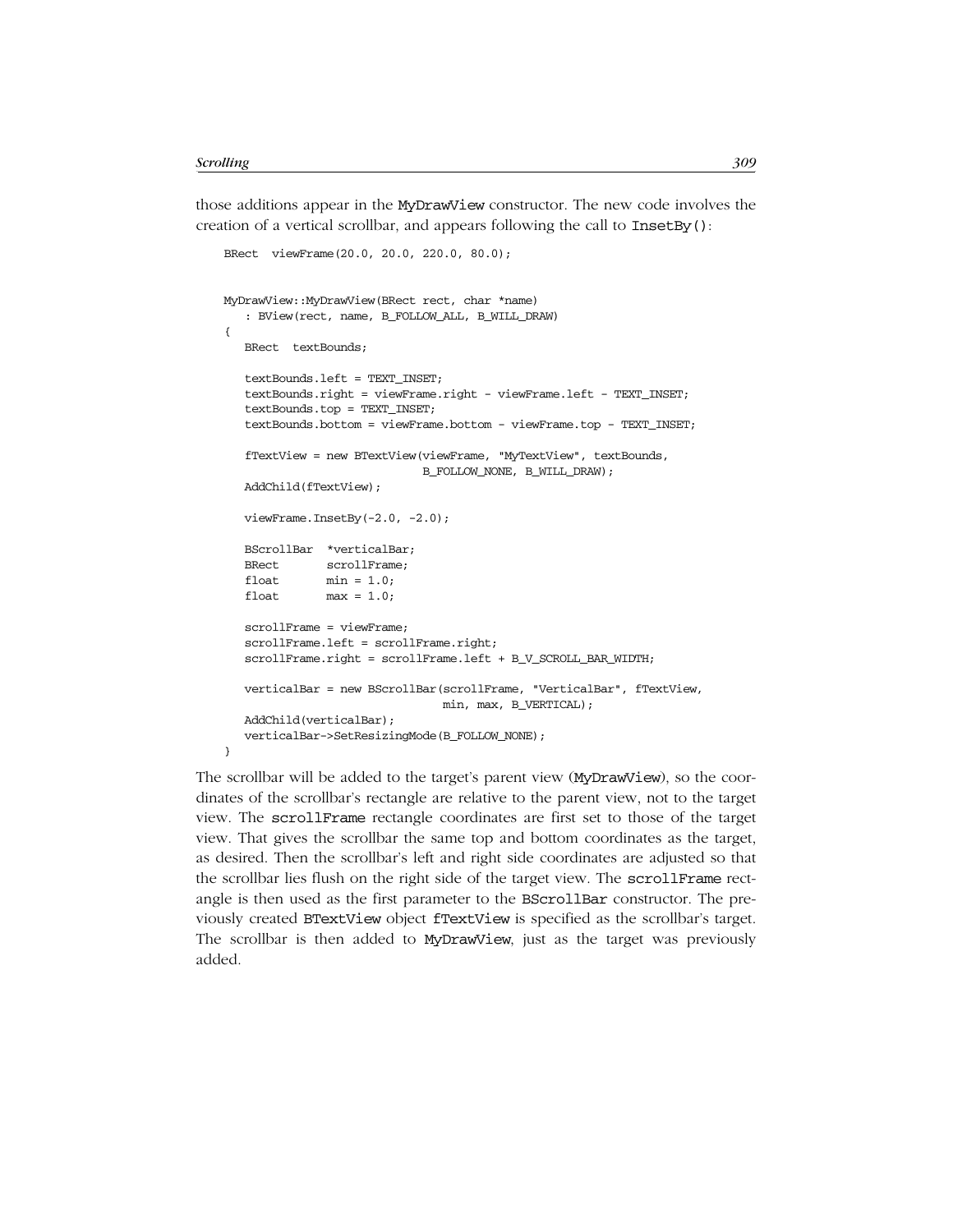those additions appear in the MyDrawView constructor. The new code involves the creation of a vertical scrollbar, and appears following the call to InsetBy():

```
BRect  viewFrame(20.0, 20.0, 220.0, 80.0);


MyDrawView::MyDrawView(BRect rect, char *name)
   : BView(rect, name, B_FOLLOW_ALL, B_WILL_DRAW)
{
   BRect  textBounds;

   textBounds.left = TEXT_INSET;
   textBounds.right = viewFrame.right - viewFrame.left - TEXT_INSET;
   textBounds.top = TEXT_INSET;
   textBounds.bottom = viewFrame.bottom - viewFrame.top - TEXT_INSET;

   fTextView = new BTextView(viewFrame, "MyTextView", textBounds,
                             B_FOLLOW_NONE, B_WILL_DRAW);
   AddChild(fTextView);

   viewFrame.InsetBy(-2.0, -2.0);

   BScrollBar  *verticalBar;
   BRect       scrollFrame;
   float       min = 1.0;
   float       max = 1.0;

   scrollFrame = viewFrame;
   scrollFrame.left = scrollFrame.right;
   scrollFrame.right = scrollFrame.left + B_V_SCROLL_BAR_WIDTH;

   verticalBar = new BScrollBar(scrollFrame, "VerticalBar", fTextView,
                                min, max, B_VERTICAL);
   AddChild(verticalBar);
   verticalBar->SetResizingMode(B_FOLLOW_NONE);
}
```

The scrollbar will be added to the target's parent view (MyDrawView), so the coordinates of the scrollbar's rectangle are relative to the parent view, not to the target view. The scrollFrame rectangle coordinates are first set to those of the target view. That gives the scrollbar the same top and bottom coordinates as the target, as desired. Then the scrollbar's left and right side coordinates are adjusted so that the scrollbar lies flush on the right side of the target view. The scrollFrame rectangle is then used as the first parameter to the BScrollBar constructor. The previously created BTextView object fTextView is specified as the scrollbar's target. The scrollbar is then added to MyDrawView, just as the target was previously added.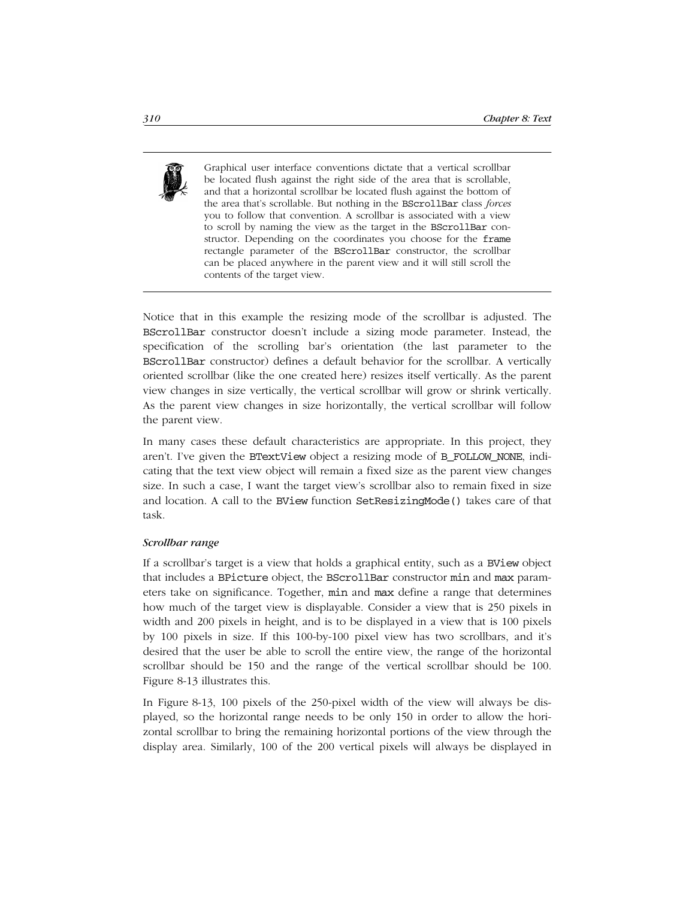> Graphical user interface conventions dictate that a vertical scrollbar be located flush against the right side of the area that is scrollable, and that a horizontal scrollbar be located flush against the bottom of the area that's scrollable. But nothing in the `BScrollBar` class *forces* you to follow that convention. A scrollbar is associated with a view to scroll by naming the view as the target in the `BScrollBar` constructor. Depending on the coordinates you choose for the `frame` rectangle parameter of the `BScrollBar` constructor, the scrollbar can be placed anywhere in the parent view and it will still scroll the contents of the target view.

Notice that in this example the resizing mode of the scrollbar is adjusted. The `BScrollBar` constructor doesn't include a sizing mode parameter. Instead, the specification of the scrolling bar's orientation (the last parameter to the `BScrollBar` constructor) defines a default behavior for the scrollbar. A vertically oriented scrollbar (like the one created here) resizes itself vertically. As the parent view changes in size vertically, the vertical scrollbar will grow or shrink vertically. As the parent view changes in size horizontally, the vertical scrollbar will follow the parent view.

In many cases these default characteristics are appropriate. In this project, they aren't. I've given the `BTextView` object a resizing mode of `B_FOLLOW_NONE`, indicating that the text view object will remain a fixed size as the parent view changes size. In such a case, I want the target view's scrollbar also to remain fixed in size and location. A call to the `BView` function `SetResizingMode()` takes care of that task.

#### *Scrollbar range*

If a scrollbar's target is a view that holds a graphical entity, such as a `BView` object that includes a `BPicture` object, the `BScrollBar` constructor `min` and `max` parameters take on significance. Together, `min` and `max` define a range that determines how much of the target view is displayable. Consider a view that is 250 pixels in width and 200 pixels in height, and is to be displayed in a view that is 100 pixels by 100 pixels in size. If this 100-by-100 pixel view has two scrollbars, and it's desired that the user be able to scroll the entire view, the range of the horizontal scrollbar should be 150 and the range of the vertical scrollbar should be 100. Figure 8-13 illustrates this.

In Figure 8-13, 100 pixels of the 250-pixel width of the view will always be displayed, so the horizontal range needs to be only 150 in order to allow the horizontal scrollbar to bring the remaining horizontal portions of the view through the display area. Similarly, 100 of the 200 vertical pixels will always be displayed in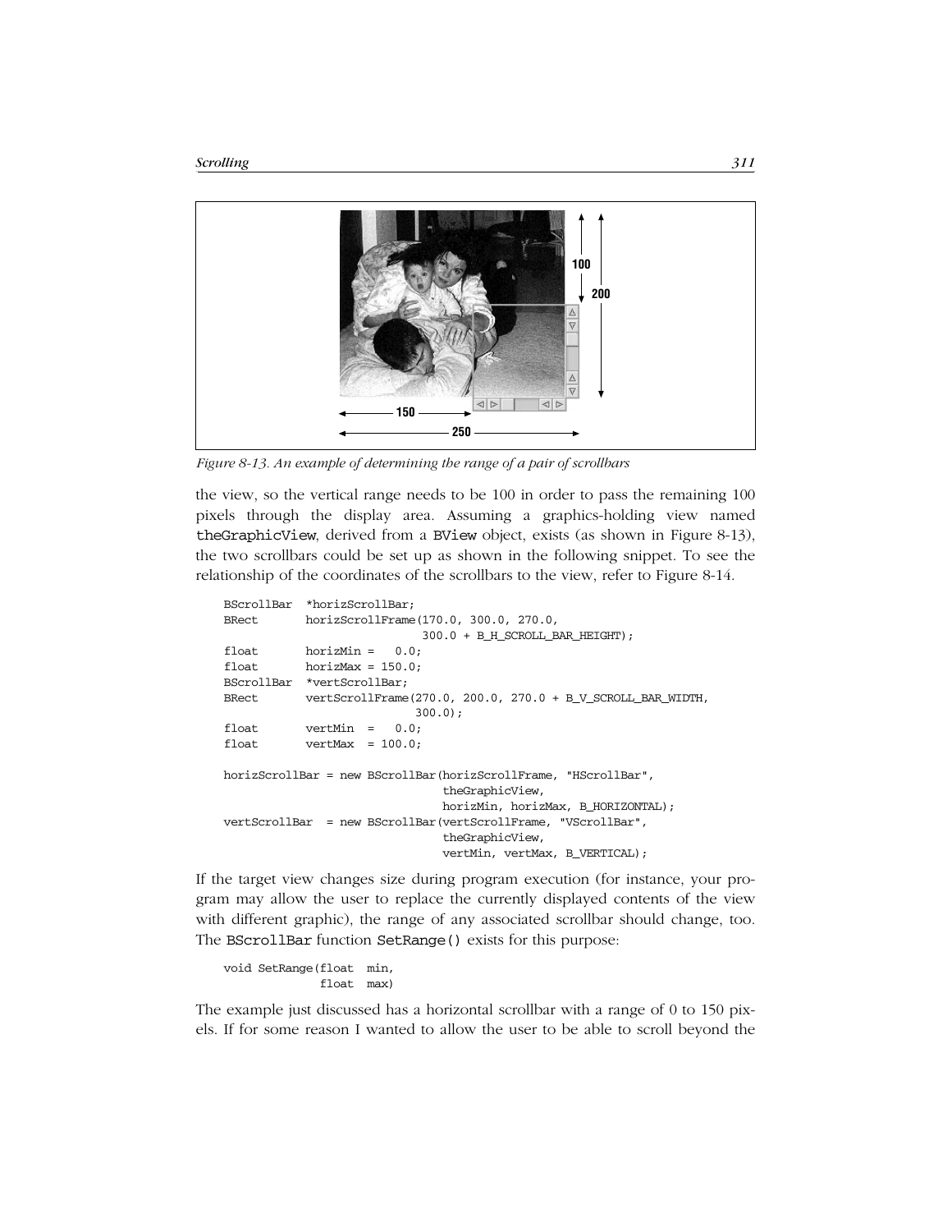*Figure 8-13. An example of determining the range of a pair of scrollbars*

the view, so the vertical range needs to be 100 in order to pass the remaining 100 pixels through the display area. Assuming a graphics-holding view named theGraphicView, derived from a BView object, exists (as shown in Figure 8-13), the two scrollbars could be set up as shown in the following snippet. To see the relationship of the coordinates of the scrollbars to the view, refer to Figure 8-14.

```
BScrollBar  *horizScrollBar;
BRect       horizScrollFrame(170.0, 300.0, 270.0,
                             300.0 + B_H_SCROLL_BAR_HEIGHT);
float       horizMin =   0.0;
float       horizMax = 150.0;
BScrollBar  *vertScrollBar;
BRect       vertScrollFrame(270.0, 200.0, 270.0 + B_V_SCROLL_BAR_WIDTH,
                            300.0);
float       vertMin  =   0.0;
float       vertMax  = 100.0;

horizScrollBar = new BScrollBar(horizScrollFrame, "HScrollBar",
                                theGraphicView,
                                horizMin, horizMax, B_HORIZONTAL);
vertScrollBar  = new BScrollBar(vertScrollFrame, "VScrollBar",
                                theGraphicView,
                                vertMin, vertMax, B_VERTICAL);
```

If the target view changes size during program execution (for instance, your program may allow the user to replace the currently displayed contents of the view with different graphic), the range of any associated scrollbar should change, too. The BScrollBar function SetRange() exists for this purpose:

```
void SetRange(float  min,
              float  max)
```

The example just discussed has a horizontal scrollbar with a range of 0 to 150 pixels. If for some reason I wanted to allow the user to be able to scroll beyond the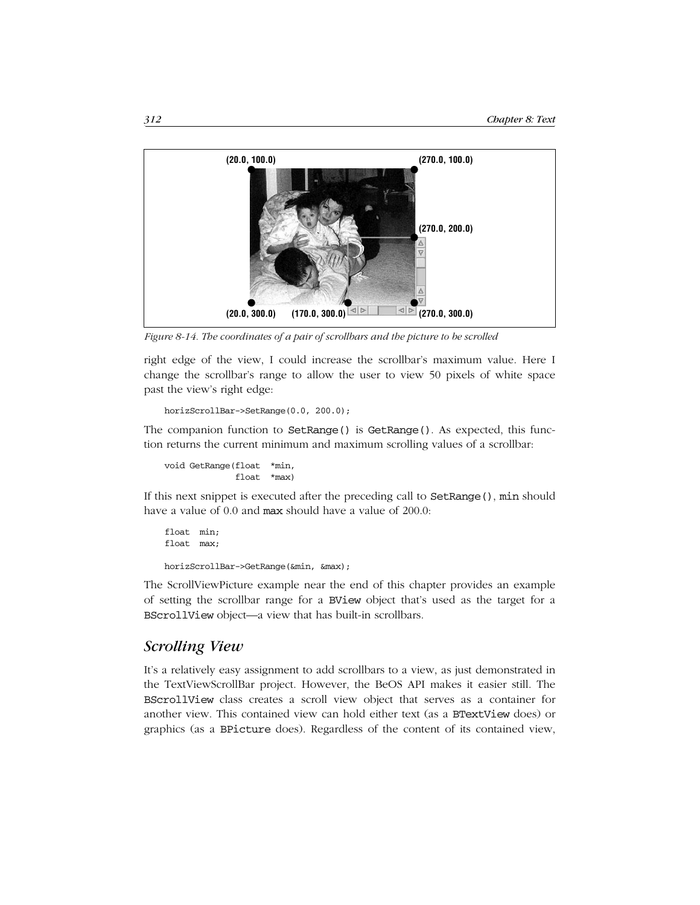Figure 8-14. The coordinates of a pair of scrollbars and the picture to be scrolled

right edge of the view, I could increase the scrollbar's maximum value. Here I change the scrollbar's range to allow the user to view 50 pixels of white space past the view's right edge:

```
horizScrollBar->SetRange(0.0, 200.0);
```

The companion function to `SetRange()` is `GetRange()`. As expected, this function returns the current minimum and maximum scrolling values of a scrollbar:

```
void GetRange(float  *min,
              float  *max)
```

If this next snippet is executed after the preceding call to `SetRange()`, `min` should have a value of 0.0 and `max` should have a value of 200.0:

```
float  min;
float  max;

horizScrollBar->GetRange(&min, &max);
```

The ScrollViewPicture example near the end of this chapter provides an example of setting the scrollbar range for a `BView` object that's used as the target for a `BScrollView` object—a view that has built-in scrollbars.

## *Scrolling View*

It's a relatively easy assignment to add scrollbars to a view, as just demonstrated in the TextViewScrollBar project. However, the BeOS API makes it easier still. The `BScrollView` class creates a scroll view object that serves as a container for another view. This contained view can hold either text (as a `BTextView` does) or graphics (as a `BPicture` does). Regardless of the content of its contained view,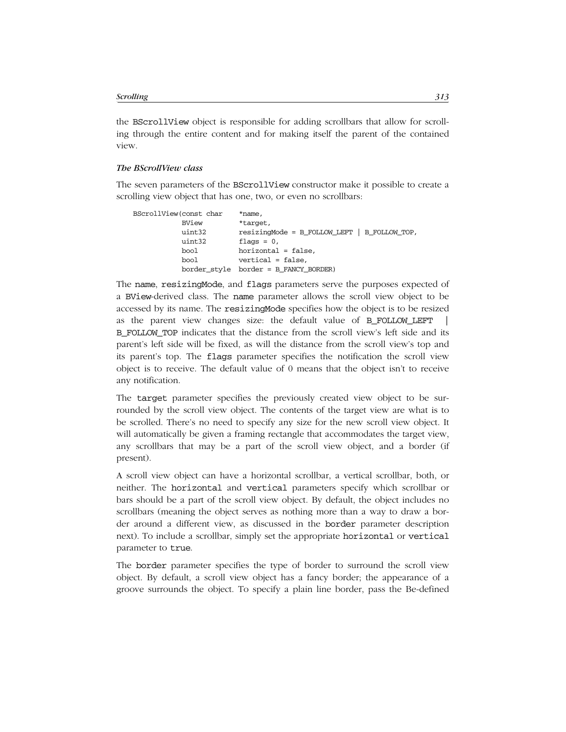the BScrollView object is responsible for adding scrollbars that allow for scrolling through the entire content and for making itself the parent of the contained view.

### *The BScrollView class*

The seven parameters of the BScrollView constructor make it possible to create a scrolling view object that has one, two, or even no scrollbars:

```
BScrollView(const char    *name,
            BView         *target,
            uint32        resizingMode = B_FOLLOW_LEFT | B_FOLLOW_TOP,
            uint32        flags = 0,
            bool          horizontal = false,
            bool          vertical = false,
            border_style  border = B_FANCY_BORDER)
```

The name, resizingMode, and flags parameters serve the purposes expected of a BView-derived class. The name parameter allows the scroll view object to be accessed by its name. The resizingMode specifies how the object is to be resized as the parent view changes size: the default value of B_FOLLOW_LEFT | B_FOLLOW_TOP indicates that the distance from the scroll view's left side and its parent's left side will be fixed, as will the distance from the scroll view's top and its parent's top. The flags parameter specifies the notification the scroll view object is to receive. The default value of 0 means that the object isn't to receive any notification.

The target parameter specifies the previously created view object to be surrounded by the scroll view object. The contents of the target view are what is to be scrolled. There's no need to specify any size for the new scroll view object. It will automatically be given a framing rectangle that accommodates the target view, any scrollbars that may be a part of the scroll view object, and a border (if present).

A scroll view object can have a horizontal scrollbar, a vertical scrollbar, both, or neither. The horizontal and vertical parameters specify which scrollbar or bars should be a part of the scroll view object. By default, the object includes no scrollbars (meaning the object serves as nothing more than a way to draw a border around a different view, as discussed in the border parameter description next). To include a scrollbar, simply set the appropriate horizontal or vertical parameter to true.

The border parameter specifies the type of border to surround the scroll view object. By default, a scroll view object has a fancy border; the appearance of a groove surrounds the object. To specify a plain line border, pass the Be-defined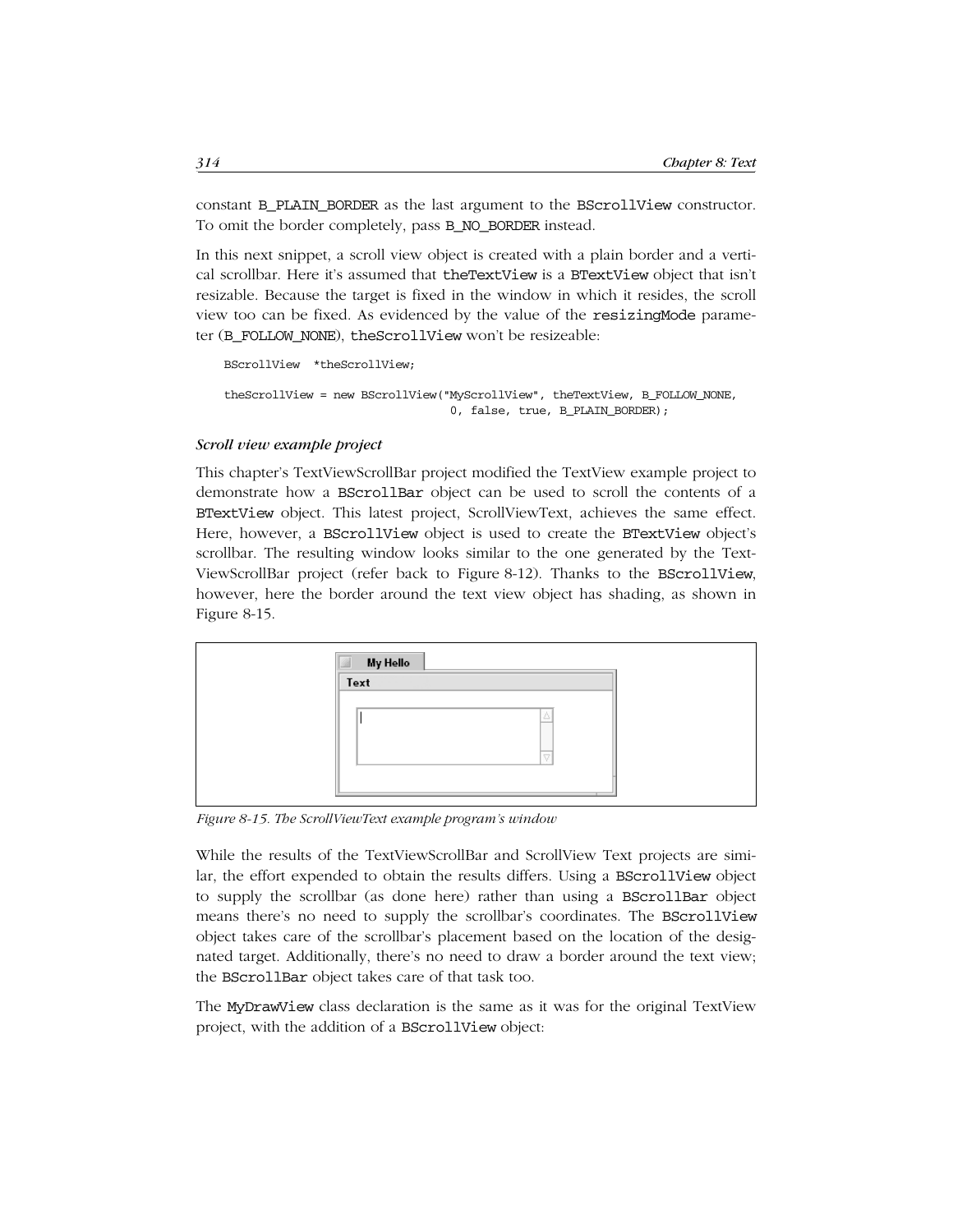constant B_PLAIN_BORDER as the last argument to the BScrollView constructor. To omit the border completely, pass B_NO_BORDER instead.

In this next snippet, a scroll view object is created with a plain border and a vertical scrollbar. Here it's assumed that theTextView is a BTextView object that isn't resizable. Because the target is fixed in the window in which it resides, the scroll view too can be fixed. As evidenced by the value of the resizingMode parameter (B_FOLLOW_NONE), theScrollView won't be resizeable:

```
BScrollView  *theScrollView;

theScrollView = new BScrollView("MyScrollView", theTextView, B_FOLLOW_NONE,
                                0, false, true, B_PLAIN_BORDER);
```

*Scroll view example project*

This chapter's TextViewScrollBar project modified the TextView example project to demonstrate how a BScrollBar object can be used to scroll the contents of a BTextView object. This latest project, ScrollViewText, achieves the same effect. Here, however, a BScrollView object is used to create the BTextView object's scrollbar. The resulting window looks similar to the one generated by the TextViewScrollBar project (refer back to Figure 8-12). Thanks to the BScrollView, however, here the border around the text view object has shading, as shown in Figure 8-15.

*Figure 8-15. The ScrollViewText example program's window*

While the results of the TextViewScrollBar and ScrollView Text projects are similar, the effort expended to obtain the results differs. Using a BScrollView object to supply the scrollbar (as done here) rather than using a BScrollBar object means there's no need to supply the scrollbar's coordinates. The BScrollView object takes care of the scrollbar's placement based on the location of the designated target. Additionally, there's no need to draw a border around the text view; the BScrollBar object takes care of that task too.

The MyDrawView class declaration is the same as it was for the original TextView project, with the addition of a BScrollView object: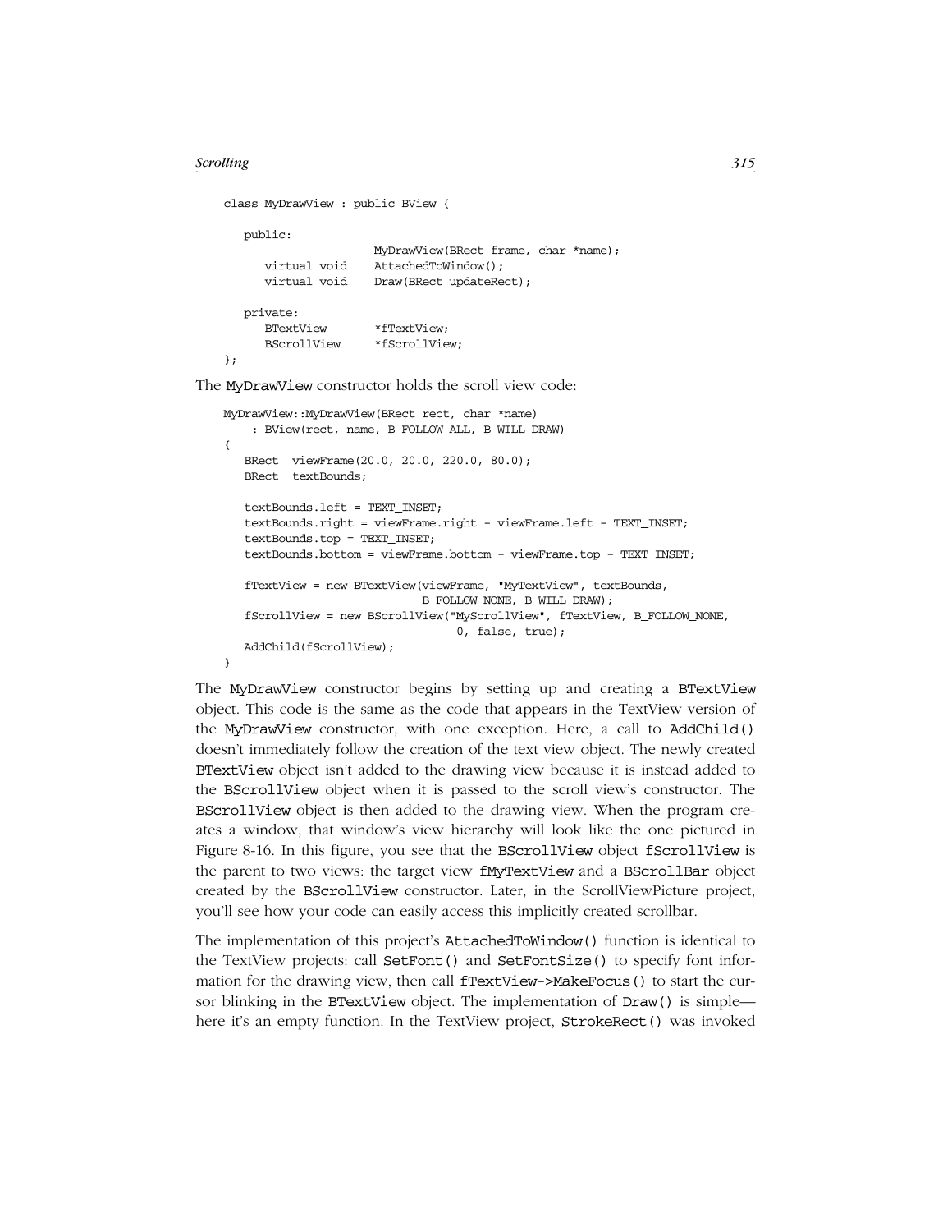```
class MyDrawView : public BView {

   public:
                     MyDrawView(BRect frame, char *name);
      virtual void   AttachedToWindow();
      virtual void   Draw(BRect updateRect);

   private:
      BTextView      *fTextView;
      BScrollView    *fScrollView;
};
```

The `MyDrawView` constructor holds the scroll view code:

```
MyDrawView::MyDrawView(BRect rect, char *name)
    : BView(rect, name, B_FOLLOW_ALL, B_WILL_DRAW)
{
   BRect  viewFrame(20.0, 20.0, 220.0, 80.0);
   BRect  textBounds;

   textBounds.left = TEXT_INSET;
   textBounds.right = viewFrame.right - viewFrame.left - TEXT_INSET;
   textBounds.top = TEXT_INSET;
   textBounds.bottom = viewFrame.bottom - viewFrame.top - TEXT_INSET;

   fTextView = new BTextView(viewFrame, "MyTextView", textBounds,
                             B_FOLLOW_NONE, B_WILL_DRAW);
   fScrollView = new BScrollView("MyScrollView", fTextView, B_FOLLOW_NONE,
                                 0, false, true);
   AddChild(fScrollView);
}
```

The `MyDrawView` constructor begins by setting up and creating a `BTextView` object. This code is the same as the code that appears in the TextView version of the `MyDrawView` constructor, with one exception. Here, a call to `AddChild()` doesn't immediately follow the creation of the text view object. The newly created `BTextView` object isn't added to the drawing view because it is instead added to the `BScrollView` object when it is passed to the scroll view's constructor. The `BScrollView` object is then added to the drawing view. When the program creates a window, that window's view hierarchy will look like the one pictured in Figure 8-16. In this figure, you see that the `BScrollView` object `fScrollView` is the parent to two views: the target view `fMyTextView` and a `BScrollBar` object created by the `BScrollView` constructor. Later, in the ScrollViewPicture project, you'll see how your code can easily access this implicitly created scrollbar.

The implementation of this project's `AttachedToWindow()` function is identical to the TextView projects: call `SetFont()` and `SetFontSize()` to specify font information for the drawing view, then call `fTextView->MakeFocus()` to start the cursor blinking in the `BTextView` object. The implementation of `Draw()` is simple—here it's an empty function. In the TextView project, `StrokeRect()` was invoked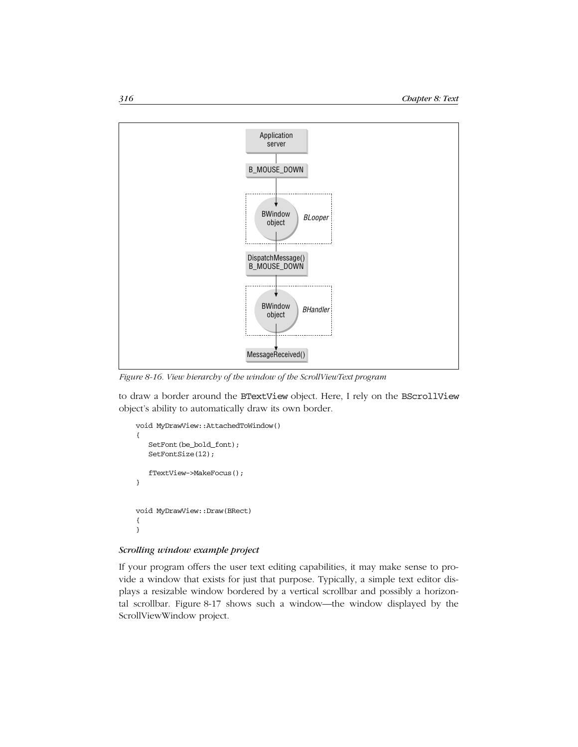Figure 8-16. View hierarchy of the window of the ScrollViewText program

to draw a border around the `BTextView` object. Here, I rely on the `BScrollView` object's ability to automatically draw its own border.

```
void MyDrawView::AttachedToWindow()
{
   SetFont(be_bold_font);
   SetFontSize(12);

   fTextView->MakeFocus();
}


void MyDrawView::Draw(BRect)
{
}
```

#### *Scrolling window example project*

If your program offers the user text editing capabilities, it may make sense to provide a window that exists for just that purpose. Typically, a simple text editor displays a resizable window bordered by a vertical scrollbar and possibly a horizontal scrollbar. Figure 8-17 shows such a window—the window displayed by the ScrollViewWindow project.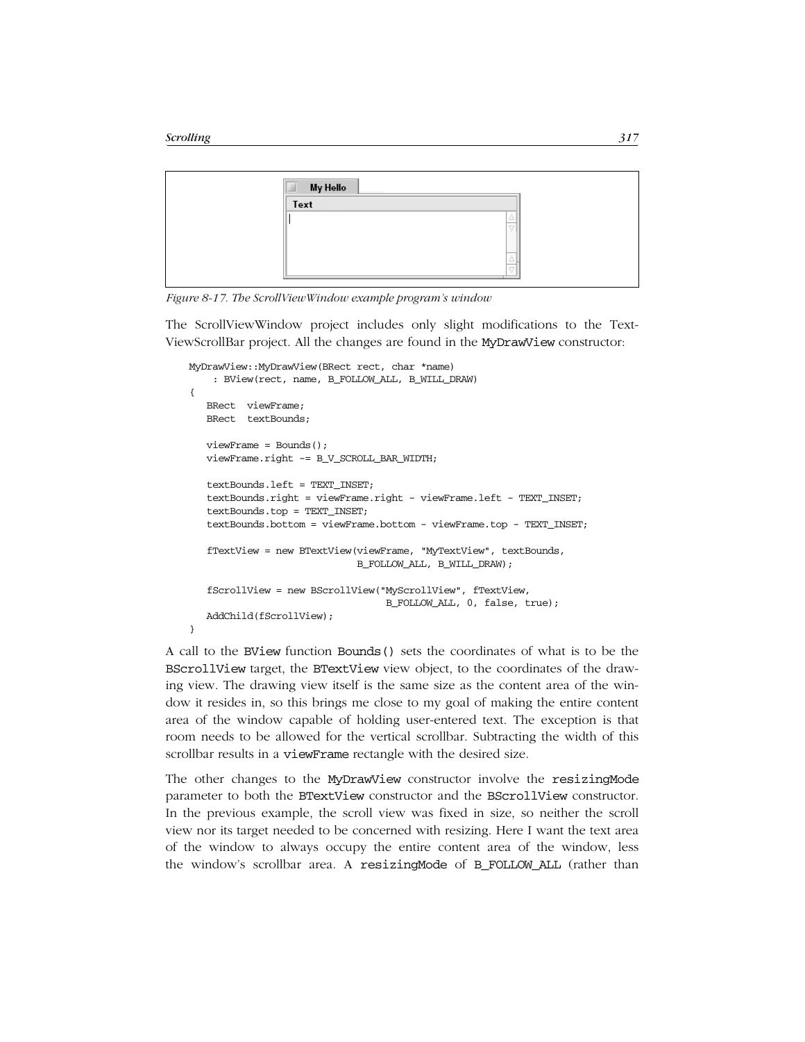*Figure 8-17. The ScrollViewWindow example program's window*

The ScrollViewWindow project includes only slight modifications to the TextViewScrollBar project. All the changes are found in the MyDrawView constructor:

```
MyDrawView::MyDrawView(BRect rect, char *name)
     : BView(rect, name, B_FOLLOW_ALL, B_WILL_DRAW)
{
   BRect  viewFrame;
   BRect  textBounds;

   viewFrame = Bounds();
   viewFrame.right -= B_V_SCROLL_BAR_WIDTH;

   textBounds.left = TEXT_INSET;
   textBounds.right = viewFrame.right - viewFrame.left - TEXT_INSET;
   textBounds.top = TEXT_INSET;
   textBounds.bottom = viewFrame.bottom - viewFrame.top - TEXT_INSET;

   fTextView = new BTextView(viewFrame, "MyTextView", textBounds,
                             B_FOLLOW_ALL, B_WILL_DRAW);

   fScrollView = new BScrollView("MyScrollView", fTextView,
                                 B_FOLLOW_ALL, 0, false, true);
   AddChild(fScrollView);
}
```

A call to the BView function Bounds() sets the coordinates of what is to be the BScrollView target, the BTextView view object, to the coordinates of the drawing view. The drawing view itself is the same size as the content area of the window it resides in, so this brings me close to my goal of making the entire content area of the window capable of holding user-entered text. The exception is that room needs to be allowed for the vertical scrollbar. Subtracting the width of this scrollbar results in a viewFrame rectangle with the desired size.

The other changes to the MyDrawView constructor involve the resizingMode parameter to both the BTextView constructor and the BScrollView constructor. In the previous example, the scroll view was fixed in size, so neither the scroll view nor its target needed to be concerned with resizing. Here I want the text area of the window to always occupy the entire content area of the window, less the window's scrollbar area. A resizingMode of B_FOLLOW_ALL (rather than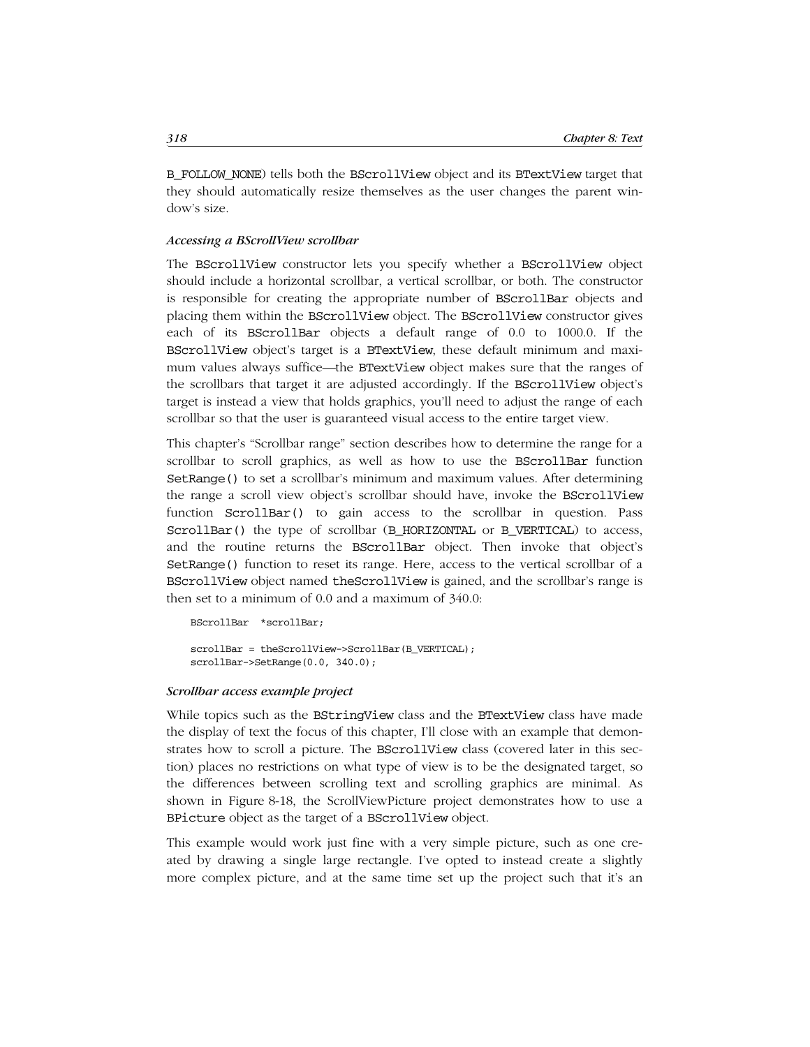B_FOLLOW_NONE) tells both the BScrollView object and its BTextView target that they should automatically resize themselves as the user changes the parent window's size.

#### *Accessing a BScrollView scrollbar*

The BScrollView constructor lets you specify whether a BScrollView object should include a horizontal scrollbar, a vertical scrollbar, or both. The constructor is responsible for creating the appropriate number of BScrollBar objects and placing them within the BScrollView object. The BScrollView constructor gives each of its BScrollBar objects a default range of 0.0 to 1000.0. If the BScrollView object's target is a BTextView, these default minimum and maximum values always suffice—the BTextView object makes sure that the ranges of the scrollbars that target it are adjusted accordingly. If the BScrollView object's target is instead a view that holds graphics, you'll need to adjust the range of each scrollbar so that the user is guaranteed visual access to the entire target view.

This chapter's "Scrollbar range" section describes how to determine the range for a scrollbar to scroll graphics, as well as how to use the BScrollBar function SetRange() to set a scrollbar's minimum and maximum values. After determining the range a scroll view object's scrollbar should have, invoke the BScrollView function ScrollBar() to gain access to the scrollbar in question. Pass ScrollBar() the type of scrollbar (B_HORIZONTAL or B_VERTICAL) to access, and the routine returns the BScrollBar object. Then invoke that object's SetRange() function to reset its range. Here, access to the vertical scrollbar of a BScrollView object named theScrollView is gained, and the scrollbar's range is then set to a minimum of 0.0 and a maximum of 340.0:

```
BScrollBar  *scrollBar;

scrollBar = theScrollView->ScrollBar(B_VERTICAL);
scrollBar->SetRange(0.0, 340.0);
```

#### *Scrollbar access example project*

While topics such as the BStringView class and the BTextView class have made the display of text the focus of this chapter, I'll close with an example that demonstrates how to scroll a picture. The BScrollView class (covered later in this section) places no restrictions on what type of view is to be the designated target, so the differences between scrolling text and scrolling graphics are minimal. As shown in Figure 8-18, the ScrollViewPicture project demonstrates how to use a BPicture object as the target of a BScrollView object.

This example would work just fine with a very simple picture, such as one created by drawing a single large rectangle. I've opted to instead create a slightly more complex picture, and at the same time set up the project such that it's an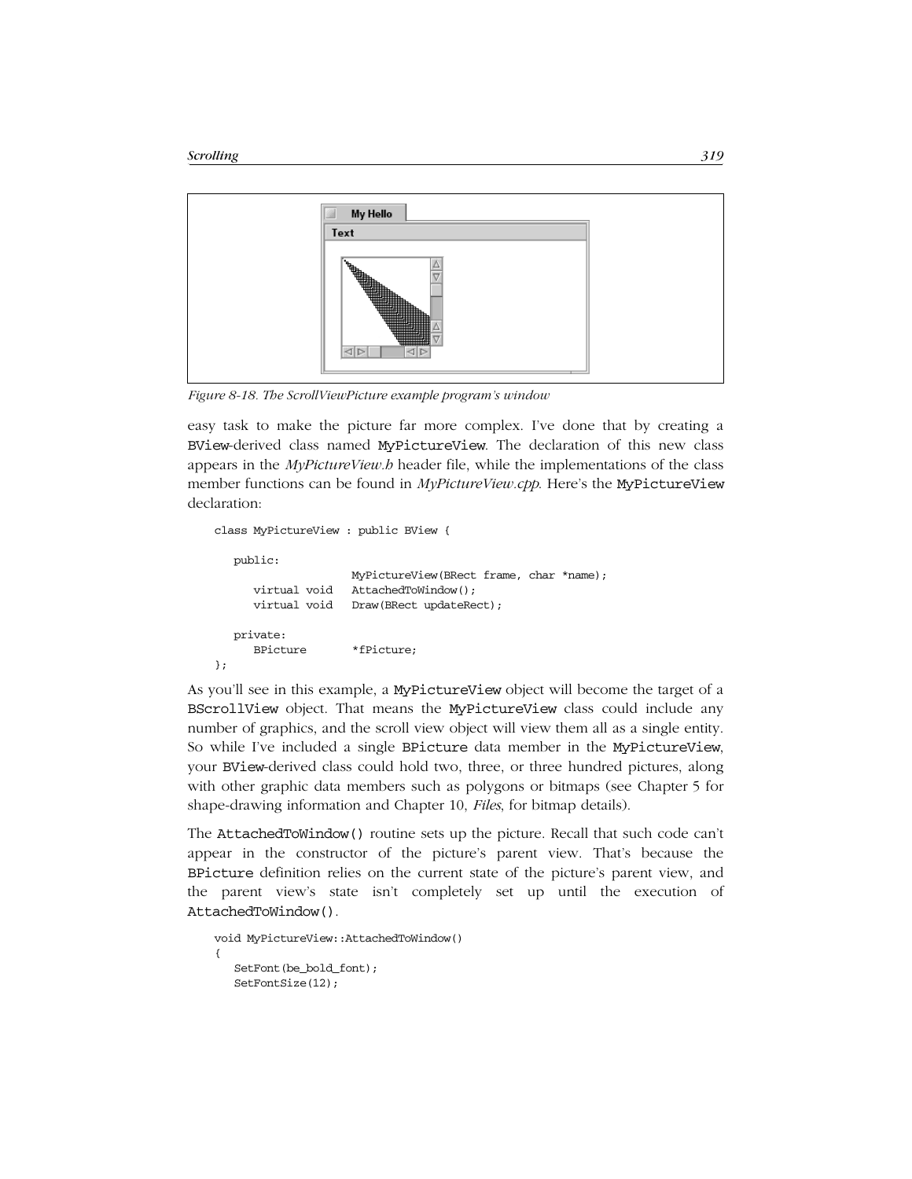*Figure 8-18. The ScrollViewPicture example program's window*

easy task to make the picture far more complex. I've done that by creating a BView-derived class named MyPictureView. The declaration of this new class appears in the *MyPictureView.h* header file, while the implementations of the class member functions can be found in *MyPictureView.cpp*. Here's the MyPictureView declaration:

```
class MyPictureView : public BView {

   public:
                    MyPictureView(BRect frame, char *name);
      virtual void  AttachedToWindow();
      virtual void  Draw(BRect updateRect);

   private:
      BPicture      *fPicture;
};
```

As you'll see in this example, a MyPictureView object will become the target of a BScrollView object. That means the MyPictureView class could include any number of graphics, and the scroll view object will view them all as a single entity. So while I've included a single BPicture data member in the MyPictureView, your BView-derived class could hold two, three, or three hundred pictures, along with other graphic data members such as polygons or bitmaps (see Chapter 5 for shape-drawing information and Chapter 10, *Files*, for bitmap details).

The AttachedToWindow() routine sets up the picture. Recall that such code can't appear in the constructor of the picture's parent view. That's because the BPicture definition relies on the current state of the picture's parent view, and the parent view's state isn't completely set up until the execution of AttachedToWindow().

```
void MyPictureView::AttachedToWindow()
{
   SetFont(be_bold_font);
   SetFontSize(12);
```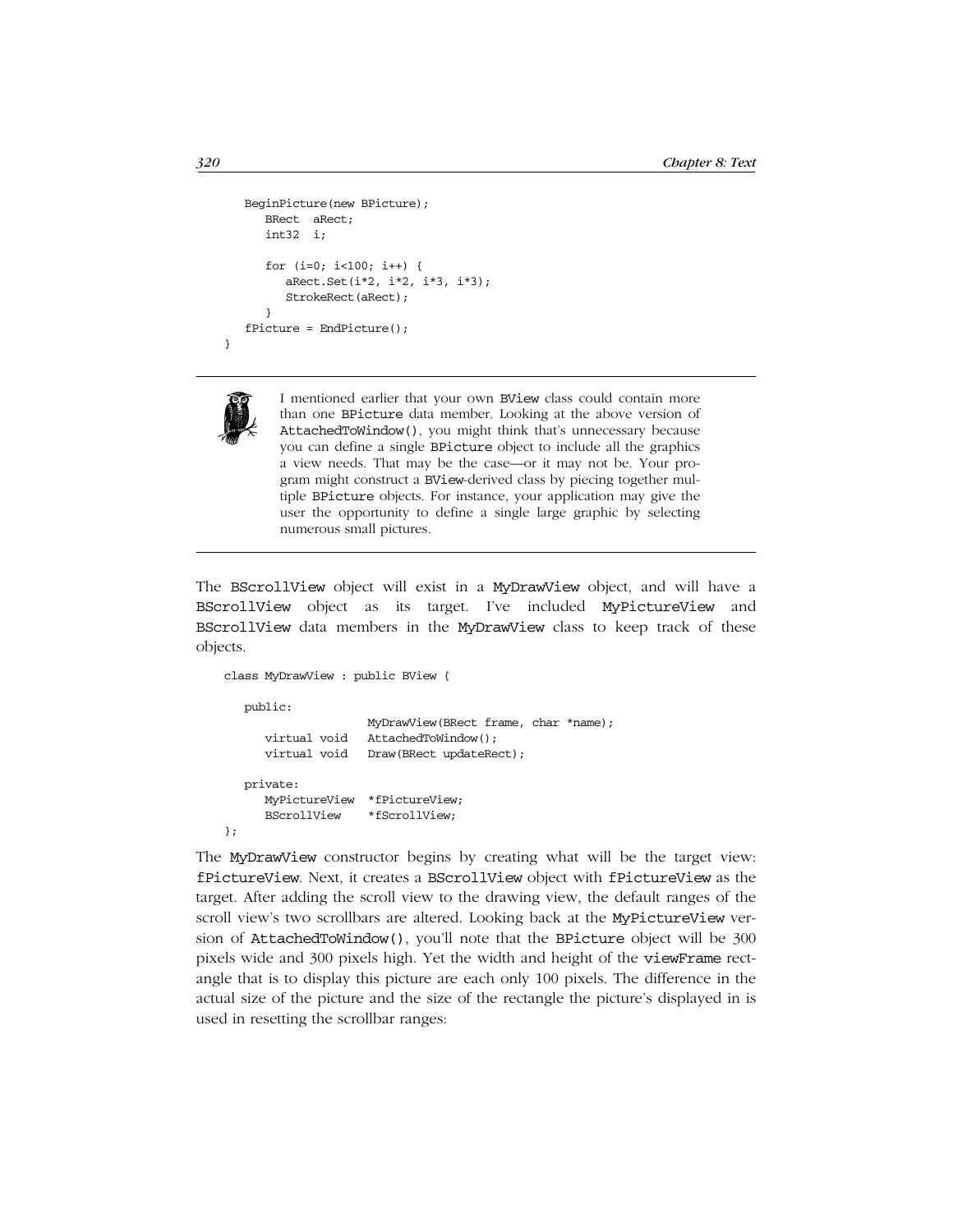```
   BeginPicture(new BPicture);
      BRect  aRect;
      int32  i;

      for (i=0; i<100; i++) {
         aRect.Set(i*2, i*2, i*3, i*3);
         StrokeRect(aRect);
      }
   fPicture = EndPicture();
}
```

---

I mentioned earlier that your own BView class could contain more than one BPicture data member. Looking at the above version of AttachedToWindow(), you might think that's unnecessary because you can define a single BPicture object to include all the graphics a view needs. That may be the case—or it may not be. Your program might construct a BView-derived class by piecing together multiple BPicture objects. For instance, your application may give the user the opportunity to define a single large graphic by selecting numerous small pictures.

---

The BScrollView object will exist in a MyDrawView object, and will have a BScrollView object as its target. I've included MyPictureView and BScrollView data members in the MyDrawView class to keep track of these objects.

```
class MyDrawView : public BView {

   public:
                     MyDrawView(BRect frame, char *name);
      virtual void   AttachedToWindow();
      virtual void   Draw(BRect updateRect);

   private:
      MyPictureView  *fPictureView;
      BScrollView    *fScrollView;
};
```

The MyDrawView constructor begins by creating what will be the target view: fPictureView. Next, it creates a BScrollView object with fPictureView as the target. After adding the scroll view to the drawing view, the default ranges of the scroll view's two scrollbars are altered. Looking back at the MyPictureView version of AttachedToWindow(), you'll note that the BPicture object will be 300 pixels wide and 300 pixels high. Yet the width and height of the viewFrame rectangle that is to display this picture are each only 100 pixels. The difference in the actual size of the picture and the size of the rectangle the picture's displayed in is used in resetting the scrollbar ranges: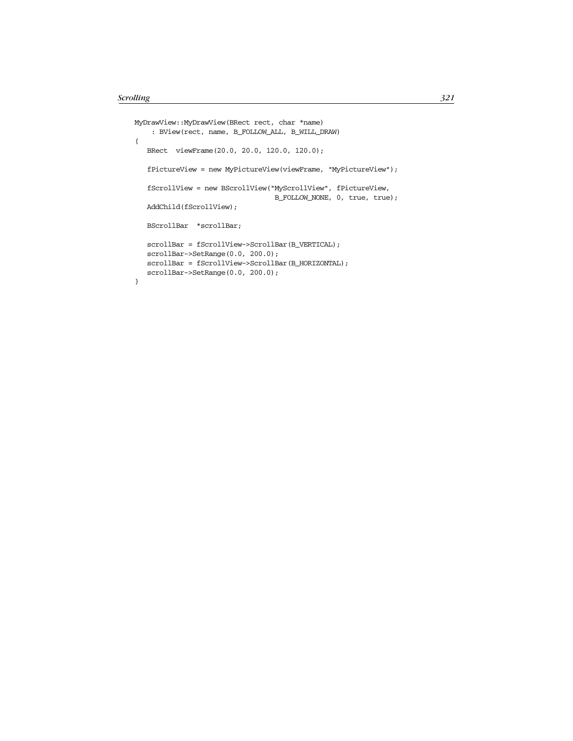```
MyDrawView::MyDrawView(BRect rect, char *name)
    : BView(rect, name, B_FOLLOW_ALL, B_WILL_DRAW)
{
   BRect  viewFrame(20.0, 20.0, 120.0, 120.0);

   fPictureView = new MyPictureView(viewFrame, "MyPictureView");

   fScrollView = new BScrollView("MyScrollView", fPictureView,
                                 B_FOLLOW_NONE, 0, true, true);
   AddChild(fScrollView);

   BScrollBar  *scrollBar;

   scrollBar = fScrollView->ScrollBar(B_VERTICAL);
   scrollBar->SetRange(0.0, 200.0);
   scrollBar = fScrollView->ScrollBar(B_HORIZONTAL);
   scrollBar->SetRange(0.0, 200.0);
}
```